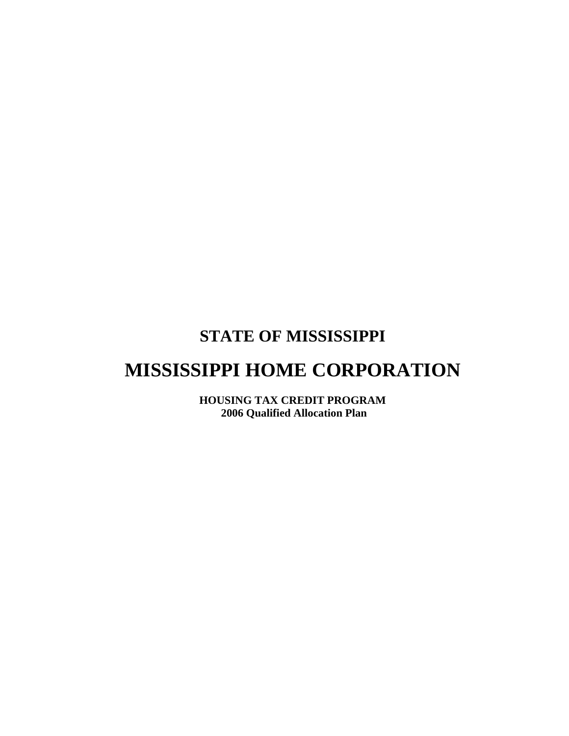# STATE OF MISSISSIPPI

# MISSISSIPPI HOME CORPORATION

**HOUSING TAX CREDIT PROGRAM**
**2006 Qualified Allocation Plan**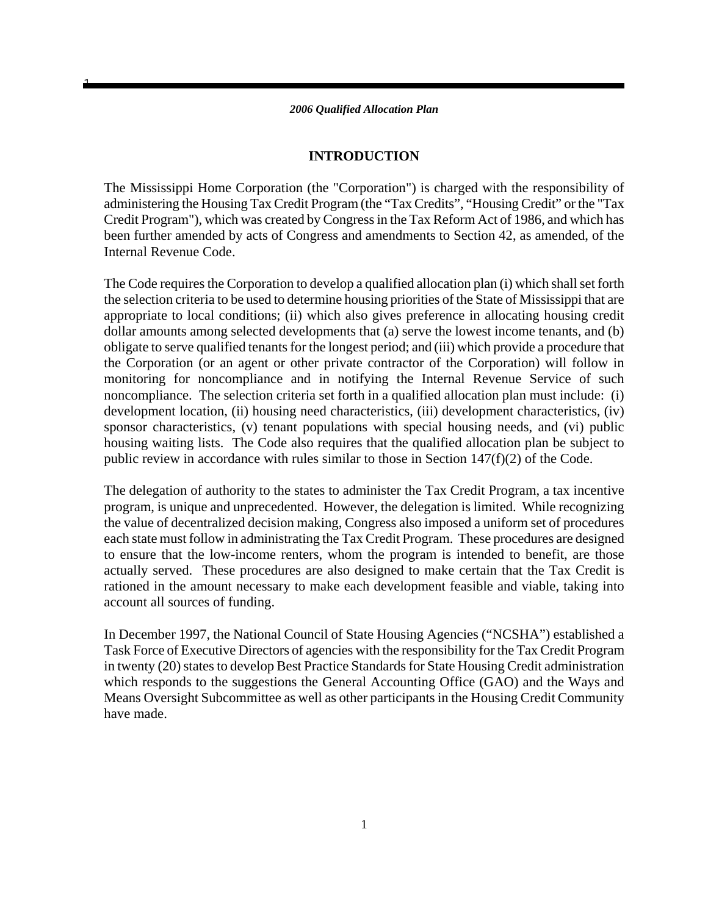## INTRODUCTION

The Mississippi Home Corporation (the "Corporation") is charged with the responsibility of administering the Housing Tax Credit Program (the "Tax Credits", "Housing Credit" or the "Tax Credit Program"), which was created by Congress in the Tax Reform Act of 1986, and which has been further amended by acts of Congress and amendments to Section 42, as amended, of the Internal Revenue Code.

The Code requires the Corporation to develop a qualified allocation plan (i) which shall set forth the selection criteria to be used to determine housing priorities of the State of Mississippi that are appropriate to local conditions; (ii) which also gives preference in allocating housing credit dollar amounts among selected developments that (a) serve the lowest income tenants, and (b) obligate to serve qualified tenants for the longest period; and (iii) which provide a procedure that the Corporation (or an agent or other private contractor of the Corporation) will follow in monitoring for noncompliance and in notifying the Internal Revenue Service of such noncompliance. The selection criteria set forth in a qualified allocation plan must include: (i) development location, (ii) housing need characteristics, (iii) development characteristics, (iv) sponsor characteristics, (v) tenant populations with special housing needs, and (vi) public housing waiting lists. The Code also requires that the qualified allocation plan be subject to public review in accordance with rules similar to those in Section 147(f)(2) of the Code.

The delegation of authority to the states to administer the Tax Credit Program, a tax incentive program, is unique and unprecedented. However, the delegation is limited. While recognizing the value of decentralized decision making, Congress also imposed a uniform set of procedures each state must follow in administrating the Tax Credit Program. These procedures are designed to ensure that the low-income renters, whom the program is intended to benefit, are those actually served. These procedures are also designed to make certain that the Tax Credit is rationed in the amount necessary to make each development feasible and viable, taking into account all sources of funding.

In December 1997, the National Council of State Housing Agencies ("NCSHA") established a Task Force of Executive Directors of agencies with the responsibility for the Tax Credit Program in twenty (20) states to develop Best Practice Standards for State Housing Credit administration which responds to the suggestions the General Accounting Office (GAO) and the Ways and Means Oversight Subcommittee as well as other participants in the Housing Credit Community have made.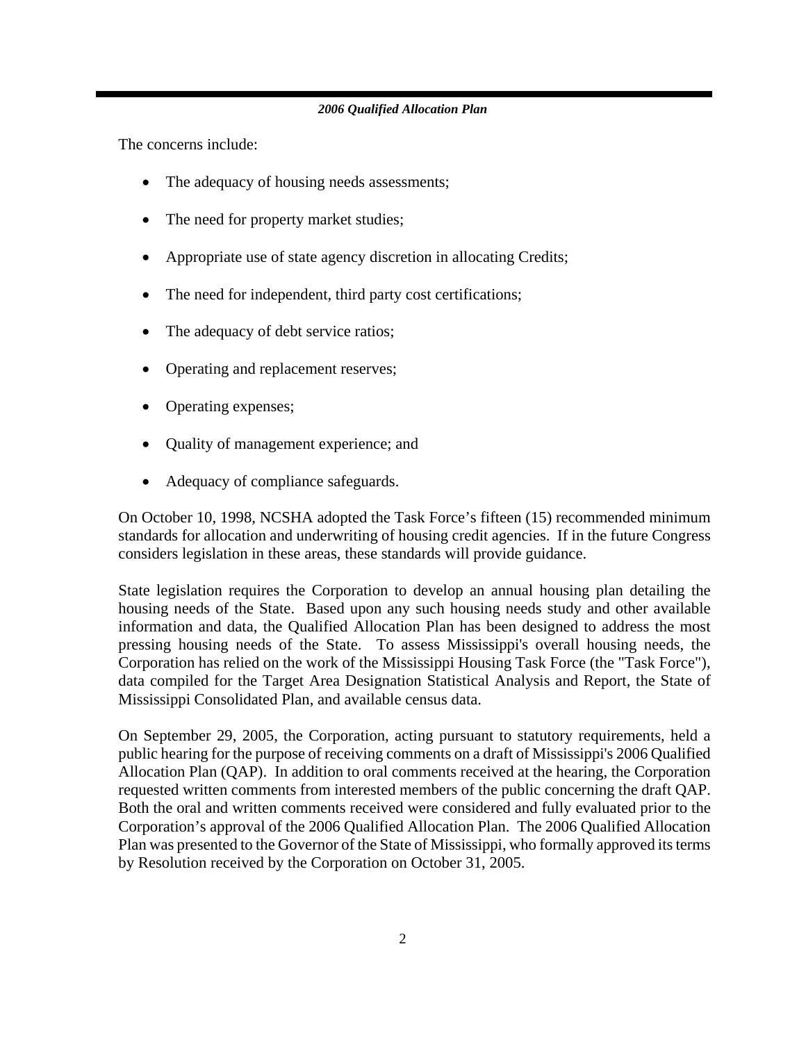The concerns include:

- The adequacy of housing needs assessments;
- The need for property market studies;
- Appropriate use of state agency discretion in allocating Credits;
- The need for independent, third party cost certifications;
- The adequacy of debt service ratios;
- Operating and replacement reserves;
- Operating expenses;
- Quality of management experience; and
- Adequacy of compliance safeguards.

On October 10, 1998, NCSHA adopted the Task Force's fifteen (15) recommended minimum standards for allocation and underwriting of housing credit agencies. If in the future Congress considers legislation in these areas, these standards will provide guidance.

State legislation requires the Corporation to develop an annual housing plan detailing the housing needs of the State. Based upon any such housing needs study and other available information and data, the Qualified Allocation Plan has been designed to address the most pressing housing needs of the State. To assess Mississippi's overall housing needs, the Corporation has relied on the work of the Mississippi Housing Task Force (the "Task Force"), data compiled for the Target Area Designation Statistical Analysis and Report, the State of Mississippi Consolidated Plan, and available census data.

On September 29, 2005, the Corporation, acting pursuant to statutory requirements, held a public hearing for the purpose of receiving comments on a draft of Mississippi's 2006 Qualified Allocation Plan (QAP). In addition to oral comments received at the hearing, the Corporation requested written comments from interested members of the public concerning the draft QAP. Both the oral and written comments received were considered and fully evaluated prior to the Corporation's approval of the 2006 Qualified Allocation Plan. The 2006 Qualified Allocation Plan was presented to the Governor of the State of Mississippi, who formally approved its terms by Resolution received by the Corporation on October 31, 2005.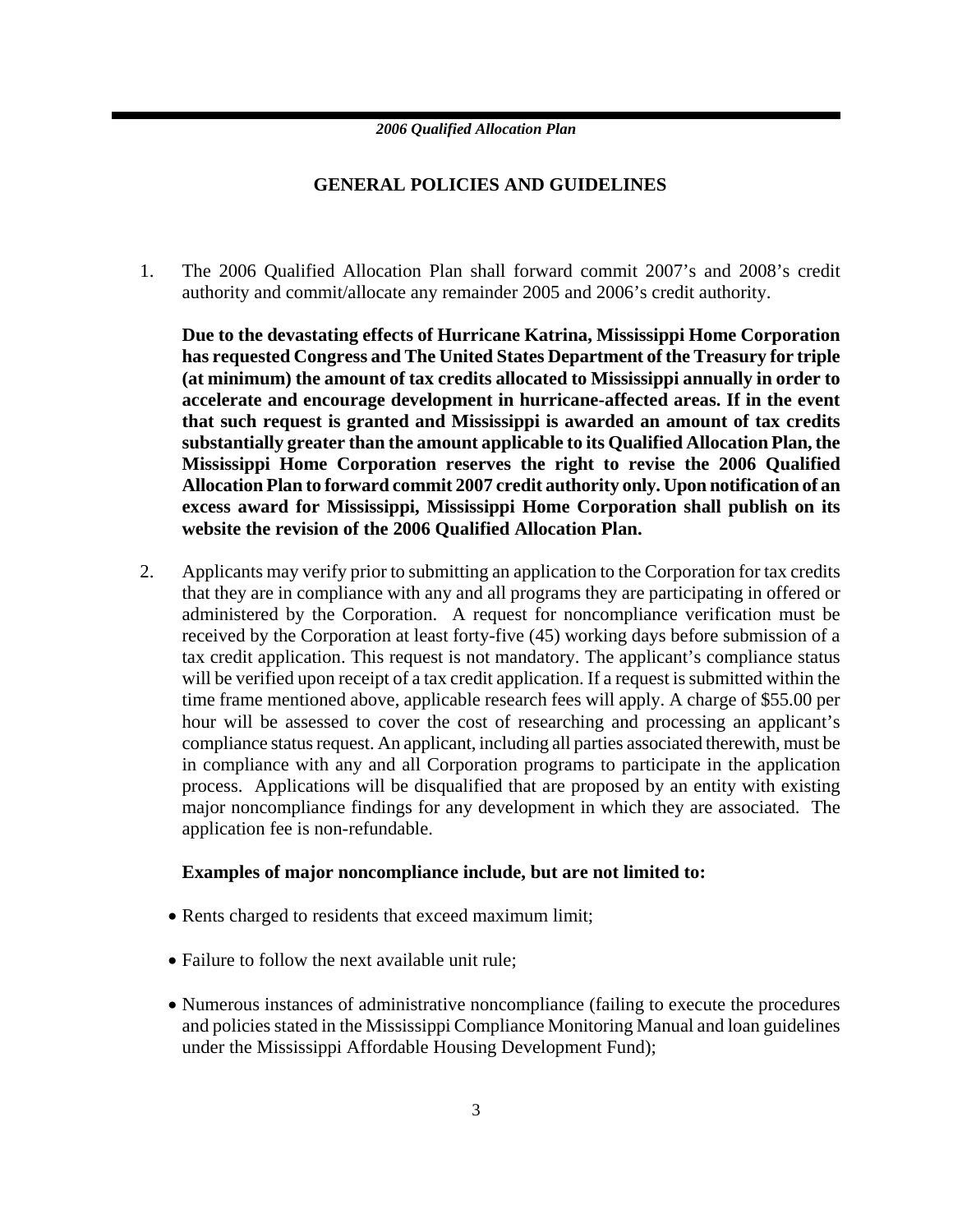## GENERAL POLICIES AND GUIDELINES

1. The 2006 Qualified Allocation Plan shall forward commit 2007's and 2008's credit authority and commit/allocate any remainder 2005 and 2006's credit authority.

   **Due to the devastating effects of Hurricane Katrina, Mississippi Home Corporation has requested Congress and The United States Department of the Treasury for triple (at minimum) the amount of tax credits allocated to Mississippi annually in order to accelerate and encourage development in hurricane-affected areas. If in the event that such request is granted and Mississippi is awarded an amount of tax credits substantially greater than the amount applicable to its Qualified Allocation Plan, the Mississippi Home Corporation reserves the right to revise the 2006 Qualified Allocation Plan to forward commit 2007 credit authority only. Upon notification of an excess award for Mississippi, Mississippi Home Corporation shall publish on its website the revision of the 2006 Qualified Allocation Plan.**

2. Applicants may verify prior to submitting an application to the Corporation for tax credits that they are in compliance with any and all programs they are participating in offered or administered by the Corporation. A request for noncompliance verification must be received by the Corporation at least forty-five (45) working days before submission of a tax credit application. This request is not mandatory. The applicant's compliance status will be verified upon receipt of a tax credit application. If a request is submitted within the time frame mentioned above, applicable research fees will apply. A charge of $55.00 per hour will be assessed to cover the cost of researching and processing an applicant's compliance status request. An applicant, including all parties associated therewith, must be in compliance with any and all Corporation programs to participate in the application process. Applications will be disqualified that are proposed by an entity with existing major noncompliance findings for any development in which they are associated. The application fee is non-refundable.

   **Examples of major noncompliance include, but are not limited to:**

   - Rents charged to residents that exceed maximum limit;
   - Failure to follow the next available unit rule;
   - Numerous instances of administrative noncompliance (failing to execute the procedures and policies stated in the Mississippi Compliance Monitoring Manual and loan guidelines under the Mississippi Affordable Housing Development Fund);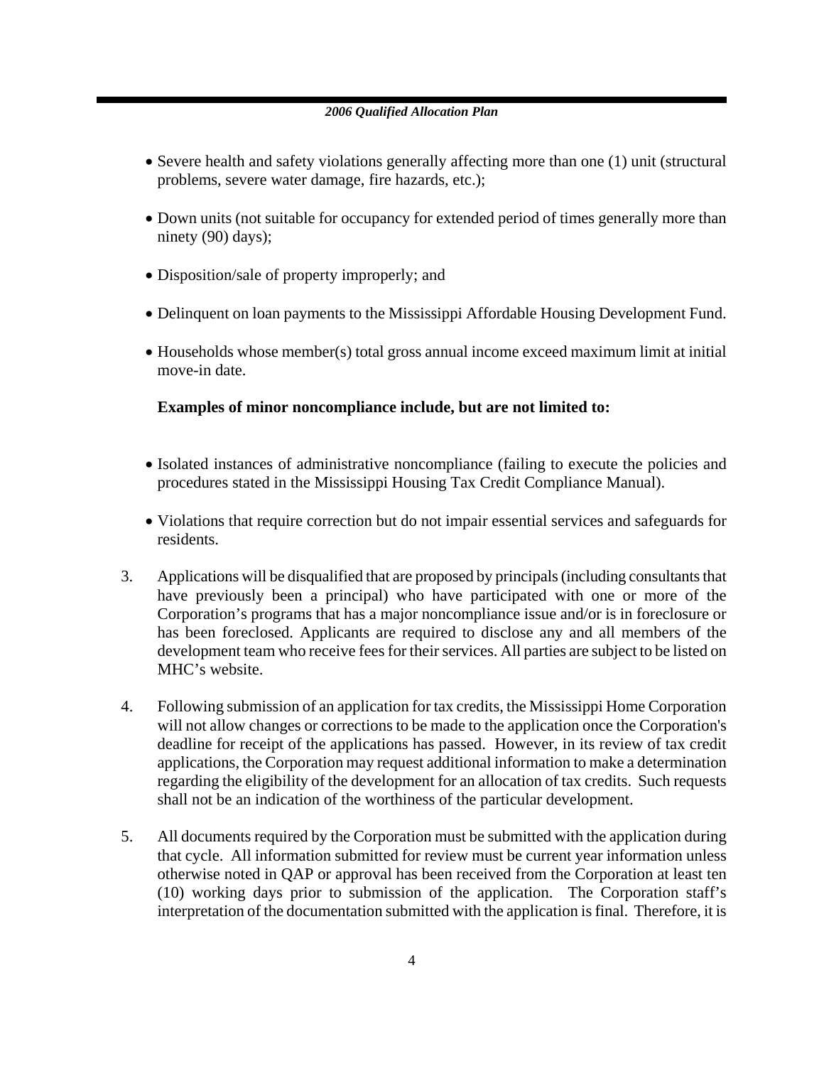- Severe health and safety violations generally affecting more than one (1) unit (structural problems, severe water damage, fire hazards, etc.);
- Down units (not suitable for occupancy for extended period of times generally more than ninety (90) days);
- Disposition/sale of property improperly; and
- Delinquent on loan payments to the Mississippi Affordable Housing Development Fund.
- Households whose member(s) total gross annual income exceed maximum limit at initial move-in date.

**Examples of minor noncompliance include, but are not limited to:**

- Isolated instances of administrative noncompliance (failing to execute the policies and procedures stated in the Mississippi Housing Tax Credit Compliance Manual).
- Violations that require correction but do not impair essential services and safeguards for residents.

3. Applications will be disqualified that are proposed by principals (including consultants that have previously been a principal) who have participated with one or more of the Corporation's programs that has a major noncompliance issue and/or is in foreclosure or has been foreclosed. Applicants are required to disclose any and all members of the development team who receive fees for their services. All parties are subject to be listed on MHC's website.

4. Following submission of an application for tax credits, the Mississippi Home Corporation will not allow changes or corrections to be made to the application once the Corporation's deadline for receipt of the applications has passed. However, in its review of tax credit applications, the Corporation may request additional information to make a determination regarding the eligibility of the development for an allocation of tax credits. Such requests shall not be an indication of the worthiness of the particular development.

5. All documents required by the Corporation must be submitted with the application during that cycle. All information submitted for review must be current year information unless otherwise noted in QAP or approval has been received from the Corporation at least ten (10) working days prior to submission of the application. The Corporation staff's interpretation of the documentation submitted with the application is final. Therefore, it is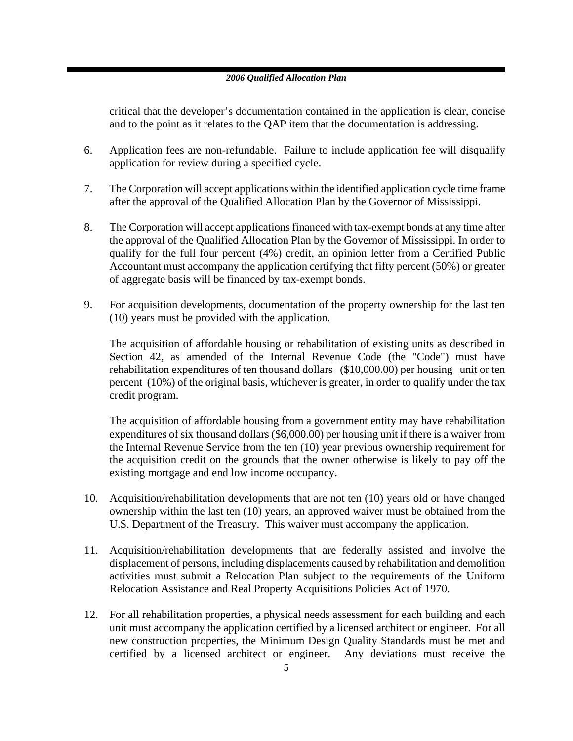critical that the developer's documentation contained in the application is clear, concise and to the point as it relates to the QAP item that the documentation is addressing.

6. Application fees are non-refundable. Failure to include application fee will disqualify application for review during a specified cycle.

7. The Corporation will accept applications within the identified application cycle time frame after the approval of the Qualified Allocation Plan by the Governor of Mississippi.

8. The Corporation will accept applications financed with tax-exempt bonds at any time after the approval of the Qualified Allocation Plan by the Governor of Mississippi. In order to qualify for the full four percent (4%) credit, an opinion letter from a Certified Public Accountant must accompany the application certifying that fifty percent (50%) or greater of aggregate basis will be financed by tax-exempt bonds.

9. For acquisition developments, documentation of the property ownership for the last ten (10) years must be provided with the application.

   The acquisition of affordable housing or rehabilitation of existing units as described in Section 42, as amended of the Internal Revenue Code (the "Code") must have rehabilitation expenditures of ten thousand dollars ($10,000.00) per housing unit or ten percent (10%) of the original basis, whichever is greater, in order to qualify under the tax credit program.

   The acquisition of affordable housing from a government entity may have rehabilitation expenditures of six thousand dollars ($6,000.00) per housing unit if there is a waiver from the Internal Revenue Service from the ten (10) year previous ownership requirement for the acquisition credit on the grounds that the owner otherwise is likely to pay off the existing mortgage and end low income occupancy.

10. Acquisition/rehabilitation developments that are not ten (10) years old or have changed ownership within the last ten (10) years, an approved waiver must be obtained from the U.S. Department of the Treasury. This waiver must accompany the application.

11. Acquisition/rehabilitation developments that are federally assisted and involve the displacement of persons, including displacements caused by rehabilitation and demolition activities must submit a Relocation Plan subject to the requirements of the Uniform Relocation Assistance and Real Property Acquisitions Policies Act of 1970.

12. For all rehabilitation properties, a physical needs assessment for each building and each unit must accompany the application certified by a licensed architect or engineer. For all new construction properties, the Minimum Design Quality Standards must be met and certified by a licensed architect or engineer. Any deviations must receive the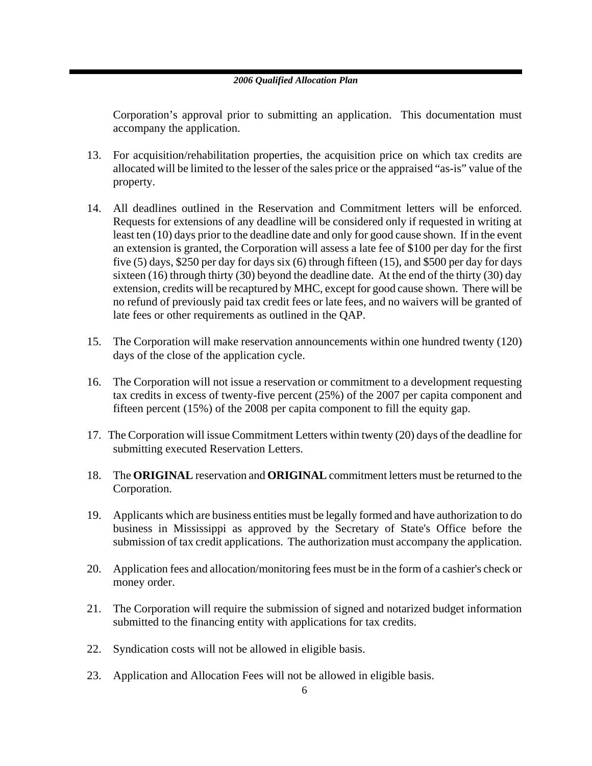Corporation's approval prior to submitting an application. This documentation must accompany the application.

13. For acquisition/rehabilitation properties, the acquisition price on which tax credits are allocated will be limited to the lesser of the sales price or the appraised "as-is" value of the property.

14. All deadlines outlined in the Reservation and Commitment letters will be enforced. Requests for extensions of any deadline will be considered only if requested in writing at least ten (10) days prior to the deadline date and only for good cause shown. If in the event an extension is granted, the Corporation will assess a late fee of $100 per day for the first five (5) days, $250 per day for days six (6) through fifteen (15), and $500 per day for days sixteen (16) through thirty (30) beyond the deadline date. At the end of the thirty (30) day extension, credits will be recaptured by MHC, except for good cause shown. There will be no refund of previously paid tax credit fees or late fees, and no waivers will be granted of late fees or other requirements as outlined in the QAP.

15. The Corporation will make reservation announcements within one hundred twenty (120) days of the close of the application cycle.

16. The Corporation will not issue a reservation or commitment to a development requesting tax credits in excess of twenty-five percent (25%) of the 2007 per capita component and fifteen percent (15%) of the 2008 per capita component to fill the equity gap.

17. The Corporation will issue Commitment Letters within twenty (20) days of the deadline for submitting executed Reservation Letters.

18. The **ORIGINAL** reservation and **ORIGINAL** commitment letters must be returned to the Corporation.

19. Applicants which are business entities must be legally formed and have authorization to do business in Mississippi as approved by the Secretary of State's Office before the submission of tax credit applications. The authorization must accompany the application.

20. Application fees and allocation/monitoring fees must be in the form of a cashier's check or money order.

21. The Corporation will require the submission of signed and notarized budget information submitted to the financing entity with applications for tax credits.

22. Syndication costs will not be allowed in eligible basis.

23. Application and Allocation Fees will not be allowed in eligible basis.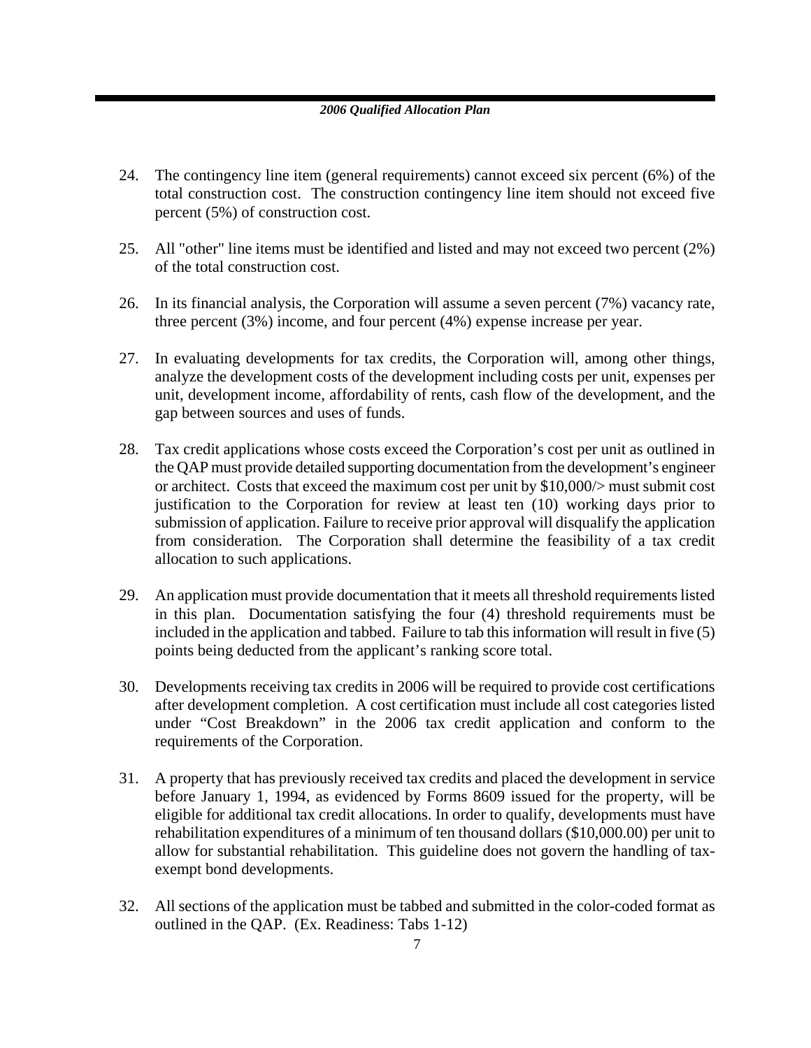24. The contingency line item (general requirements) cannot exceed six percent (6%) of the total construction cost. The construction contingency line item should not exceed five percent (5%) of construction cost.

25. All "other" line items must be identified and listed and may not exceed two percent (2%) of the total construction cost.

26. In its financial analysis, the Corporation will assume a seven percent (7%) vacancy rate, three percent (3%) income, and four percent (4%) expense increase per year.

27. In evaluating developments for tax credits, the Corporation will, among other things, analyze the development costs of the development including costs per unit, expenses per unit, development income, affordability of rents, cash flow of the development, and the gap between sources and uses of funds.

28. Tax credit applications whose costs exceed the Corporation's cost per unit as outlined in the QAP must provide detailed supporting documentation from the development's engineer or architect. Costs that exceed the maximum cost per unit by $10,000/> must submit cost justification to the Corporation for review at least ten (10) working days prior to submission of application. Failure to receive prior approval will disqualify the application from consideration. The Corporation shall determine the feasibility of a tax credit allocation to such applications.

29. An application must provide documentation that it meets all threshold requirements listed in this plan. Documentation satisfying the four (4) threshold requirements must be included in the application and tabbed. Failure to tab this information will result in five (5) points being deducted from the applicant's ranking score total.

30. Developments receiving tax credits in 2006 will be required to provide cost certifications after development completion. A cost certification must include all cost categories listed under "Cost Breakdown" in the 2006 tax credit application and conform to the requirements of the Corporation.

31. A property that has previously received tax credits and placed the development in service before January 1, 1994, as evidenced by Forms 8609 issued for the property, will be eligible for additional tax credit allocations. In order to qualify, developments must have rehabilitation expenditures of a minimum of ten thousand dollars ($10,000.00) per unit to allow for substantial rehabilitation. This guideline does not govern the handling of tax-exempt bond developments.

32. All sections of the application must be tabbed and submitted in the color-coded format as outlined in the QAP. (Ex. Readiness: Tabs 1-12)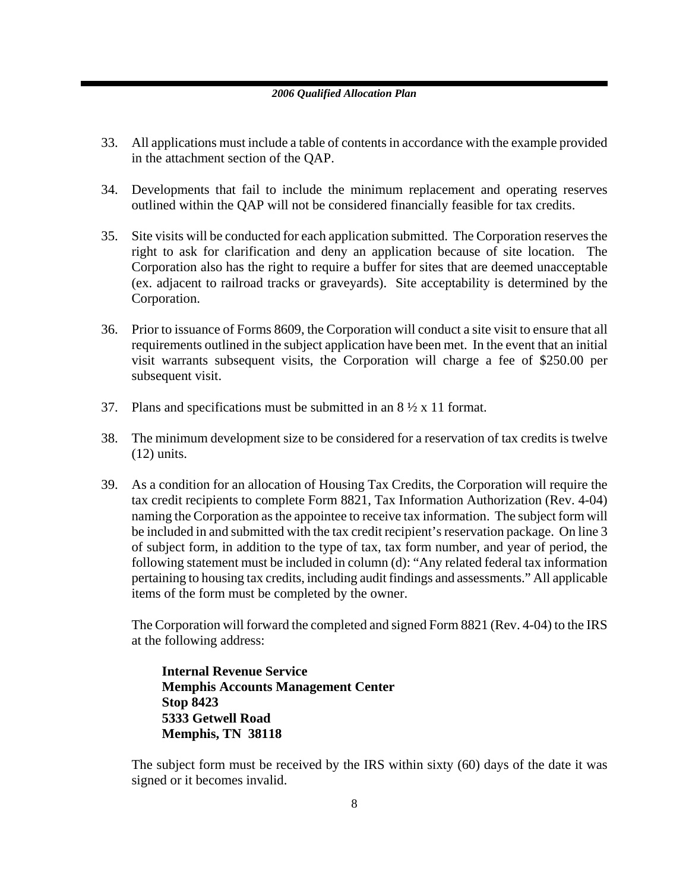33. All applications must include a table of contents in accordance with the example provided in the attachment section of the QAP.

34. Developments that fail to include the minimum replacement and operating reserves outlined within the QAP will not be considered financially feasible for tax credits.

35. Site visits will be conducted for each application submitted. The Corporation reserves the right to ask for clarification and deny an application because of site location. The Corporation also has the right to require a buffer for sites that are deemed unacceptable (ex. adjacent to railroad tracks or graveyards). Site acceptability is determined by the Corporation.

36. Prior to issuance of Forms 8609, the Corporation will conduct a site visit to ensure that all requirements outlined in the subject application have been met. In the event that an initial visit warrants subsequent visits, the Corporation will charge a fee of $250.00 per subsequent visit.

37. Plans and specifications must be submitted in an 8 ½ x 11 format.

38. The minimum development size to be considered for a reservation of tax credits is twelve (12) units.

39. As a condition for an allocation of Housing Tax Credits, the Corporation will require the tax credit recipients to complete Form 8821, Tax Information Authorization (Rev. 4-04) naming the Corporation as the appointee to receive tax information. The subject form will be included in and submitted with the tax credit recipient's reservation package. On line 3 of subject form, in addition to the type of tax, tax form number, and year of period, the following statement must be included in column (d): "Any related federal tax information pertaining to housing tax credits, including audit findings and assessments." All applicable items of the form must be completed by the owner.

    The Corporation will forward the completed and signed Form 8821 (Rev. 4-04) to the IRS at the following address:

    **Internal Revenue Service**
    **Memphis Accounts Management Center**
    **Stop 8423**
    **5333 Getwell Road**
    **Memphis, TN 38118**

    The subject form must be received by the IRS within sixty (60) days of the date it was signed or it becomes invalid.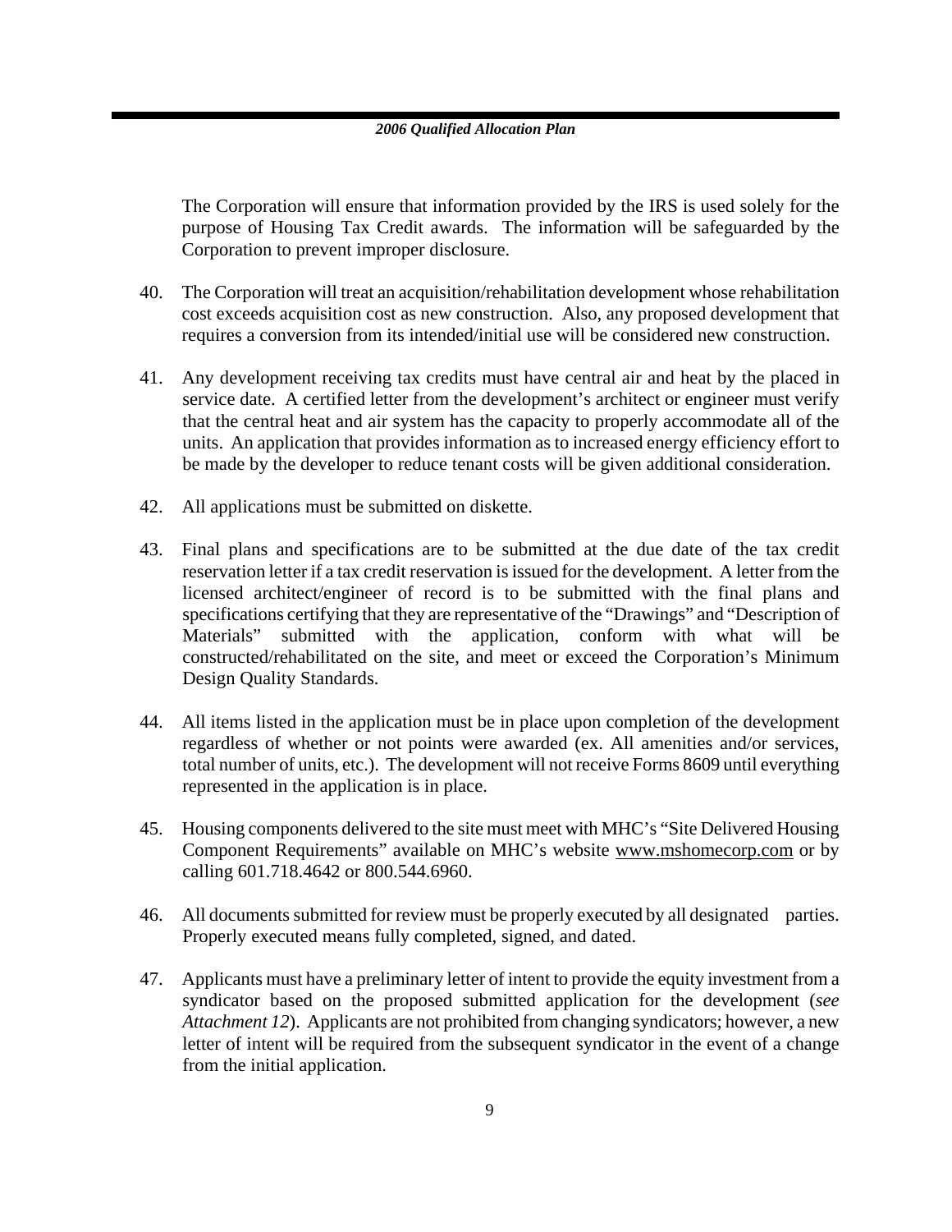The Corporation will ensure that information provided by the IRS is used solely for the purpose of Housing Tax Credit awards. The information will be safeguarded by the Corporation to prevent improper disclosure.

40. The Corporation will treat an acquisition/rehabilitation development whose rehabilitation cost exceeds acquisition cost as new construction. Also, any proposed development that requires a conversion from its intended/initial use will be considered new construction.

41. Any development receiving tax credits must have central air and heat by the placed in service date. A certified letter from the development's architect or engineer must verify that the central heat and air system has the capacity to properly accommodate all of the units. An application that provides information as to increased energy efficiency effort to be made by the developer to reduce tenant costs will be given additional consideration.

42. All applications must be submitted on diskette.

43. Final plans and specifications are to be submitted at the due date of the tax credit reservation letter if a tax credit reservation is issued for the development. A letter from the licensed architect/engineer of record is to be submitted with the final plans and specifications certifying that they are representative of the "Drawings" and "Description of Materials" submitted with the application, conform with what will be constructed/rehabilitated on the site, and meet or exceed the Corporation's Minimum Design Quality Standards.

44. All items listed in the application must be in place upon completion of the development regardless of whether or not points were awarded (ex. All amenities and/or services, total number of units, etc.). The development will not receive Forms 8609 until everything represented in the application is in place.

45. Housing components delivered to the site must meet with MHC's "Site Delivered Housing Component Requirements" available on MHC's website www.mshomecorp.com or by calling 601.718.4642 or 800.544.6960.

46. All documents submitted for review must be properly executed by all designated parties. Properly executed means fully completed, signed, and dated.

47. Applicants must have a preliminary letter of intent to provide the equity investment from a syndicator based on the proposed submitted application for the development (*see Attachment 12*). Applicants are not prohibited from changing syndicators; however, a new letter of intent will be required from the subsequent syndicator in the event of a change from the initial application.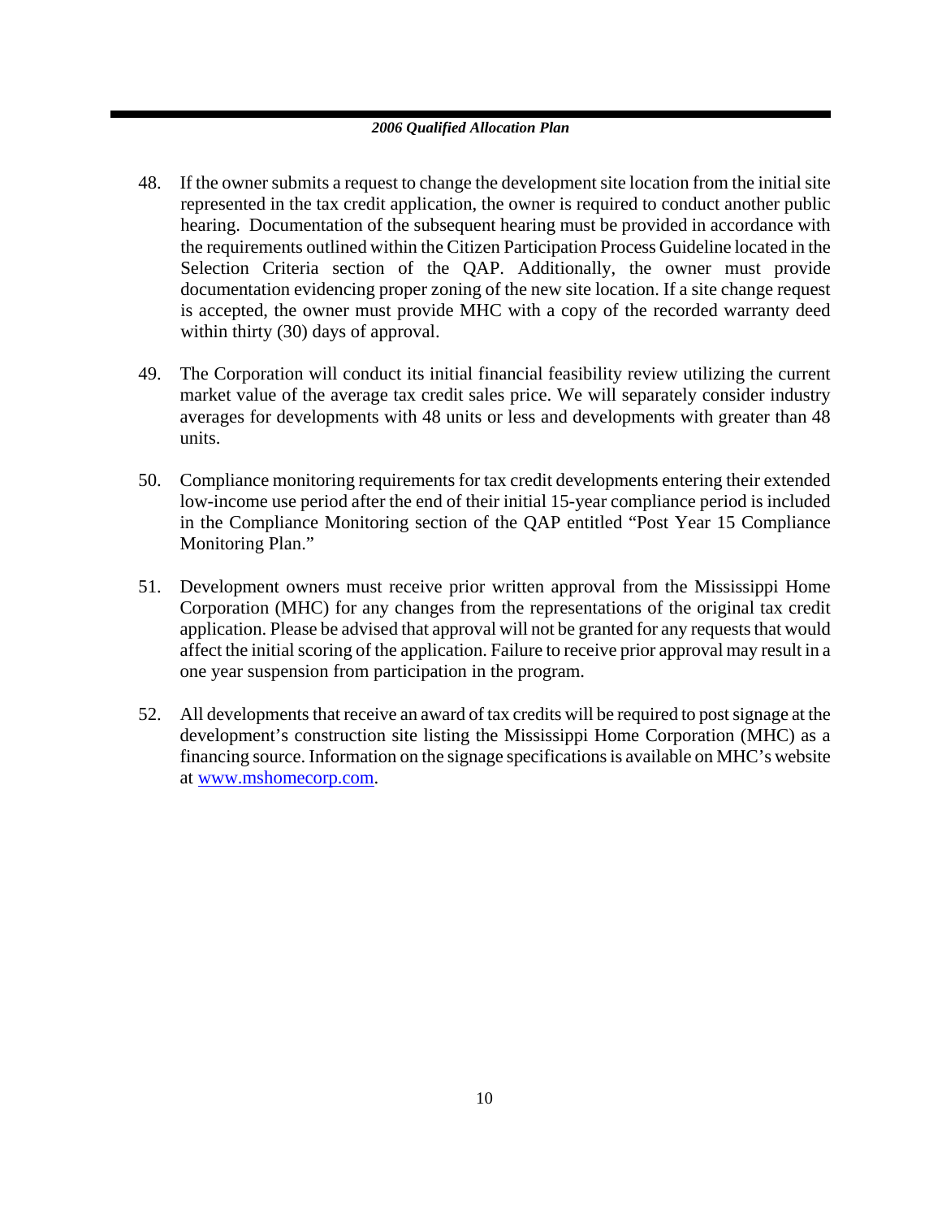48. If the owner submits a request to change the development site location from the initial site represented in the tax credit application, the owner is required to conduct another public hearing. Documentation of the subsequent hearing must be provided in accordance with the requirements outlined within the Citizen Participation Process Guideline located in the Selection Criteria section of the QAP. Additionally, the owner must provide documentation evidencing proper zoning of the new site location. If a site change request is accepted, the owner must provide MHC with a copy of the recorded warranty deed within thirty (30) days of approval.

49. The Corporation will conduct its initial financial feasibility review utilizing the current market value of the average tax credit sales price. We will separately consider industry averages for developments with 48 units or less and developments with greater than 48 units.

50. Compliance monitoring requirements for tax credit developments entering their extended low-income use period after the end of their initial 15-year compliance period is included in the Compliance Monitoring section of the QAP entitled "Post Year 15 Compliance Monitoring Plan."

51. Development owners must receive prior written approval from the Mississippi Home Corporation (MHC) for any changes from the representations of the original tax credit application. Please be advised that approval will not be granted for any requests that would affect the initial scoring of the application. Failure to receive prior approval may result in a one year suspension from participation in the program.

52. All developments that receive an award of tax credits will be required to post signage at the development's construction site listing the Mississippi Home Corporation (MHC) as a financing source. Information on the signage specifications is available on MHC's website at [www.mshomecorp.com](http://www.mshomecorp.com).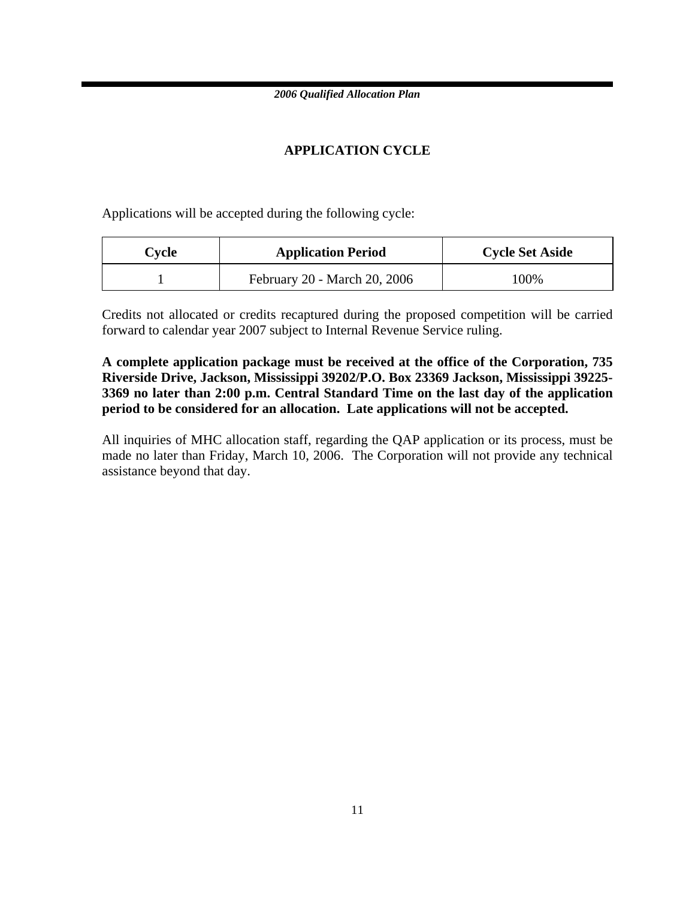## APPLICATION CYCLE

Applications will be accepted during the following cycle:

| Cycle | Application Period | Cycle Set Aside |
|---|---|---|
| 1 | February 20 - March 20, 2006 | 100% |

Credits not allocated or credits recaptured during the proposed competition will be carried forward to calendar year 2007 subject to Internal Revenue Service ruling.

**A complete application package must be received at the office of the Corporation, 735 Riverside Drive, Jackson, Mississippi 39202/P.O. Box 23369 Jackson, Mississippi 39225-3369 no later than 2:00 p.m. Central Standard Time on the last day of the application period to be considered for an allocation. Late applications will not be accepted.**

All inquiries of MHC allocation staff, regarding the QAP application or its process, must be made no later than Friday, March 10, 2006. The Corporation will not provide any technical assistance beyond that day.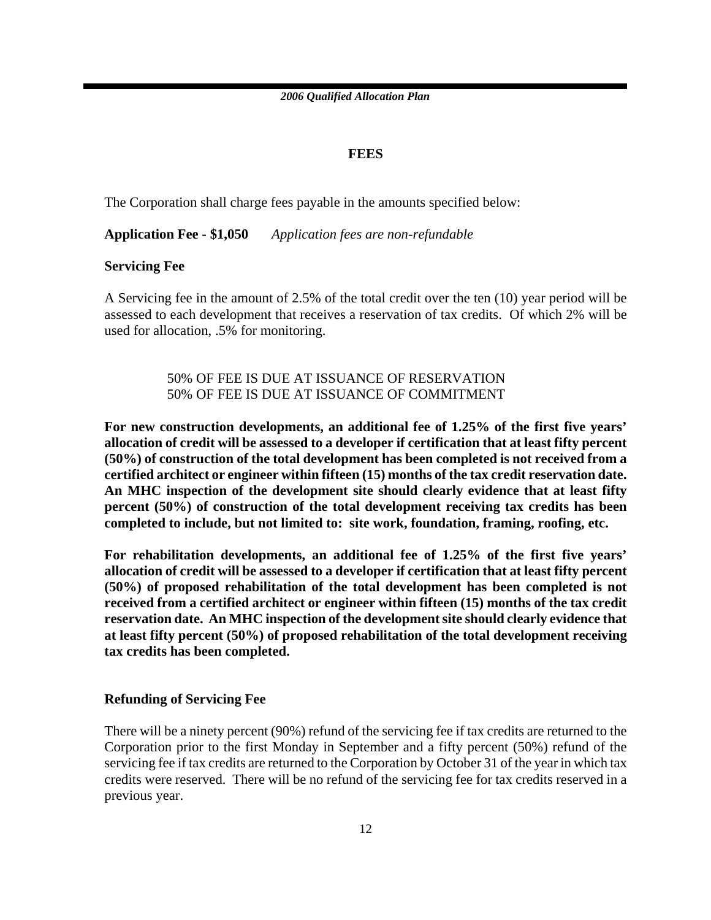## FEES

The Corporation shall charge fees payable in the amounts specified below:

**Application Fee - $1,050** *Application fees are non-refundable*

**Servicing Fee**

A Servicing fee in the amount of 2.5% of the total credit over the ten (10) year period will be assessed to each development that receives a reservation of tax credits. Of which 2% will be used for allocation, .5% for monitoring.

50% OF FEE IS DUE AT ISSUANCE OF RESERVATION
50% OF FEE IS DUE AT ISSUANCE OF COMMITMENT

**For new construction developments, an additional fee of 1.25% of the first five years' allocation of credit will be assessed to a developer if certification that at least fifty percent (50%) of construction of the total development has been completed is not received from a certified architect or engineer within fifteen (15) months of the tax credit reservation date. An MHC inspection of the development site should clearly evidence that at least fifty percent (50%) of construction of the total development receiving tax credits has been completed to include, but not limited to: site work, foundation, framing, roofing, etc.**

**For rehabilitation developments, an additional fee of 1.25% of the first five years' allocation of credit will be assessed to a developer if certification that at least fifty percent (50%) of proposed rehabilitation of the total development has been completed is not received from a certified architect or engineer within fifteen (15) months of the tax credit reservation date. An MHC inspection of the development site should clearly evidence that at least fifty percent (50%) of proposed rehabilitation of the total development receiving tax credits has been completed.**

**Refunding of Servicing Fee**

There will be a ninety percent (90%) refund of the servicing fee if tax credits are returned to the Corporation prior to the first Monday in September and a fifty percent (50%) refund of the servicing fee if tax credits are returned to the Corporation by October 31 of the year in which tax credits were reserved. There will be no refund of the servicing fee for tax credits reserved in a previous year.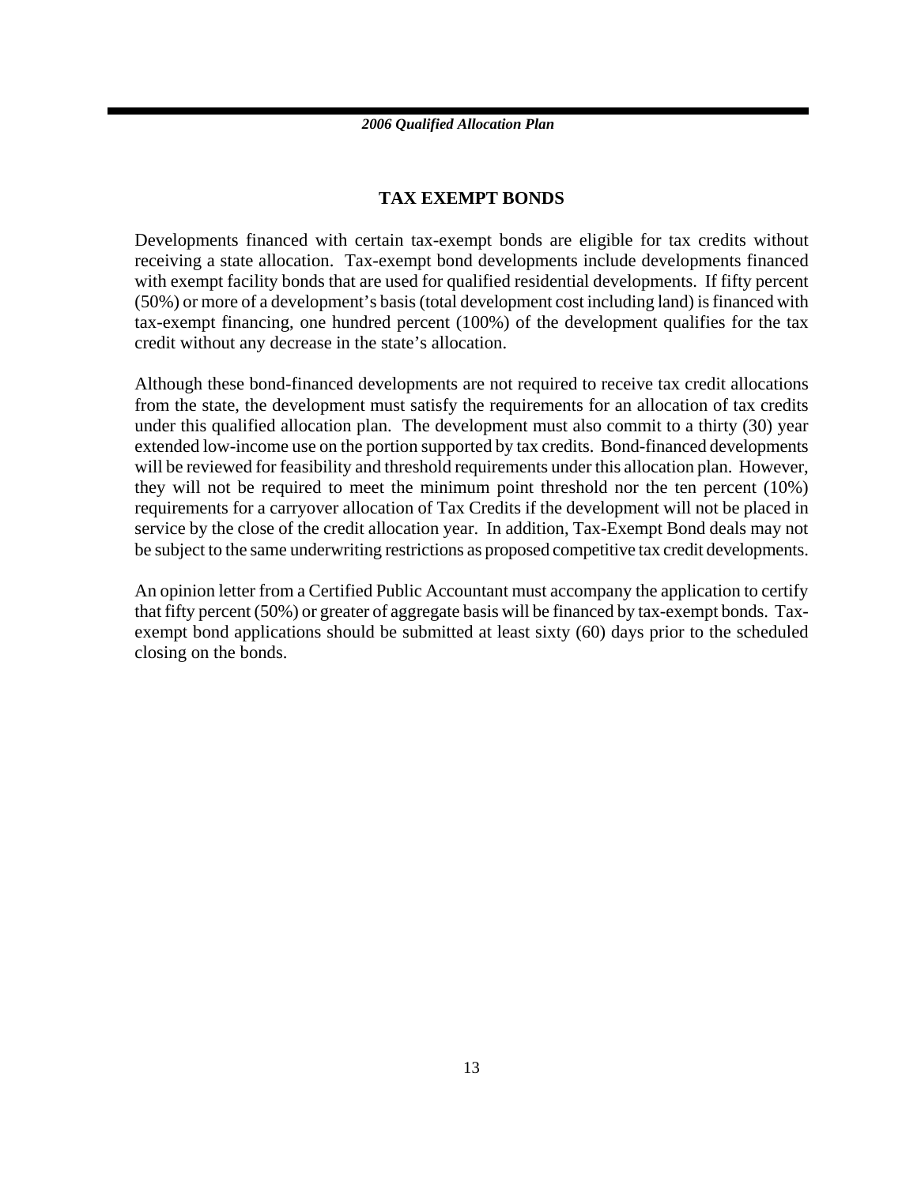## TAX EXEMPT BONDS

Developments financed with certain tax-exempt bonds are eligible for tax credits without receiving a state allocation. Tax-exempt bond developments include developments financed with exempt facility bonds that are used for qualified residential developments. If fifty percent (50%) or more of a development's basis (total development cost including land) is financed with tax-exempt financing, one hundred percent (100%) of the development qualifies for the tax credit without any decrease in the state's allocation.

Although these bond-financed developments are not required to receive tax credit allocations from the state, the development must satisfy the requirements for an allocation of tax credits under this qualified allocation plan. The development must also commit to a thirty (30) year extended low-income use on the portion supported by tax credits. Bond-financed developments will be reviewed for feasibility and threshold requirements under this allocation plan. However, they will not be required to meet the minimum point threshold nor the ten percent (10%) requirements for a carryover allocation of Tax Credits if the development will not be placed in service by the close of the credit allocation year. In addition, Tax-Exempt Bond deals may not be subject to the same underwriting restrictions as proposed competitive tax credit developments.

An opinion letter from a Certified Public Accountant must accompany the application to certify that fifty percent (50%) or greater of aggregate basis will be financed by tax-exempt bonds. Tax-exempt bond applications should be submitted at least sixty (60) days prior to the scheduled closing on the bonds.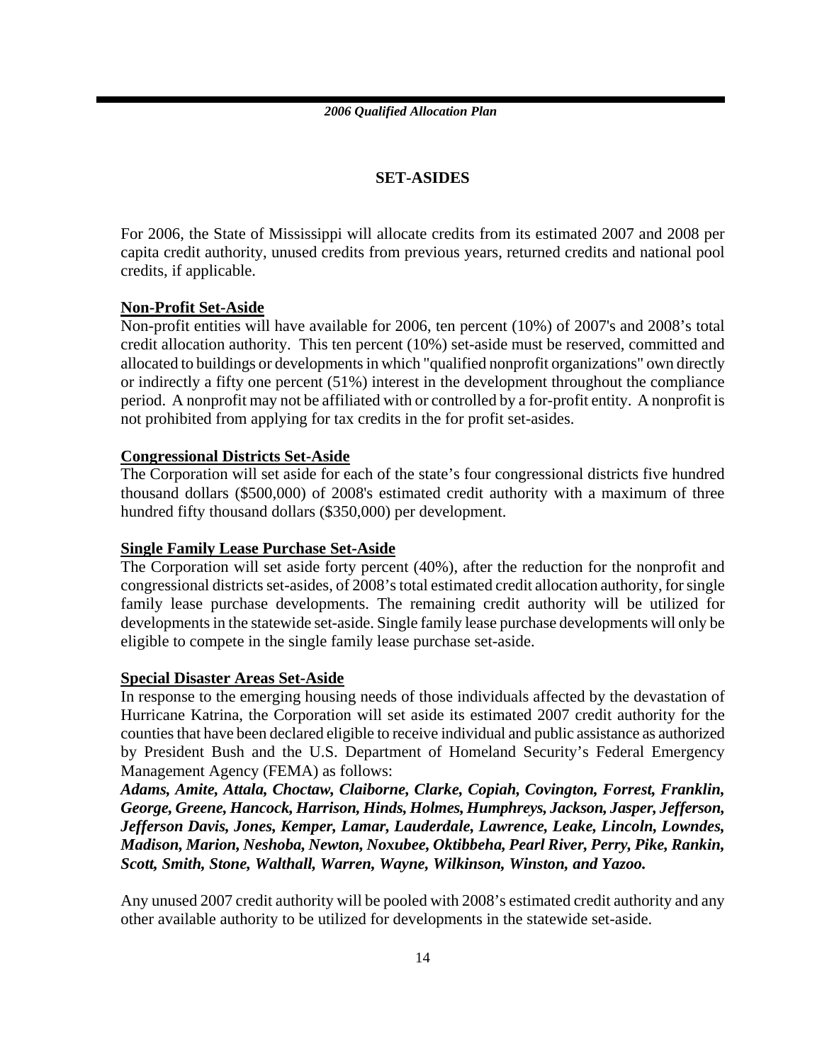## SET-ASIDES

For 2006, the State of Mississippi will allocate credits from its estimated 2007 and 2008 per capita credit authority, unused credits from previous years, returned credits and national pool credits, if applicable.

**Non-Profit Set-Aside**

Non-profit entities will have available for 2006, ten percent (10%) of 2007's and 2008's total credit allocation authority. This ten percent (10%) set-aside must be reserved, committed and allocated to buildings or developments in which "qualified nonprofit organizations" own directly or indirectly a fifty one percent (51%) interest in the development throughout the compliance period. A nonprofit may not be affiliated with or controlled by a for-profit entity. A nonprofit is not prohibited from applying for tax credits in the for profit set-asides.

**Congressional Districts Set-Aside**

The Corporation will set aside for each of the state's four congressional districts five hundred thousand dollars ($500,000) of 2008's estimated credit authority with a maximum of three hundred fifty thousand dollars ($350,000) per development.

**Single Family Lease Purchase Set-Aside**

The Corporation will set aside forty percent (40%), after the reduction for the nonprofit and congressional districts set-asides, of 2008's total estimated credit allocation authority, for single family lease purchase developments. The remaining credit authority will be utilized for developments in the statewide set-aside. Single family lease purchase developments will only be eligible to compete in the single family lease purchase set-aside.

**Special Disaster Areas Set-Aside**

In response to the emerging housing needs of those individuals affected by the devastation of Hurricane Katrina, the Corporation will set aside its estimated 2007 credit authority for the counties that have been declared eligible to receive individual and public assistance as authorized by President Bush and the U.S. Department of Homeland Security's Federal Emergency Management Agency (FEMA) as follows:

***Adams, Amite, Attala, Choctaw, Claiborne, Clarke, Copiah, Covington, Forrest, Franklin, George, Greene, Hancock, Harrison, Hinds, Holmes, Humphreys, Jackson, Jasper, Jefferson, Jefferson Davis, Jones, Kemper, Lamar, Lauderdale, Lawrence, Leake, Lincoln, Lowndes, Madison, Marion, Neshoba, Newton, Noxubee, Oktibbeha, Pearl River, Perry, Pike, Rankin, Scott, Smith, Stone, Walthall, Warren, Wayne, Wilkinson, Winston, and Yazoo.***

Any unused 2007 credit authority will be pooled with 2008's estimated credit authority and any other available authority to be utilized for developments in the statewide set-aside.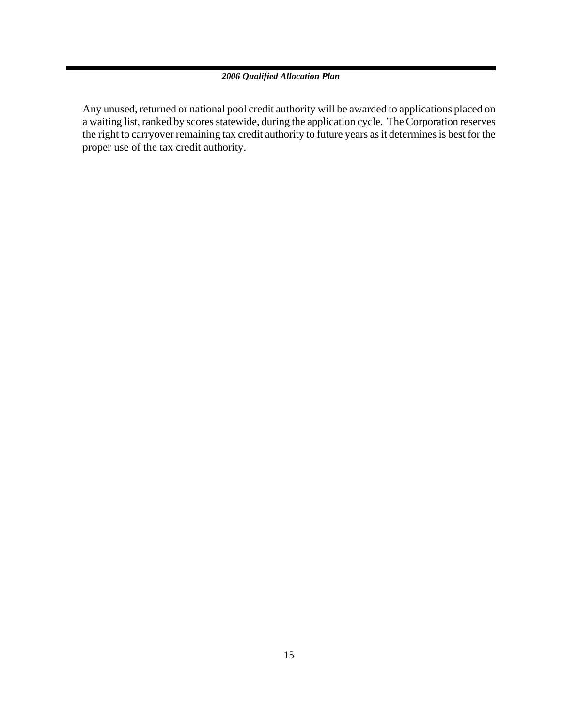Any unused, returned or national pool credit authority will be awarded to applications placed on a waiting list, ranked by scores statewide, during the application cycle. The Corporation reserves the right to carryover remaining tax credit authority to future years as it determines is best for the proper use of the tax credit authority.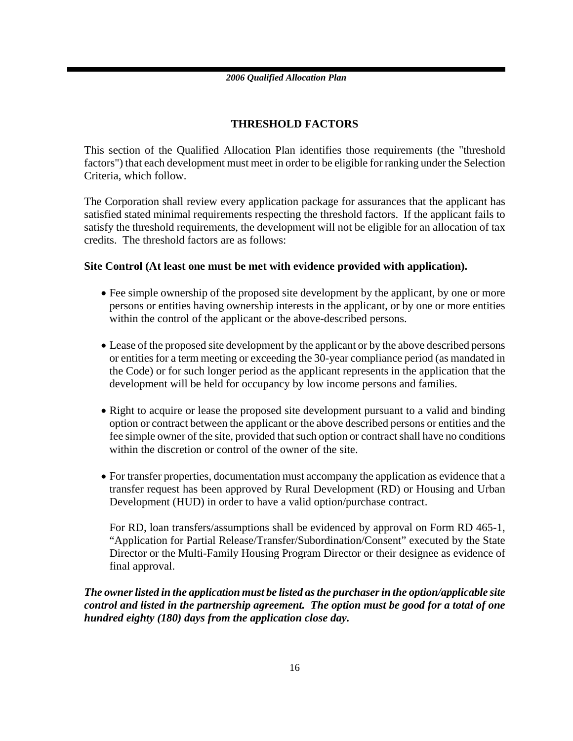## THRESHOLD FACTORS

This section of the Qualified Allocation Plan identifies those requirements (the "threshold factors") that each development must meet in order to be eligible for ranking under the Selection Criteria, which follow.

The Corporation shall review every application package for assurances that the applicant has satisfied stated minimal requirements respecting the threshold factors. If the applicant fails to satisfy the threshold requirements, the development will not be eligible for an allocation of tax credits. The threshold factors are as follows:

**Site Control (At least one must be met with evidence provided with application).**

- Fee simple ownership of the proposed site development by the applicant, by one or more persons or entities having ownership interests in the applicant, or by one or more entities within the control of the applicant or the above-described persons.
- Lease of the proposed site development by the applicant or by the above described persons or entities for a term meeting or exceeding the 30-year compliance period (as mandated in the Code) or for such longer period as the applicant represents in the application that the development will be held for occupancy by low income persons and families.
- Right to acquire or lease the proposed site development pursuant to a valid and binding option or contract between the applicant or the above described persons or entities and the fee simple owner of the site, provided that such option or contract shall have no conditions within the discretion or control of the owner of the site.
- For transfer properties, documentation must accompany the application as evidence that a transfer request has been approved by Rural Development (RD) or Housing and Urban Development (HUD) in order to have a valid option/purchase contract.

  For RD, loan transfers/assumptions shall be evidenced by approval on Form RD 465-1, "Application for Partial Release/Transfer/Subordination/Consent" executed by the State Director or the Multi-Family Housing Program Director or their designee as evidence of final approval.

***The owner listed in the application must be listed as the purchaser in the option/applicable site control and listed in the partnership agreement. The option must be good for a total of one hundred eighty (180) days from the application close day.***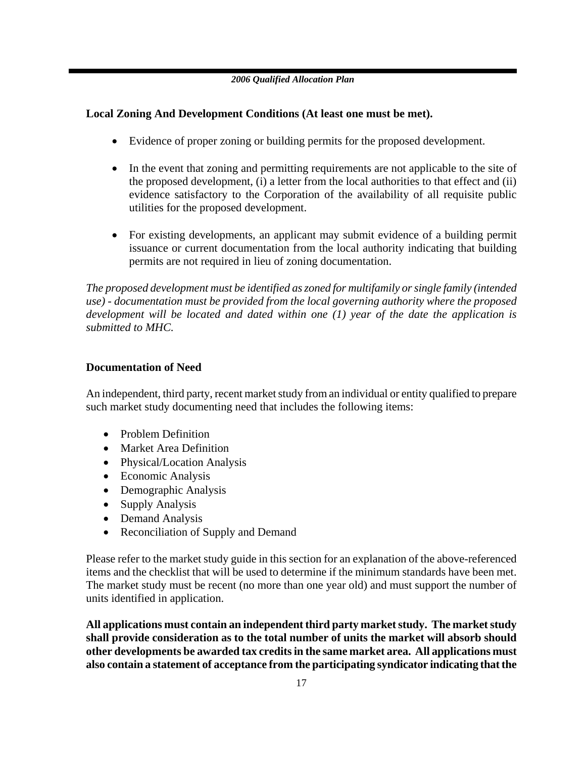**Local Zoning And Development Conditions (At least one must be met).**

- Evidence of proper zoning or building permits for the proposed development.
- In the event that zoning and permitting requirements are not applicable to the site of the proposed development, (i) a letter from the local authorities to that effect and (ii) evidence satisfactory to the Corporation of the availability of all requisite public utilities for the proposed development.
- For existing developments, an applicant may submit evidence of a building permit issuance or current documentation from the local authority indicating that building permits are not required in lieu of zoning documentation.

*The proposed development must be identified as zoned for multifamily or single family (intended use) - documentation must be provided from the local governing authority where the proposed development will be located and dated within one (1) year of the date the application is submitted to MHC.*

**Documentation of Need**

An independent, third party, recent market study from an individual or entity qualified to prepare such market study documenting need that includes the following items:

- Problem Definition
- Market Area Definition
- Physical/Location Analysis
- Economic Analysis
- Demographic Analysis
- Supply Analysis
- Demand Analysis
- Reconciliation of Supply and Demand

Please refer to the market study guide in this section for an explanation of the above-referenced items and the checklist that will be used to determine if the minimum standards have been met. The market study must be recent (no more than one year old) and must support the number of units identified in application.

**All applications must contain an independent third party market study. The market study shall provide consideration as to the total number of units the market will absorb should other developments be awarded tax credits in the same market area. All applications must also contain a statement of acceptance from the participating syndicator indicating that the**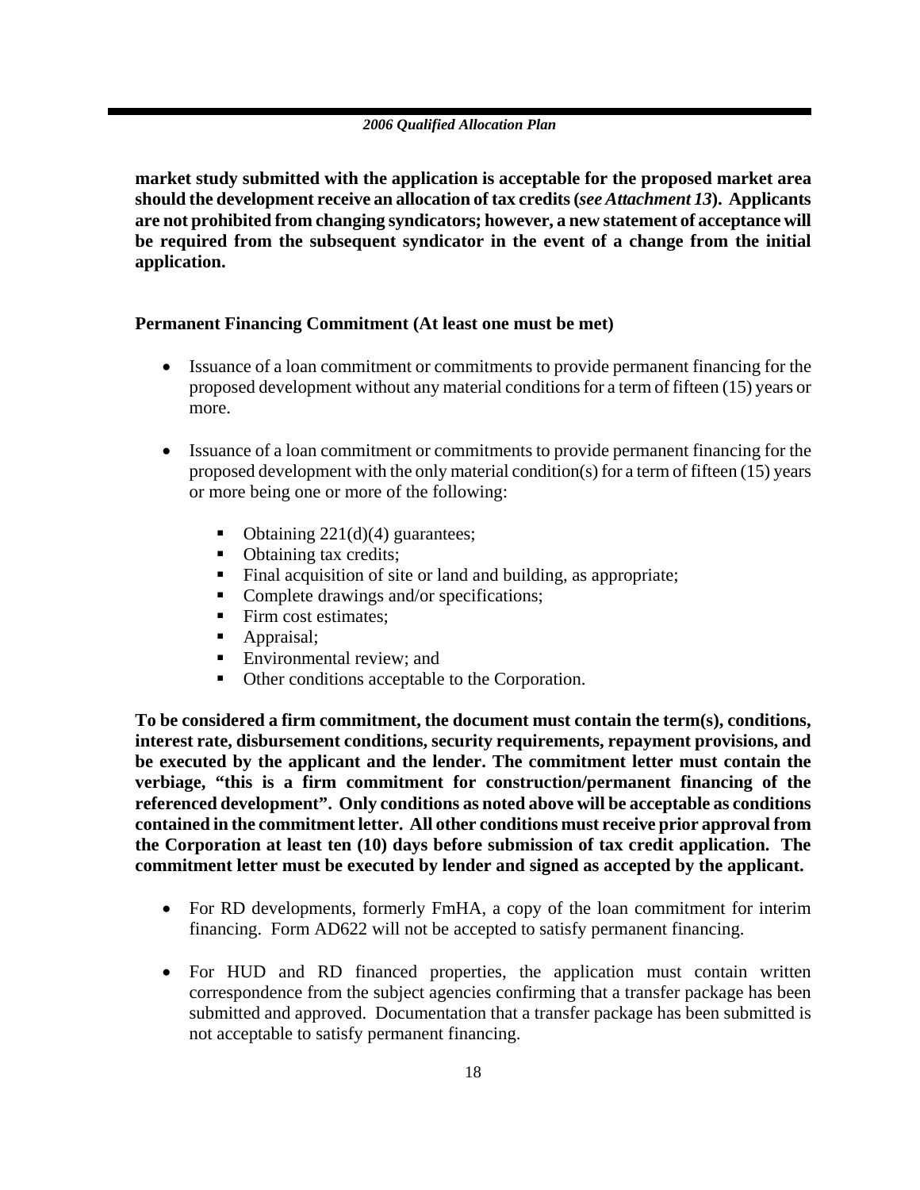**market study submitted with the application is acceptable for the proposed market area should the development receive an allocation of tax credits (*see Attachment 13*). Applicants are not prohibited from changing syndicators; however, a new statement of acceptance will be required from the subsequent syndicator in the event of a change from the initial application.**

**Permanent Financing Commitment (At least one must be met)**

- Issuance of a loan commitment or commitments to provide permanent financing for the proposed development without any material conditions for a term of fifteen (15) years or more.

- Issuance of a loan commitment or commitments to provide permanent financing for the proposed development with the only material condition(s) for a term of fifteen (15) years or more being one or more of the following:

    - Obtaining 221(d)(4) guarantees;
    - Obtaining tax credits;
    - Final acquisition of site or land and building, as appropriate;
    - Complete drawings and/or specifications;
    - Firm cost estimates;
    - Appraisal;
    - Environmental review; and
    - Other conditions acceptable to the Corporation.

**To be considered a firm commitment, the document must contain the term(s), conditions, interest rate, disbursement conditions, security requirements, repayment provisions, and be executed by the applicant and the lender. The commitment letter must contain the verbiage, "this is a firm commitment for construction/permanent financing of the referenced development". Only conditions as noted above will be acceptable as conditions contained in the commitment letter. All other conditions must receive prior approval from the Corporation at least ten (10) days before submission of tax credit application. The commitment letter must be executed by lender and signed as accepted by the applicant.**

- For RD developments, formerly FmHA, a copy of the loan commitment for interim financing. Form AD622 will not be accepted to satisfy permanent financing.

- For HUD and RD financed properties, the application must contain written correspondence from the subject agencies confirming that a transfer package has been submitted and approved. Documentation that a transfer package has been submitted is not acceptable to satisfy permanent financing.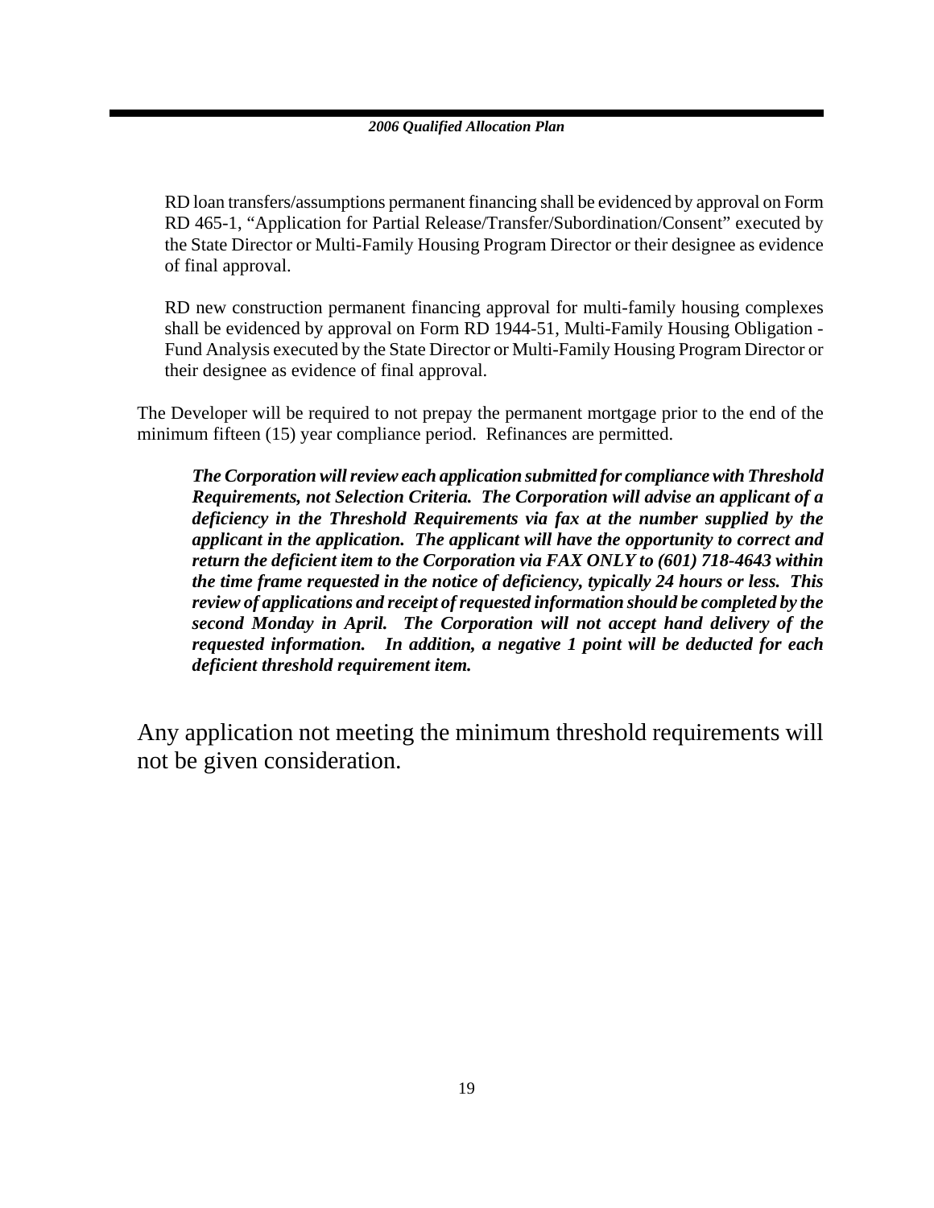RD loan transfers/assumptions permanent financing shall be evidenced by approval on Form RD 465-1, "Application for Partial Release/Transfer/Subordination/Consent" executed by the State Director or Multi-Family Housing Program Director or their designee as evidence of final approval.

RD new construction permanent financing approval for multi-family housing complexes shall be evidenced by approval on Form RD 1944-51, Multi-Family Housing Obligation - Fund Analysis executed by the State Director or Multi-Family Housing Program Director or their designee as evidence of final approval.

The Developer will be required to not prepay the permanent mortgage prior to the end of the minimum fifteen (15) year compliance period. Refinances are permitted.

***The Corporation will review each application submitted for compliance with Threshold Requirements, not Selection Criteria. The Corporation will advise an applicant of a deficiency in the Threshold Requirements via fax at the number supplied by the applicant in the application. The applicant will have the opportunity to correct and return the deficient item to the Corporation via FAX ONLY to (601) 718-4643 within the time frame requested in the notice of deficiency, typically 24 hours or less. This review of applications and receipt of requested information should be completed by the second Monday in April. The Corporation will not accept hand delivery of the requested information. In addition, a negative 1 point will be deducted for each deficient threshold requirement item.***

Any application not meeting the minimum threshold requirements will not be given consideration.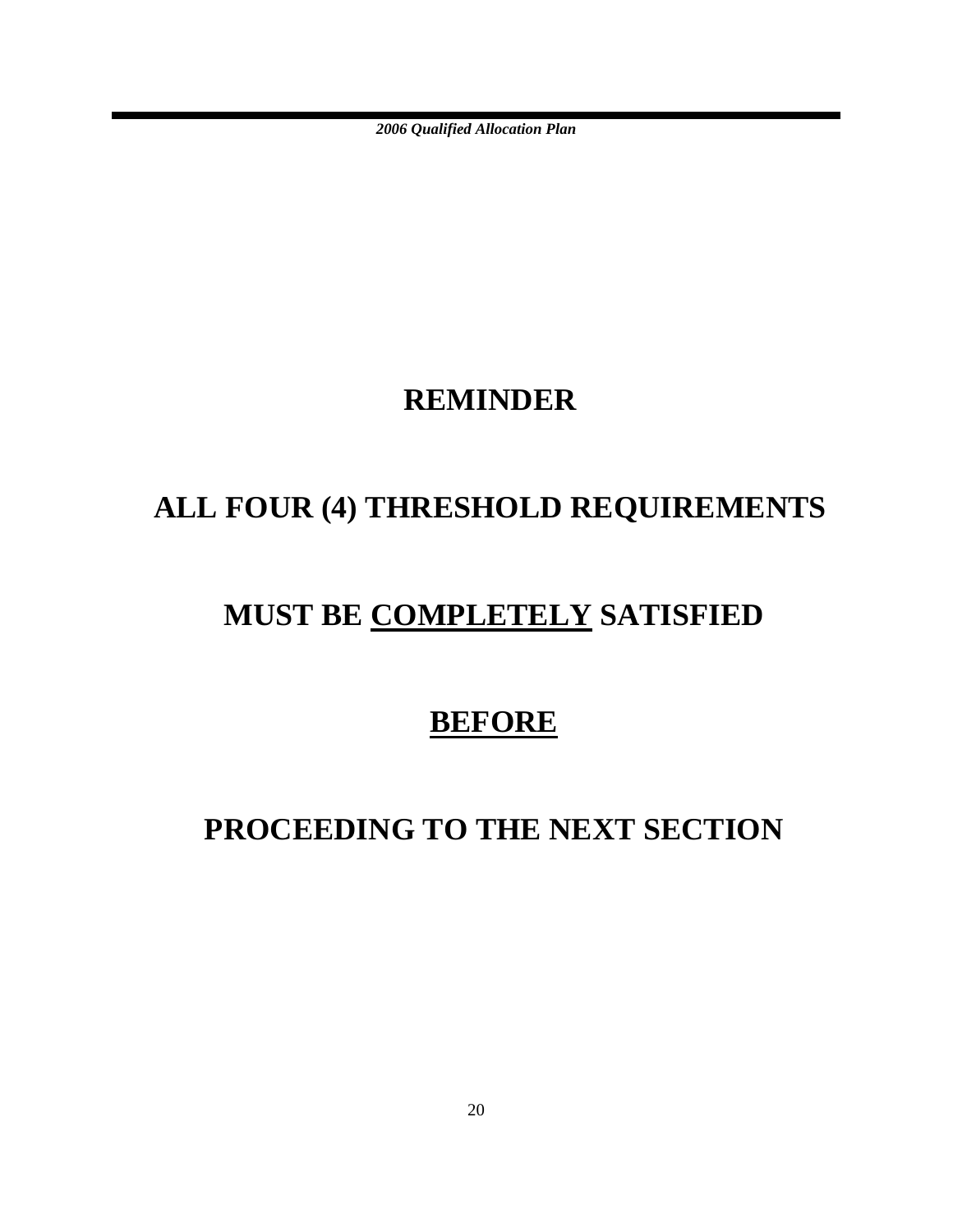# REMINDER

# ALL FOUR (4) THRESHOLD REQUIREMENTS

# MUST BE <u>COMPLETELY</u> SATISFIED

# <u>BEFORE</u>

# PROCEEDING TO THE NEXT SECTION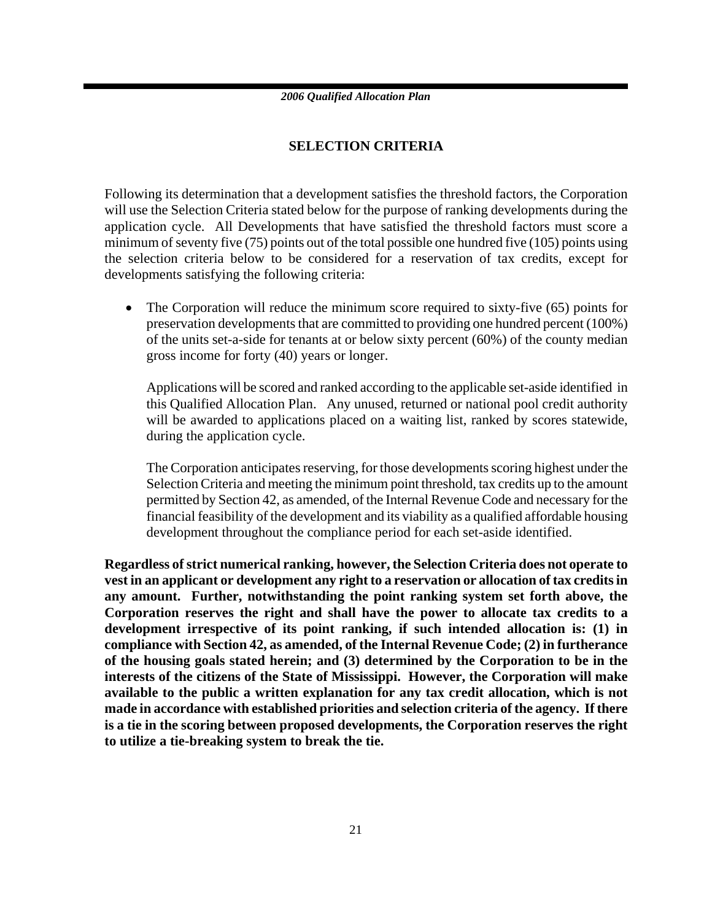## SELECTION CRITERIA

Following its determination that a development satisfies the threshold factors, the Corporation will use the Selection Criteria stated below for the purpose of ranking developments during the application cycle. All Developments that have satisfied the threshold factors must score a minimum of seventy five (75) points out of the total possible one hundred five (105) points using the selection criteria below to be considered for a reservation of tax credits, except for developments satisfying the following criteria:

- The Corporation will reduce the minimum score required to sixty-five (65) points for preservation developments that are committed to providing one hundred percent (100%) of the units set-a-side for tenants at or below sixty percent (60%) of the county median gross income for forty (40) years or longer.

  Applications will be scored and ranked according to the applicable set-aside identified in this Qualified Allocation Plan. Any unused, returned or national pool credit authority will be awarded to applications placed on a waiting list, ranked by scores statewide, during the application cycle.

  The Corporation anticipates reserving, for those developments scoring highest under the Selection Criteria and meeting the minimum point threshold, tax credits up to the amount permitted by Section 42, as amended, of the Internal Revenue Code and necessary for the financial feasibility of the development and its viability as a qualified affordable housing development throughout the compliance period for each set-aside identified.

**Regardless of strict numerical ranking, however, the Selection Criteria does not operate to vest in an applicant or development any right to a reservation or allocation of tax credits in any amount. Further, notwithstanding the point ranking system set forth above, the Corporation reserves the right and shall have the power to allocate tax credits to a development irrespective of its point ranking, if such intended allocation is: (1) in compliance with Section 42, as amended, of the Internal Revenue Code; (2) in furtherance of the housing goals stated herein; and (3) determined by the Corporation to be in the interests of the citizens of the State of Mississippi. However, the Corporation will make available to the public a written explanation for any tax credit allocation, which is not made in accordance with established priorities and selection criteria of the agency. If there is a tie in the scoring between proposed developments, the Corporation reserves the right to utilize a tie-breaking system to break the tie.**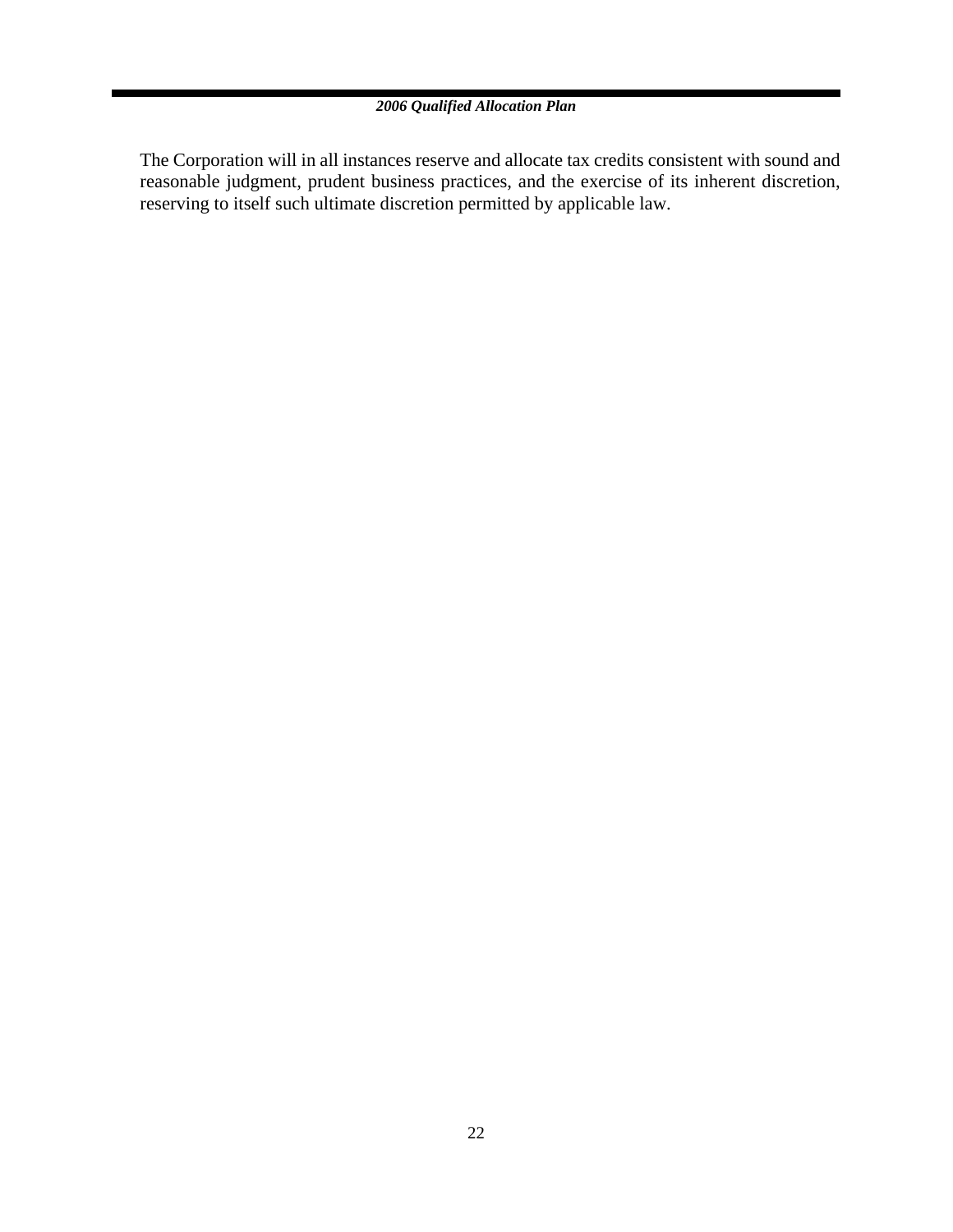The Corporation will in all instances reserve and allocate tax credits consistent with sound and reasonable judgment, prudent business practices, and the exercise of its inherent discretion, reserving to itself such ultimate discretion permitted by applicable law.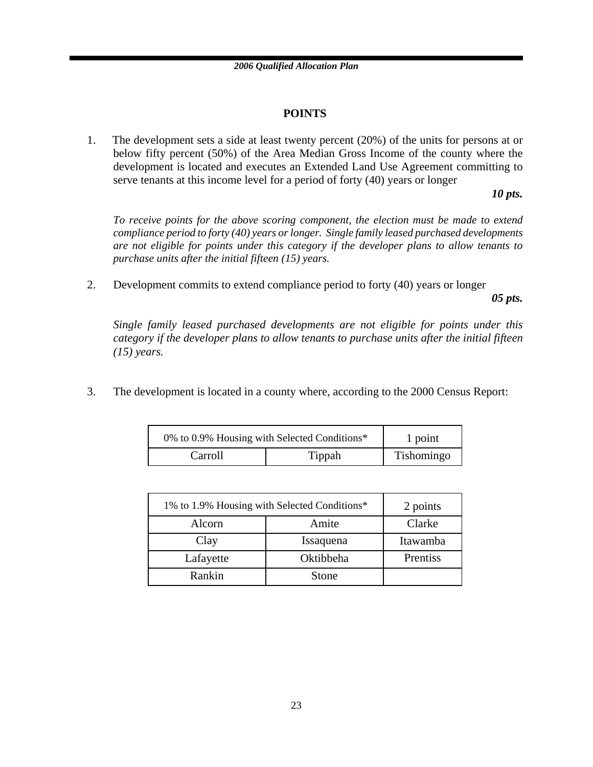## POINTS

1. The development sets a side at least twenty percent (20%) of the units for persons at or below fifty percent (50%) of the Area Median Gross Income of the county where the development is located and executes an Extended Land Use Agreement committing to serve tenants at this income level for a period of forty (40) years or longer

   ***10 pts.***

   *To receive points for the above scoring component, the election must be made to extend compliance period to forty (40) years or longer. Single family leased purchased developments are not eligible for points under this category if the developer plans to allow tenants to purchase units after the initial fifteen (15) years.*

2. Development commits to extend compliance period to forty (40) years or longer

   ***05 pts.***

   *Single family leased purchased developments are not eligible for points under this category if the developer plans to allow tenants to purchase units after the initial fifteen (15) years.*

3. The development is located in a county where, according to the 2000 Census Report:

| 0% to 0.9% Housing with Selected Conditions* | | 1 point |
|---|---|---|
| Carroll | Tippah | Tishomingo |

| 1% to 1.9% Housing with Selected Conditions* | | 2 points |
|---|---|---|
| Alcorn | Amite | Clarke |
| Clay | Issaquena | Itawamba |
| Lafayette | Oktibbeha | Prentiss |
| Rankin | Stone | |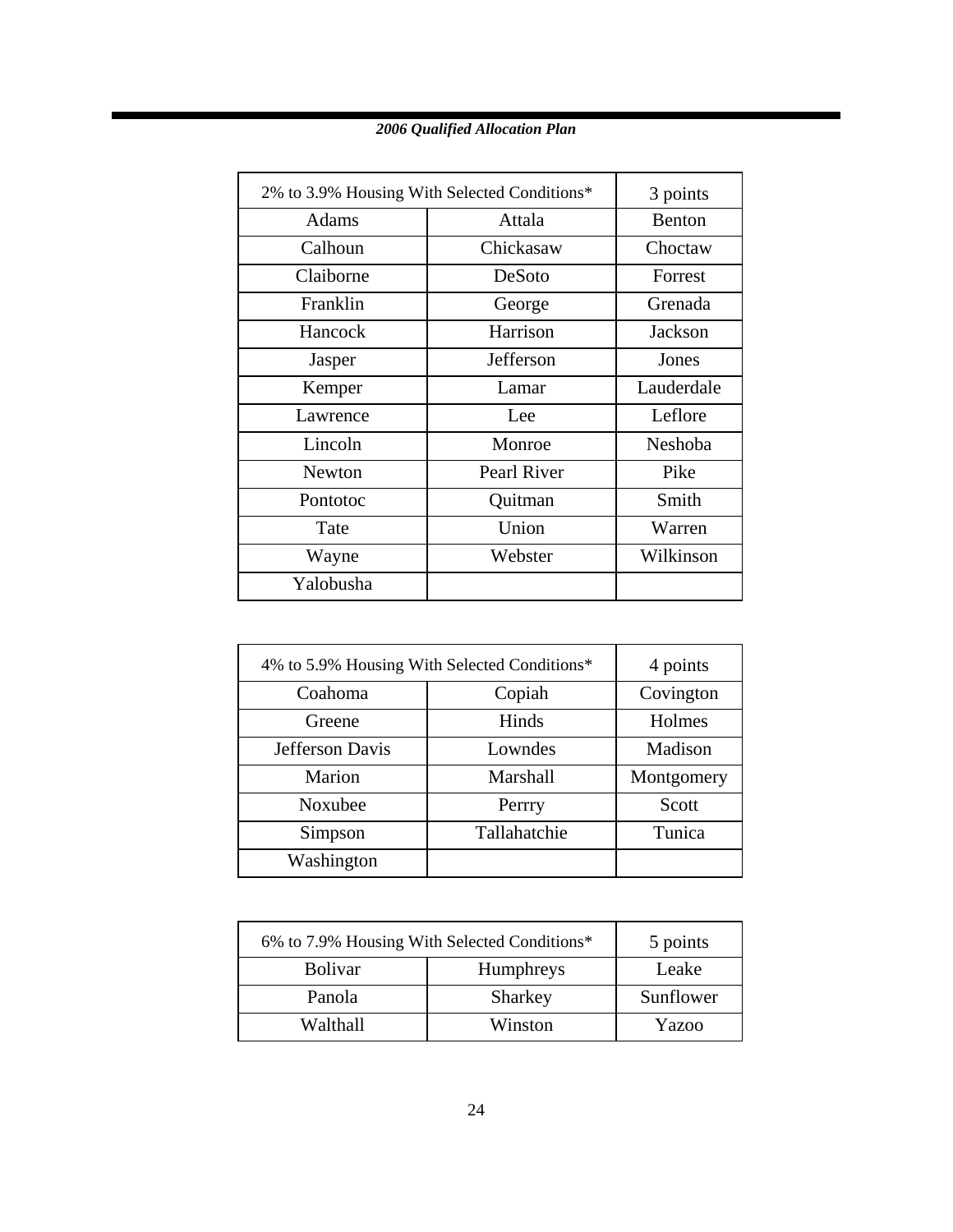| 2% to 3.9% Housing With Selected Conditions* | | 3 points |
|---|---|---|
| Adams | Attala | Benton |
| Calhoun | Chickasaw | Choctaw |
| Claiborne | DeSoto | Forrest |
| Franklin | George | Grenada |
| Hancock | Harrison | Jackson |
| Jasper | Jefferson | Jones |
| Kemper | Lamar | Lauderdale |
| Lawrence | Lee | Leflore |
| Lincoln | Monroe | Neshoba |
| Newton | Pearl River | Pike |
| Pontotoc | Quitman | Smith |
| Tate | Union | Warren |
| Wayne | Webster | Wilkinson |
| Yalobusha | | |

| 4% to 5.9% Housing With Selected Conditions* | | 4 points |
|---|---|---|
| Coahoma | Copiah | Covington |
| Greene | Hinds | Holmes |
| Jefferson Davis | Lowndes | Madison |
| Marion | Marshall | Montgomery |
| Noxubee | Perrry | Scott |
| Simpson | Tallahatchie | Tunica |
| Washington | | |

| 6% to 7.9% Housing With Selected Conditions* | | 5 points |
|---|---|---|
| Bolivar | Humphreys | Leake |
| Panola | Sharkey | Sunflower |
| Walthall | Winston | Yazoo |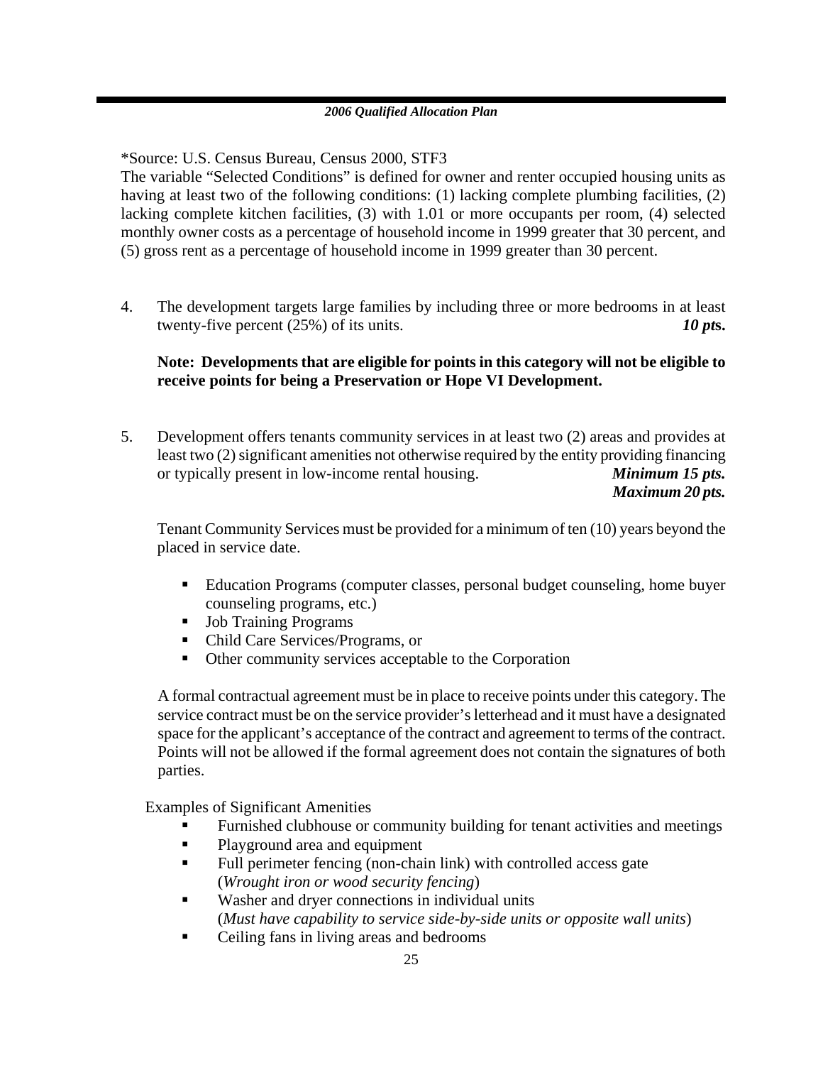*Source: U.S. Census Bureau, Census 2000, STF3

The variable "Selected Conditions" is defined for owner and renter occupied housing units as having at least two of the following conditions: (1) lacking complete plumbing facilities, (2) lacking complete kitchen facilities, (3) with 1.01 or more occupants per room, (4) selected monthly owner costs as a percentage of household income in 1999 greater that 30 percent, and (5) gross rent as a percentage of household income in 1999 greater than 30 percent.

4. The development targets large families by including three or more bedrooms in at least twenty-five percent (25%) of its units. ***10 pts.***

   **Note: Developments that are eligible for points in this category will not be eligible to receive points for being a Preservation or Hope VI Development.**

5. Development offers tenants community services in at least two (2) areas and provides at least two (2) significant amenities not otherwise required by the entity providing financing or typically present in low-income rental housing. ***Minimum 15 pts.*** ***Maximum 20 pts.***

   Tenant Community Services must be provided for a minimum of ten (10) years beyond the placed in service date.

   - Education Programs (computer classes, personal budget counseling, home buyer counseling programs, etc.)
   - Job Training Programs
   - Child Care Services/Programs, or
   - Other community services acceptable to the Corporation

   A formal contractual agreement must be in place to receive points under this category. The service contract must be on the service provider's letterhead and it must have a designated space for the applicant's acceptance of the contract and agreement to terms of the contract. Points will not be allowed if the formal agreement does not contain the signatures of both parties.

   Examples of Significant Amenities

   - Furnished clubhouse or community building for tenant activities and meetings
   - Playground area and equipment
   - Full perimeter fencing (non-chain link) with controlled access gate (*Wrought iron or wood security fencing*)
   - Washer and dryer connections in individual units (*Must have capability to service side-by-side units or opposite wall units*)
   - Ceiling fans in living areas and bedrooms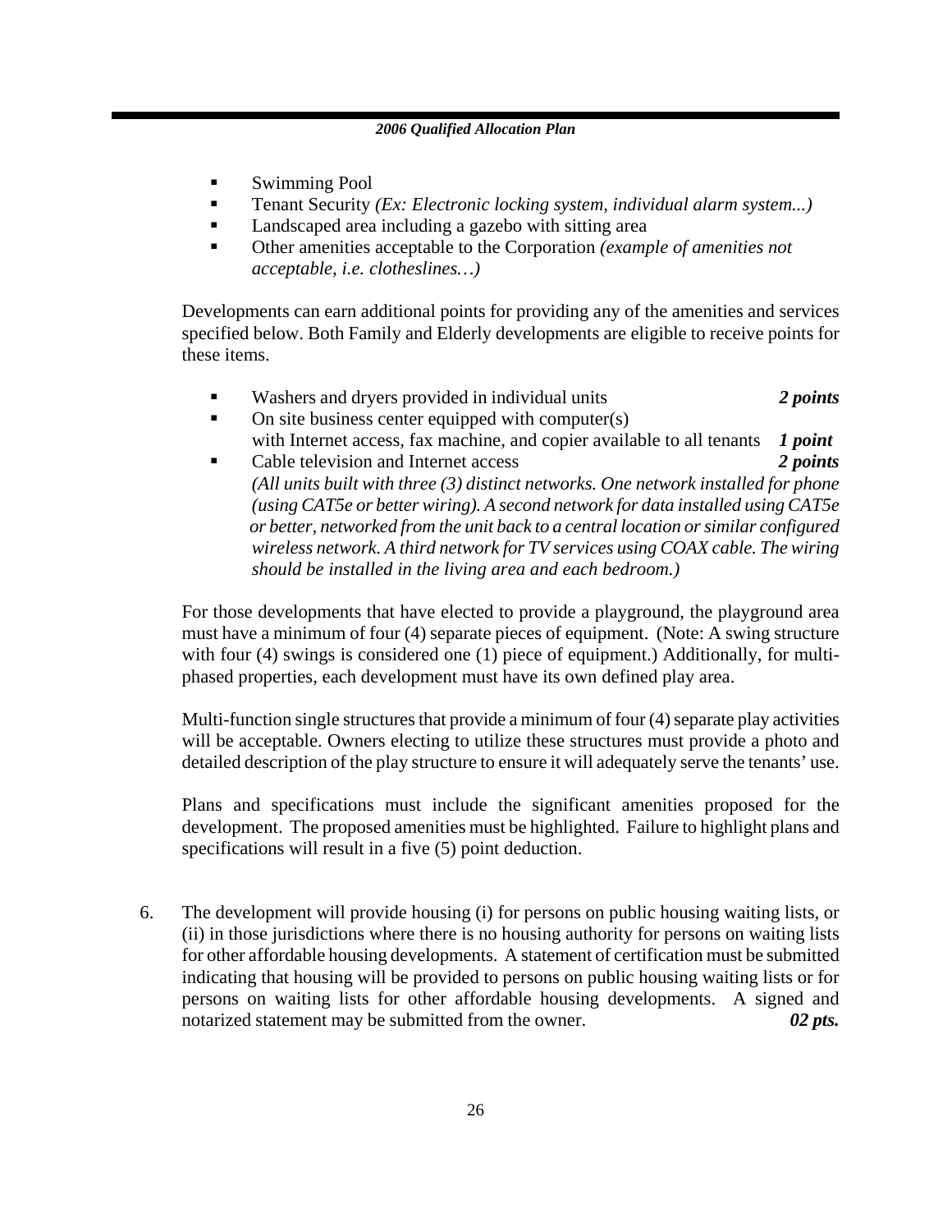- Swimming Pool
- Tenant Security *(Ex: Electronic locking system, individual alarm system...)*
- Landscaped area including a gazebo with sitting area
- Other amenities acceptable to the Corporation *(example of amenities not acceptable, i.e. clotheslines…)*

Developments can earn additional points for providing any of the amenities and services specified below. Both Family and Elderly developments are eligible to receive points for these items.

- Washers and dryers provided in individual units ***2 points***
- On site business center equipped with computer(s) with Internet access, fax machine, and copier available to all tenants ***1 point***
- Cable television and Internet access ***2 points***
  *(All units built with three (3) distinct networks. One network installed for phone (using CAT5e or better wiring). A second network for data installed using CAT5e or better, networked from the unit back to a central location or similar configured wireless network. A third network for TV services using COAX cable. The wiring should be installed in the living area and each bedroom.)*

For those developments that have elected to provide a playground, the playground area must have a minimum of four (4) separate pieces of equipment. (Note: A swing structure with four (4) swings is considered one (1) piece of equipment.) Additionally, for multi-phased properties, each development must have its own defined play area.

Multi-function single structures that provide a minimum of four (4) separate play activities will be acceptable. Owners electing to utilize these structures must provide a photo and detailed description of the play structure to ensure it will adequately serve the tenants' use.

Plans and specifications must include the significant amenities proposed for the development. The proposed amenities must be highlighted. Failure to highlight plans and specifications will result in a five (5) point deduction.

6. The development will provide housing (i) for persons on public housing waiting lists, or (ii) in those jurisdictions where there is no housing authority for persons on waiting lists for other affordable housing developments. A statement of certification must be submitted indicating that housing will be provided to persons on public housing waiting lists or for persons on waiting lists for other affordable housing developments. A signed and notarized statement may be submitted from the owner. ***02 pts.***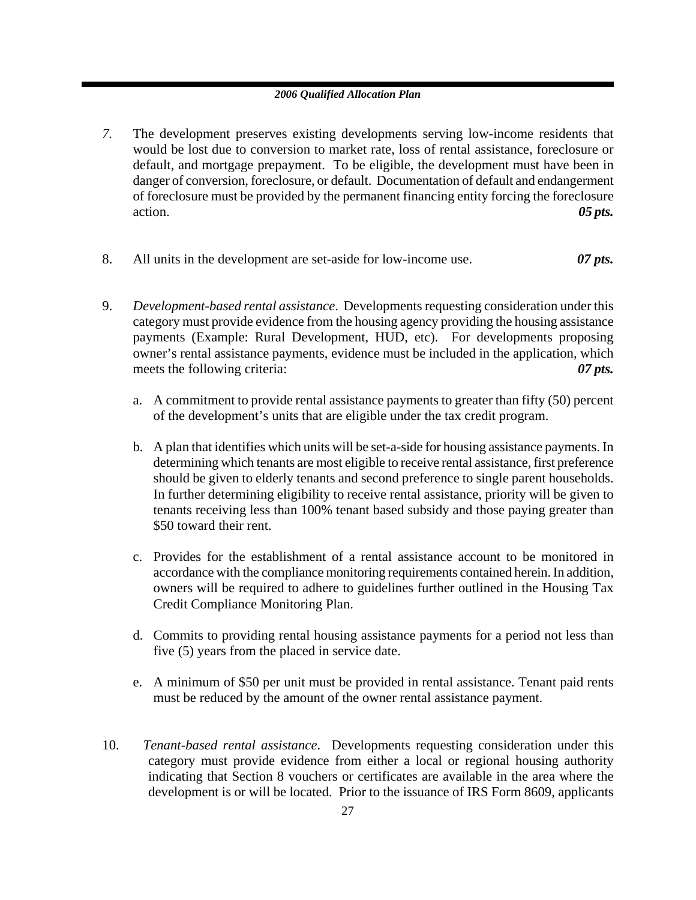*7.* The development preserves existing developments serving low-income residents that would be lost due to conversion to market rate, loss of rental assistance, foreclosure or default, and mortgage prepayment. To be eligible, the development must have been in danger of conversion, foreclosure, or default. Documentation of default and endangerment of foreclosure must be provided by the permanent financing entity forcing the foreclosure action. ***05 pts.***

8. All units in the development are set-aside for low-income use. ***07 pts.***

9. *Development-based rental assistance*. Developments requesting consideration under this category must provide evidence from the housing agency providing the housing assistance payments (Example: Rural Development, HUD, etc). For developments proposing owner's rental assistance payments, evidence must be included in the application, which meets the following criteria: ***07 pts.***

   a. A commitment to provide rental assistance payments to greater than fifty (50) percent of the development's units that are eligible under the tax credit program.

   b. A plan that identifies which units will be set-a-side for housing assistance payments. In determining which tenants are most eligible to receive rental assistance, first preference should be given to elderly tenants and second preference to single parent households. In further determining eligibility to receive rental assistance, priority will be given to tenants receiving less than 100% tenant based subsidy and those paying greater than $50 toward their rent.

   c. Provides for the establishment of a rental assistance account to be monitored in accordance with the compliance monitoring requirements contained herein. In addition, owners will be required to adhere to guidelines further outlined in the Housing Tax Credit Compliance Monitoring Plan.

   d. Commits to providing rental housing assistance payments for a period not less than five (5) years from the placed in service date.

   e. A minimum of $50 per unit must be provided in rental assistance. Tenant paid rents must be reduced by the amount of the owner rental assistance payment.

10. *Tenant-based rental assistance*. Developments requesting consideration under this category must provide evidence from either a local or regional housing authority indicating that Section 8 vouchers or certificates are available in the area where the development is or will be located. Prior to the issuance of IRS Form 8609, applicants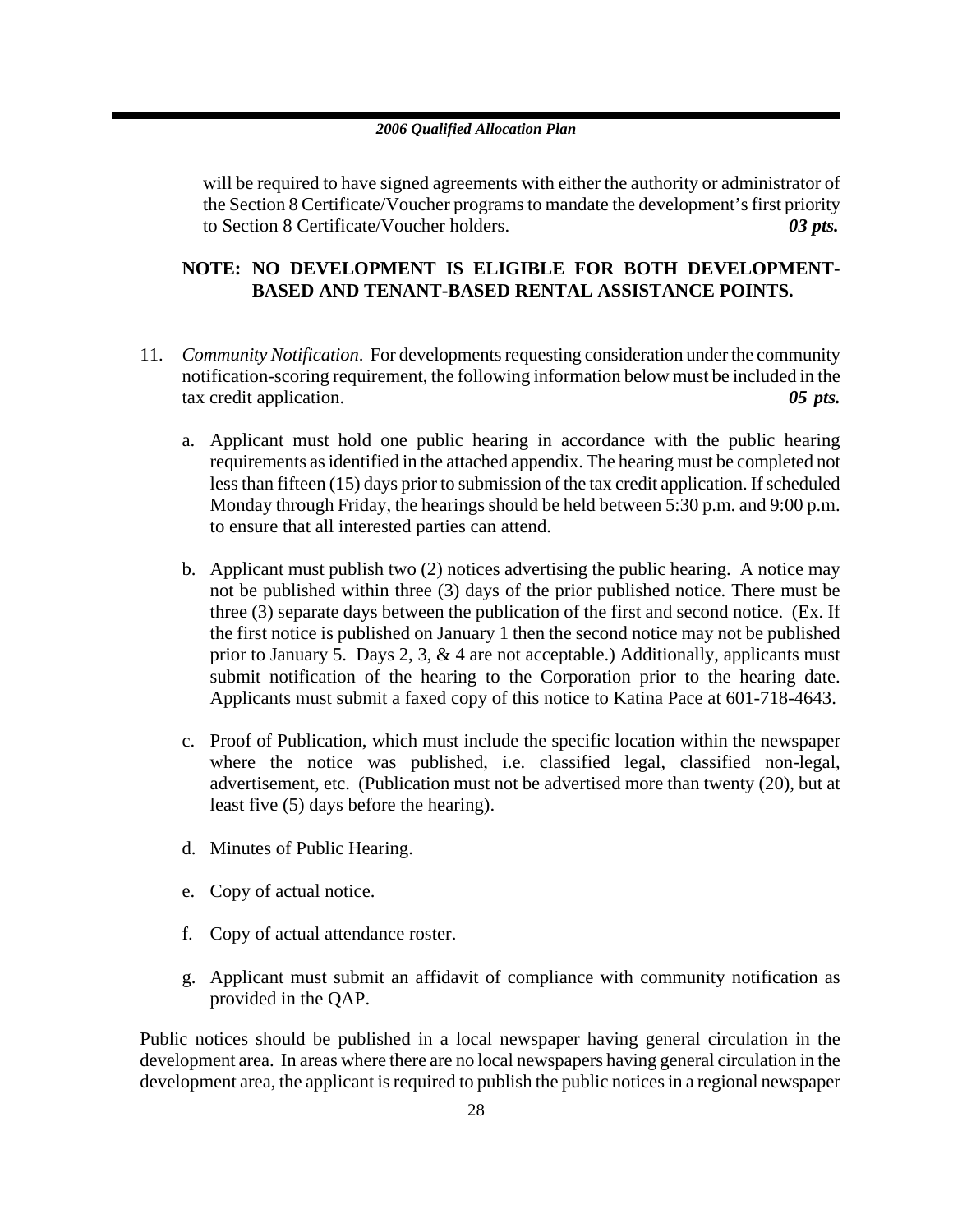will be required to have signed agreements with either the authority or administrator of the Section 8 Certificate/Voucher programs to mandate the development's first priority to Section 8 Certificate/Voucher holders. ***03 pts.***

**NOTE: NO DEVELOPMENT IS ELIGIBLE FOR BOTH DEVELOPMENT-BASED AND TENANT-BASED RENTAL ASSISTANCE POINTS.**

11. *Community Notification*. For developments requesting consideration under the community notification-scoring requirement, the following information below must be included in the tax credit application. ***05 pts.***

    a. Applicant must hold one public hearing in accordance with the public hearing requirements as identified in the attached appendix. The hearing must be completed not less than fifteen (15) days prior to submission of the tax credit application. If scheduled Monday through Friday, the hearings should be held between 5:30 p.m. and 9:00 p.m. to ensure that all interested parties can attend.

    b. Applicant must publish two (2) notices advertising the public hearing. A notice may not be published within three (3) days of the prior published notice. There must be three (3) separate days between the publication of the first and second notice. (Ex. If the first notice is published on January 1 then the second notice may not be published prior to January 5. Days 2, 3, & 4 are not acceptable.) Additionally, applicants must submit notification of the hearing to the Corporation prior to the hearing date. Applicants must submit a faxed copy of this notice to Katina Pace at 601-718-4643.

    c. Proof of Publication, which must include the specific location within the newspaper where the notice was published, i.e. classified legal, classified non-legal, advertisement, etc. (Publication must not be advertised more than twenty (20), but at least five (5) days before the hearing).

    d. Minutes of Public Hearing.

    e. Copy of actual notice.

    f. Copy of actual attendance roster.

    g. Applicant must submit an affidavit of compliance with community notification as provided in the QAP.

Public notices should be published in a local newspaper having general circulation in the development area. In areas where there are no local newspapers having general circulation in the development area, the applicant is required to publish the public notices in a regional newspaper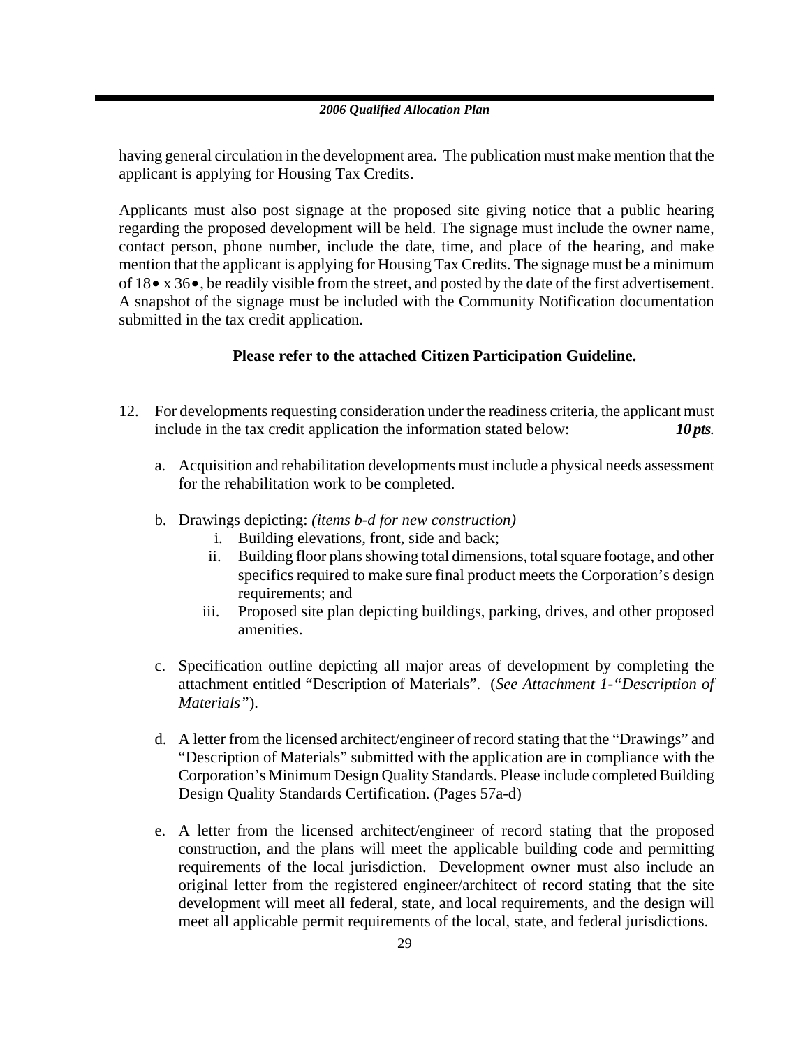having general circulation in the development area. The publication must make mention that the applicant is applying for Housing Tax Credits.

Applicants must also post signage at the proposed site giving notice that a public hearing regarding the proposed development will be held. The signage must include the owner name, contact person, phone number, include the date, time, and place of the hearing, and make mention that the applicant is applying for Housing Tax Credits. The signage must be a minimum of 18• x 36•, be readily visible from the street, and posted by the date of the first advertisement. A snapshot of the signage must be included with the Community Notification documentation submitted in the tax credit application.

**Please refer to the attached Citizen Participation Guideline.**

12. For developments requesting consideration under the readiness criteria, the applicant must include in the tax credit application the information stated below: ***10 pts.***

    a. Acquisition and rehabilitation developments must include a physical needs assessment for the rehabilitation work to be completed.

    b. Drawings depicting: *(items b-d for new construction)*
        i. Building elevations, front, side and back;
        ii. Building floor plans showing total dimensions, total square footage, and other specifics required to make sure final product meets the Corporation's design requirements; and
        iii. Proposed site plan depicting buildings, parking, drives, and other proposed amenities.

    c. Specification outline depicting all major areas of development by completing the attachment entitled "Description of Materials". (*See Attachment 1-"Description of Materials"*).

    d. A letter from the licensed architect/engineer of record stating that the "Drawings" and "Description of Materials" submitted with the application are in compliance with the Corporation's Minimum Design Quality Standards. Please include completed Building Design Quality Standards Certification. (Pages 57a-d)

    e. A letter from the licensed architect/engineer of record stating that the proposed construction, and the plans will meet the applicable building code and permitting requirements of the local jurisdiction. Development owner must also include an original letter from the registered engineer/architect of record stating that the site development will meet all federal, state, and local requirements, and the design will meet all applicable permit requirements of the local, state, and federal jurisdictions.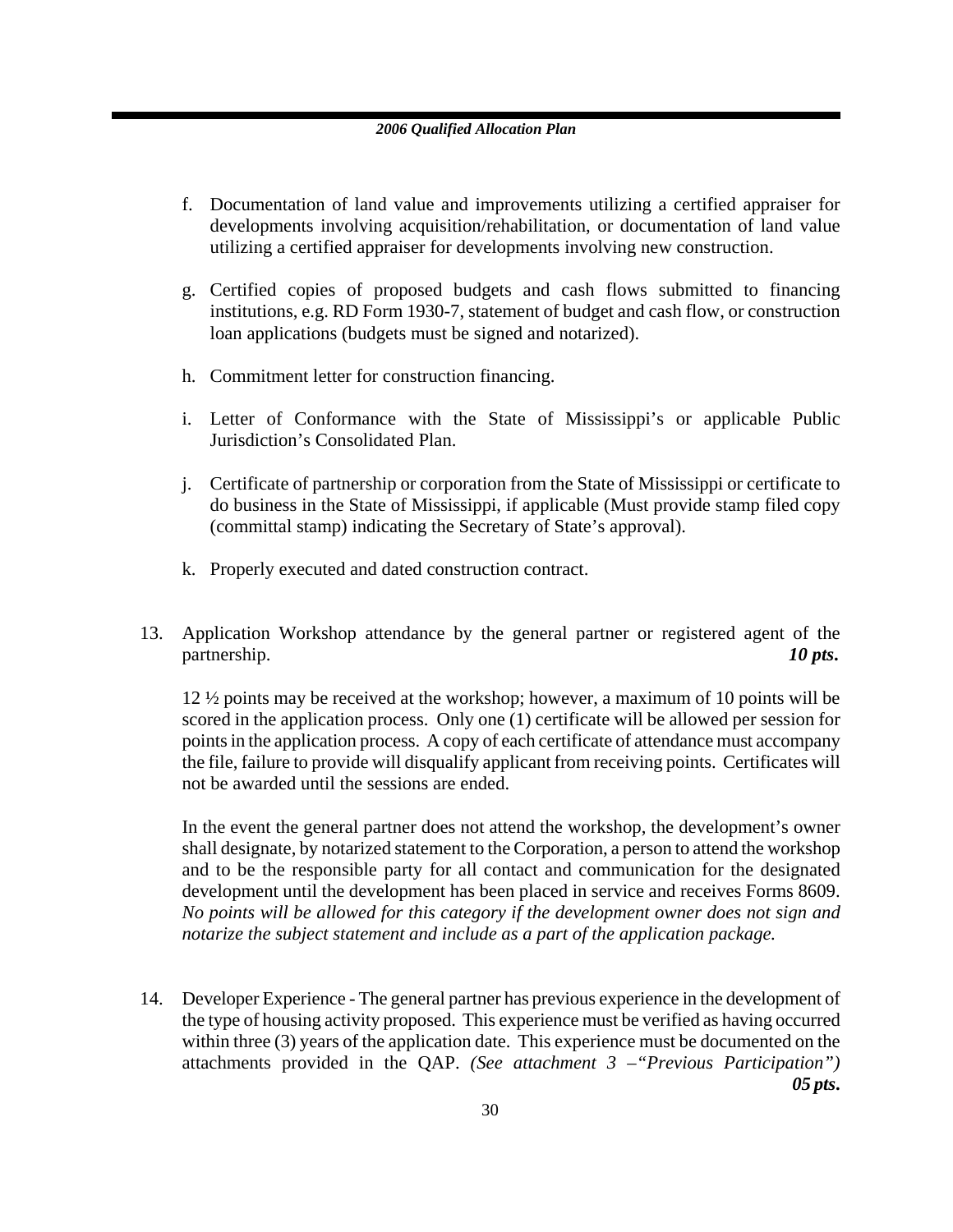f. Documentation of land value and improvements utilizing a certified appraiser for developments involving acquisition/rehabilitation, or documentation of land value utilizing a certified appraiser for developments involving new construction.

g. Certified copies of proposed budgets and cash flows submitted to financing institutions, e.g. RD Form 1930-7, statement of budget and cash flow, or construction loan applications (budgets must be signed and notarized).

h. Commitment letter for construction financing.

i. Letter of Conformance with the State of Mississippi's or applicable Public Jurisdiction's Consolidated Plan.

j. Certificate of partnership or corporation from the State of Mississippi or certificate to do business in the State of Mississippi, if applicable (Must provide stamp filed copy (committal stamp) indicating the Secretary of State's approval).

k. Properly executed and dated construction contract.

13. Application Workshop attendance by the general partner or registered agent of the partnership. ***10 pts.***

    12 ½ points may be received at the workshop; however, a maximum of 10 points will be scored in the application process. Only one (1) certificate will be allowed per session for points in the application process. A copy of each certificate of attendance must accompany the file, failure to provide will disqualify applicant from receiving points. Certificates will not be awarded until the sessions are ended.

    In the event the general partner does not attend the workshop, the development's owner shall designate, by notarized statement to the Corporation, a person to attend the workshop and to be the responsible party for all contact and communication for the designated development until the development has been placed in service and receives Forms 8609. *No points will be allowed for this category if the development owner does not sign and notarize the subject statement and include as a part of the application package.*

14. Developer Experience - The general partner has previous experience in the development of the type of housing activity proposed. This experience must be verified as having occurred within three (3) years of the application date. This experience must be documented on the attachments provided in the QAP. *(See attachment 3 –"Previous Participation")* ***05 pts.***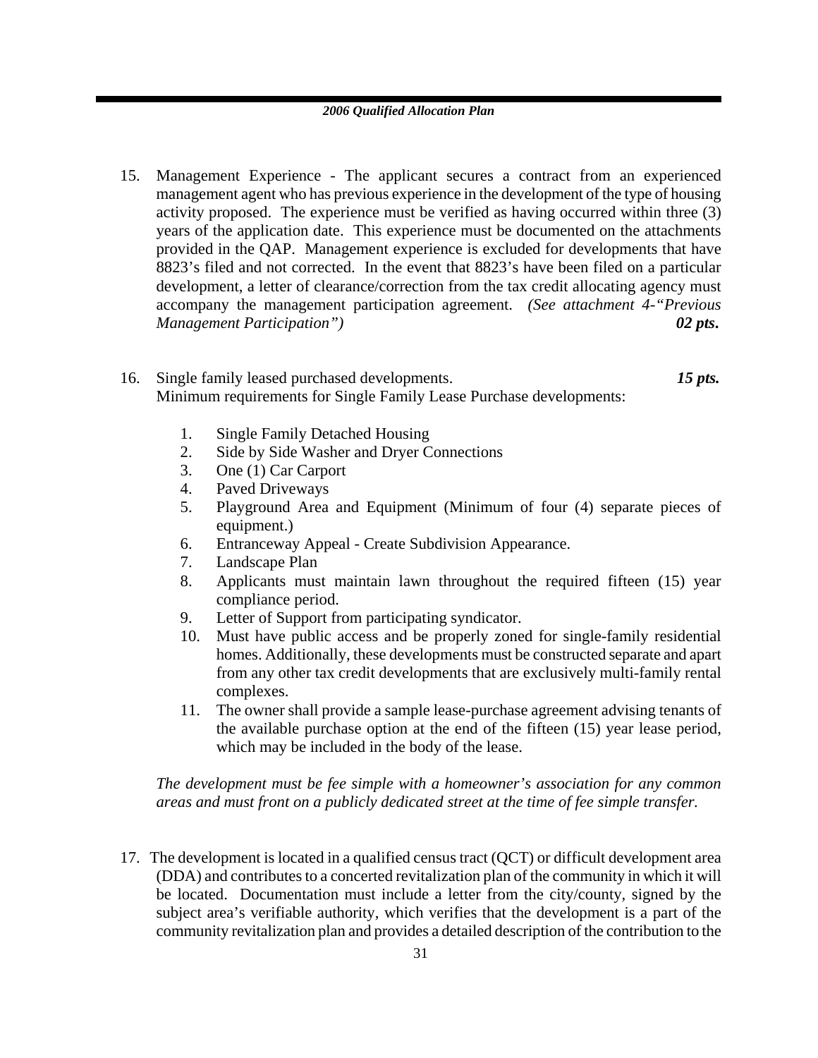15. Management Experience - The applicant secures a contract from an experienced management agent who has previous experience in the development of the type of housing activity proposed. The experience must be verified as having occurred within three (3) years of the application date. This experience must be documented on the attachments provided in the QAP. Management experience is excluded for developments that have 8823's filed and not corrected. In the event that 8823's have been filed on a particular development, a letter of clearance/correction from the tax credit allocating agency must accompany the management participation agreement. *(See attachment 4-"Previous Management Participation")* ***02 pts.***

16. Single family leased purchased developments. ***15 pts.***
    Minimum requirements for Single Family Lease Purchase developments:

    1. Single Family Detached Housing
    2. Side by Side Washer and Dryer Connections
    3. One (1) Car Carport
    4. Paved Driveways
    5. Playground Area and Equipment (Minimum of four (4) separate pieces of equipment.)
    6. Entranceway Appeal - Create Subdivision Appearance.
    7. Landscape Plan
    8. Applicants must maintain lawn throughout the required fifteen (15) year compliance period.
    9. Letter of Support from participating syndicator.
    10. Must have public access and be properly zoned for single-family residential homes. Additionally, these developments must be constructed separate and apart from any other tax credit developments that are exclusively multi-family rental complexes.
    11. The owner shall provide a sample lease-purchase agreement advising tenants of the available purchase option at the end of the fifteen (15) year lease period, which may be included in the body of the lease.

    *The development must be fee simple with a homeowner's association for any common areas and must front on a publicly dedicated street at the time of fee simple transfer.*

17. The development is located in a qualified census tract (QCT) or difficult development area (DDA) and contributes to a concerted revitalization plan of the community in which it will be located. Documentation must include a letter from the city/county, signed by the subject area's verifiable authority, which verifies that the development is a part of the community revitalization plan and provides a detailed description of the contribution to the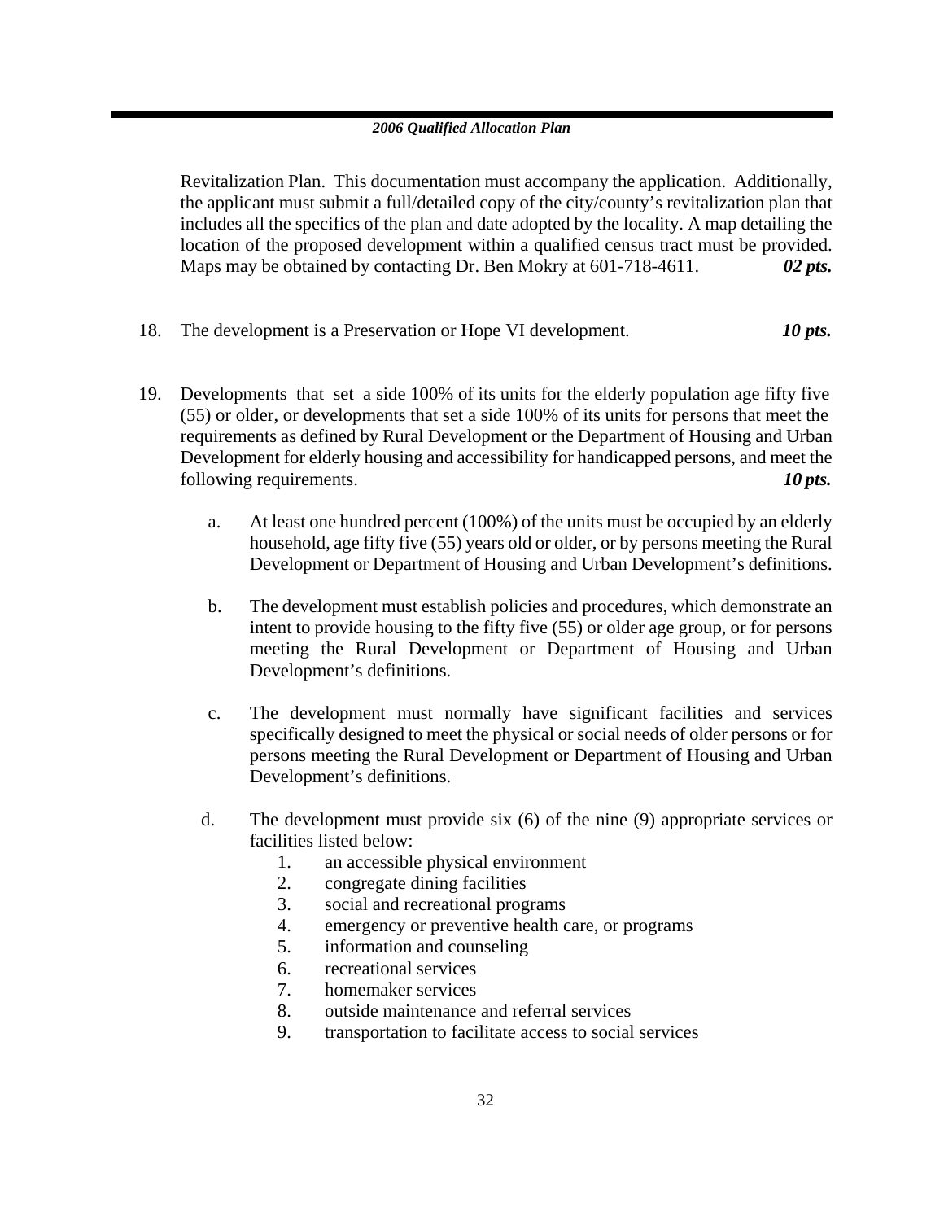Revitalization Plan. This documentation must accompany the application. Additionally, the applicant must submit a full/detailed copy of the city/county's revitalization plan that includes all the specifics of the plan and date adopted by the locality. A map detailing the location of the proposed development within a qualified census tract must be provided. Maps may be obtained by contacting Dr. Ben Mokry at 601-718-4611. ***02 pts.***

18. The development is a Preservation or Hope VI development. ***10 pts.***

19. Developments that set a side 100% of its units for the elderly population age fifty five (55) or older, or developments that set a side 100% of its units for persons that meet the requirements as defined by Rural Development or the Department of Housing and Urban Development for elderly housing and accessibility for handicapped persons, and meet the following requirements. ***10 pts.***

    a. At least one hundred percent (100%) of the units must be occupied by an elderly household, age fifty five (55) years old or older, or by persons meeting the Rural Development or Department of Housing and Urban Development's definitions.

    b. The development must establish policies and procedures, which demonstrate an intent to provide housing to the fifty five (55) or older age group, or for persons meeting the Rural Development or Department of Housing and Urban Development's definitions.

    c. The development must normally have significant facilities and services specifically designed to meet the physical or social needs of older persons or for persons meeting the Rural Development or Department of Housing and Urban Development's definitions.

    d. The development must provide six (6) of the nine (9) appropriate services or facilities listed below:
        1. an accessible physical environment
        2. congregate dining facilities
        3. social and recreational programs
        4. emergency or preventive health care, or programs
        5. information and counseling
        6. recreational services
        7. homemaker services
        8. outside maintenance and referral services
        9. transportation to facilitate access to social services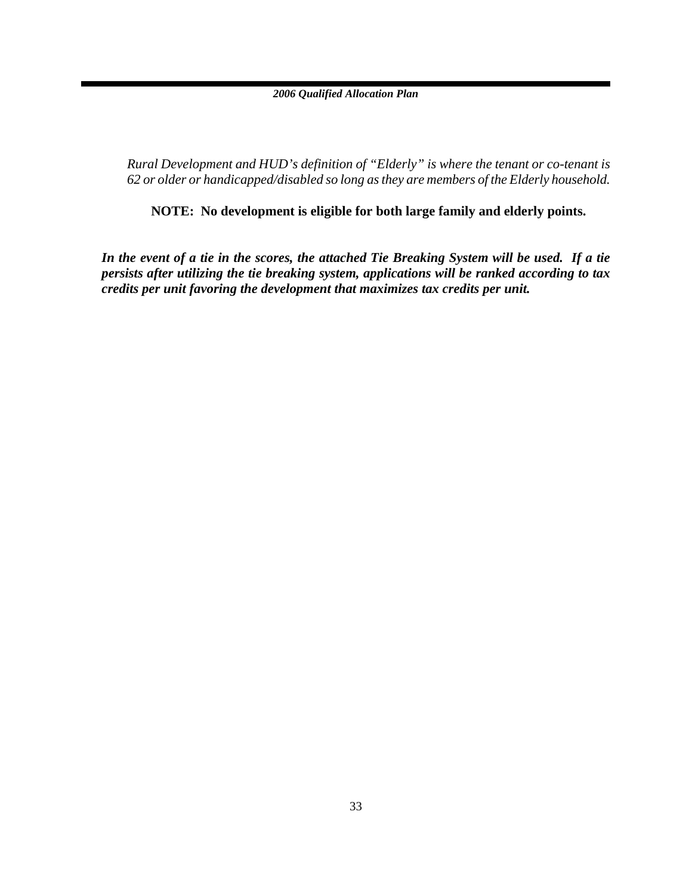*Rural Development and HUD's definition of "Elderly" is where the tenant or co-tenant is 62 or older or handicapped/disabled so long as they are members of the Elderly household.*

**NOTE: No development is eligible for both large family and elderly points.**

***In the event of a tie in the scores, the attached Tie Breaking System will be used. If a tie persists after utilizing the tie breaking system, applications will be ranked according to tax credits per unit favoring the development that maximizes tax credits per unit.***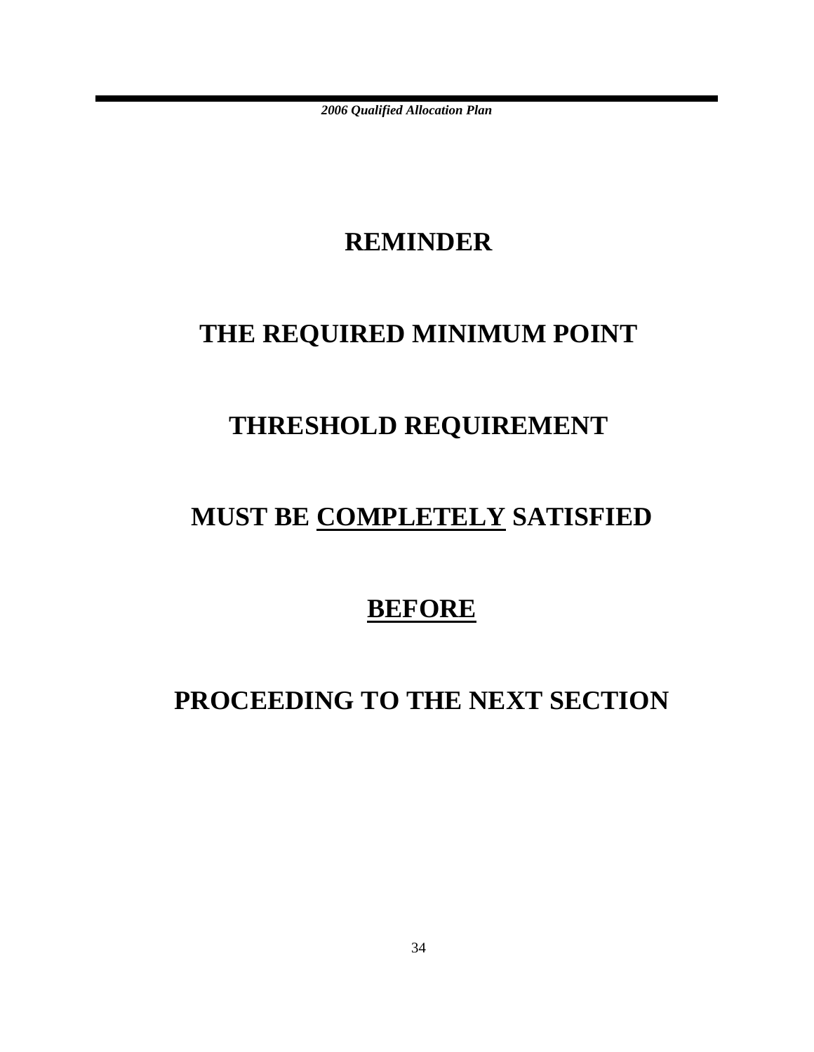# REMINDER

# THE REQUIRED MINIMUM POINT

# THRESHOLD REQUIREMENT

# MUST BE <u>COMPLETELY</u> SATISFIED

# <u>BEFORE</u>

# PROCEEDING TO THE NEXT SECTION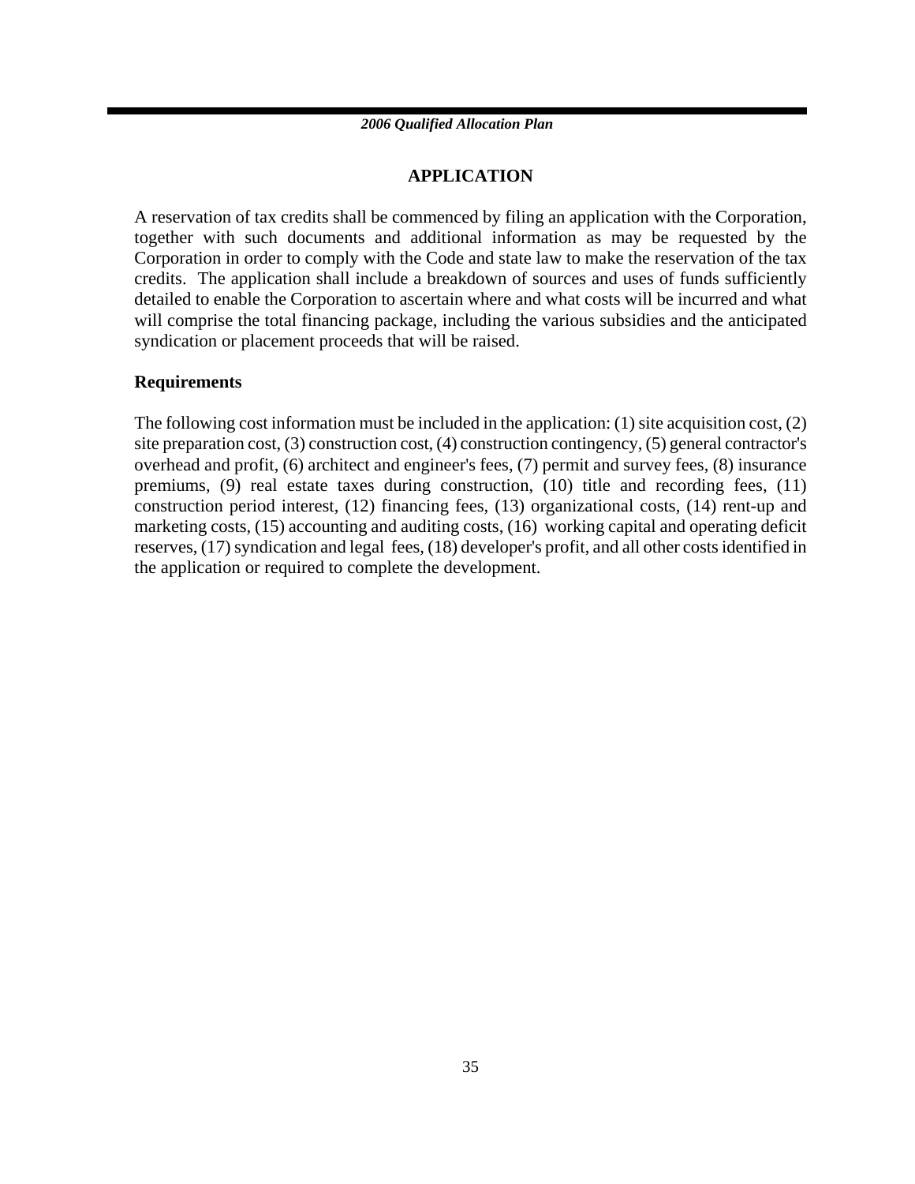## APPLICATION

A reservation of tax credits shall be commenced by filing an application with the Corporation, together with such documents and additional information as may be requested by the Corporation in order to comply with the Code and state law to make the reservation of the tax credits. The application shall include a breakdown of sources and uses of funds sufficiently detailed to enable the Corporation to ascertain where and what costs will be incurred and what will comprise the total financing package, including the various subsidies and the anticipated syndication or placement proceeds that will be raised.

### Requirements

The following cost information must be included in the application: (1) site acquisition cost, (2) site preparation cost, (3) construction cost, (4) construction contingency, (5) general contractor's overhead and profit, (6) architect and engineer's fees, (7) permit and survey fees, (8) insurance premiums, (9) real estate taxes during construction, (10) title and recording fees, (11) construction period interest, (12) financing fees, (13) organizational costs, (14) rent-up and marketing costs, (15) accounting and auditing costs, (16) working capital and operating deficit reserves, (17) syndication and legal fees, (18) developer's profit, and all other costs identified in the application or required to complete the development.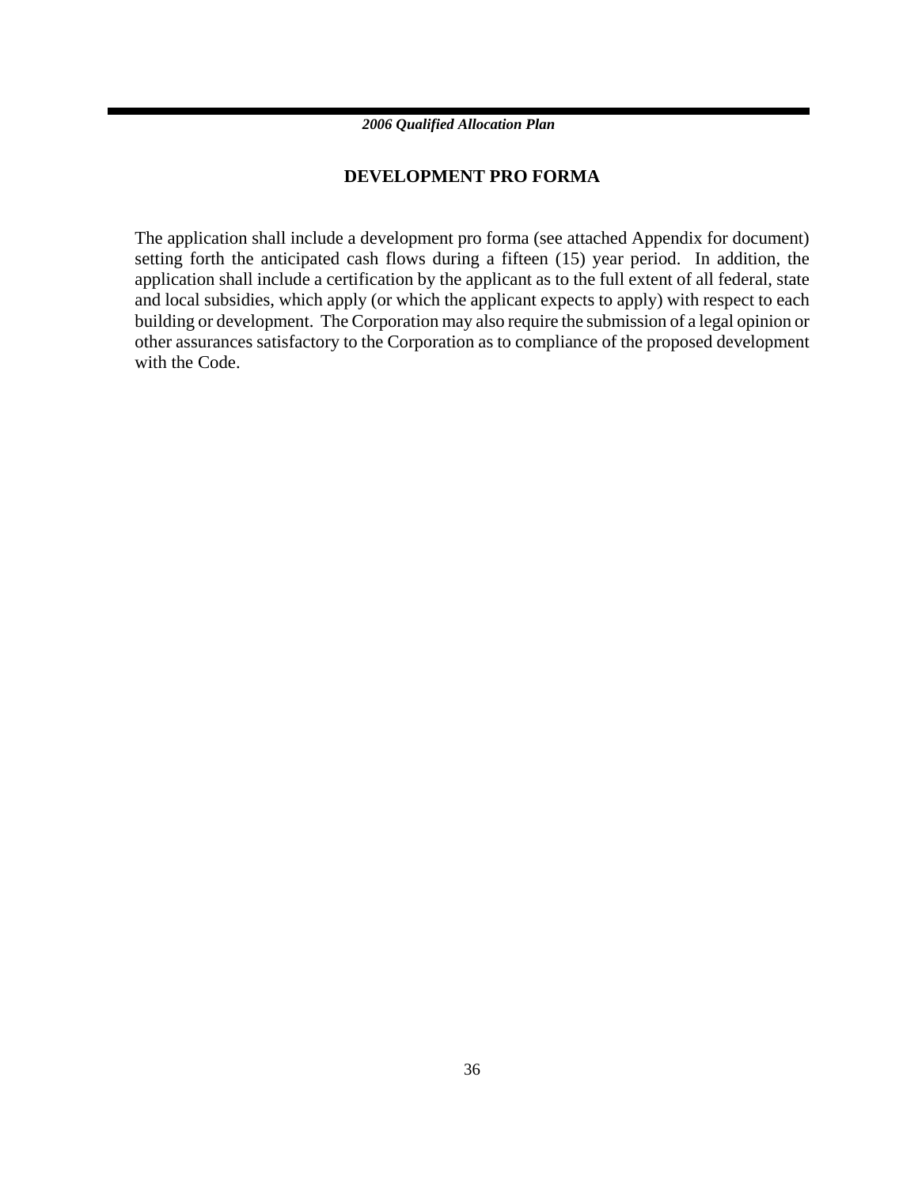## DEVELOPMENT PRO FORMA

The application shall include a development pro forma (see attached Appendix for document) setting forth the anticipated cash flows during a fifteen (15) year period. In addition, the application shall include a certification by the applicant as to the full extent of all federal, state and local subsidies, which apply (or which the applicant expects to apply) with respect to each building or development. The Corporation may also require the submission of a legal opinion or other assurances satisfactory to the Corporation as to compliance of the proposed development with the Code.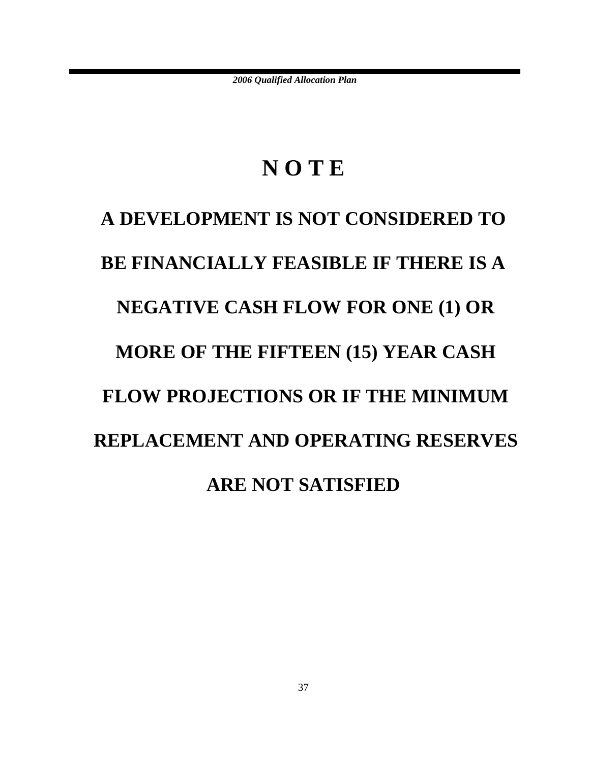# N O T E

**A DEVELOPMENT IS NOT CONSIDERED TO BE FINANCIALLY FEASIBLE IF THERE IS A NEGATIVE CASH FLOW FOR ONE (1) OR MORE OF THE FIFTEEN (15) YEAR CASH FLOW PROJECTIONS OR IF THE MINIMUM REPLACEMENT AND OPERATING RESERVES ARE NOT SATISFIED**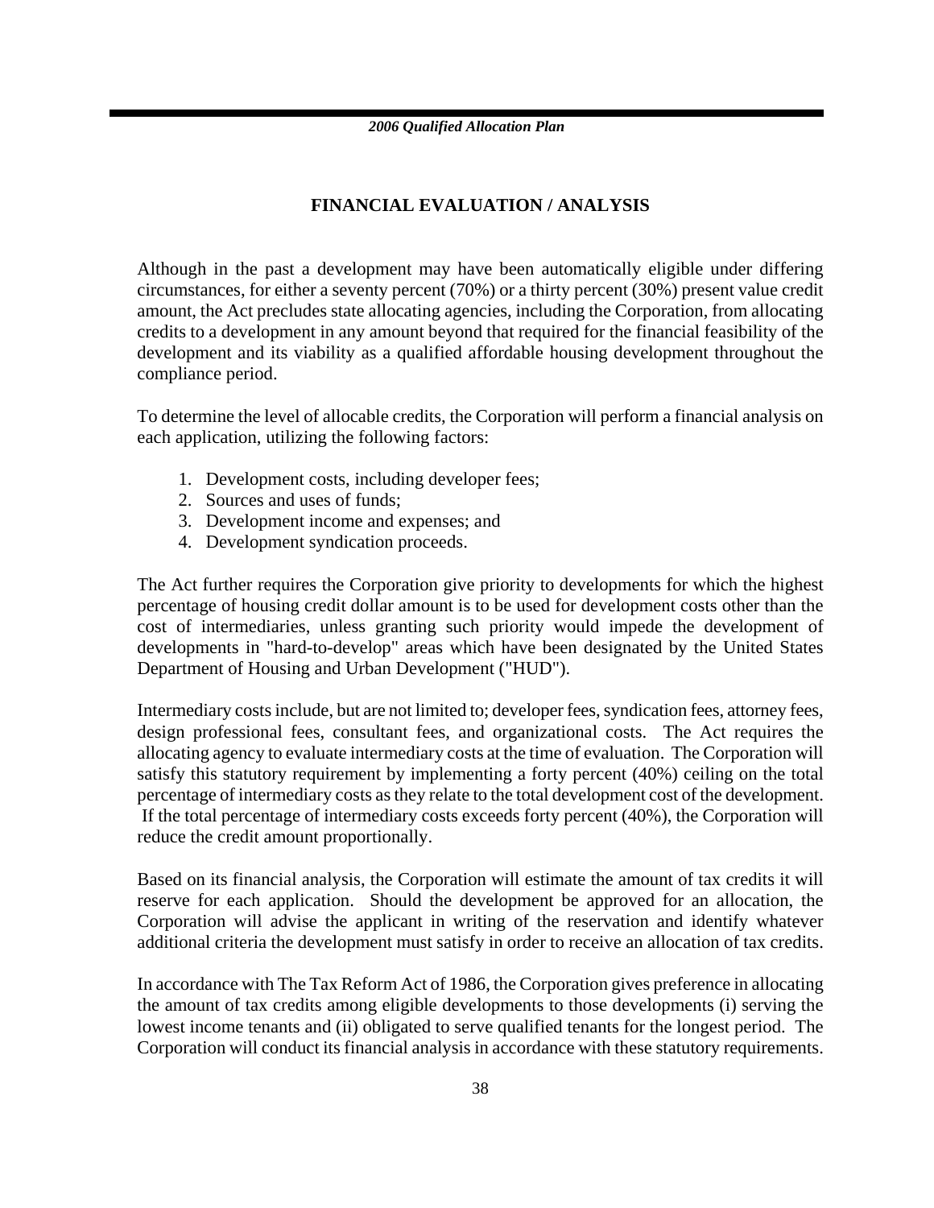# FINANCIAL EVALUATION / ANALYSIS

Although in the past a development may have been automatically eligible under differing circumstances, for either a seventy percent (70%) or a thirty percent (30%) present value credit amount, the Act precludes state allocating agencies, including the Corporation, from allocating credits to a development in any amount beyond that required for the financial feasibility of the development and its viability as a qualified affordable housing development throughout the compliance period.

To determine the level of allocable credits, the Corporation will perform a financial analysis on each application, utilizing the following factors:

1. Development costs, including developer fees;
2. Sources and uses of funds;
3. Development income and expenses; and
4. Development syndication proceeds.

The Act further requires the Corporation give priority to developments for which the highest percentage of housing credit dollar amount is to be used for development costs other than the cost of intermediaries, unless granting such priority would impede the development of developments in "hard-to-develop" areas which have been designated by the United States Department of Housing and Urban Development ("HUD").

Intermediary costs include, but are not limited to; developer fees, syndication fees, attorney fees, design professional fees, consultant fees, and organizational costs. The Act requires the allocating agency to evaluate intermediary costs at the time of evaluation. The Corporation will satisfy this statutory requirement by implementing a forty percent (40%) ceiling on the total percentage of intermediary costs as they relate to the total development cost of the development. If the total percentage of intermediary costs exceeds forty percent (40%), the Corporation will reduce the credit amount proportionally.

Based on its financial analysis, the Corporation will estimate the amount of tax credits it will reserve for each application. Should the development be approved for an allocation, the Corporation will advise the applicant in writing of the reservation and identify whatever additional criteria the development must satisfy in order to receive an allocation of tax credits.

In accordance with The Tax Reform Act of 1986, the Corporation gives preference in allocating the amount of tax credits among eligible developments to those developments (i) serving the lowest income tenants and (ii) obligated to serve qualified tenants for the longest period. The Corporation will conduct its financial analysis in accordance with these statutory requirements.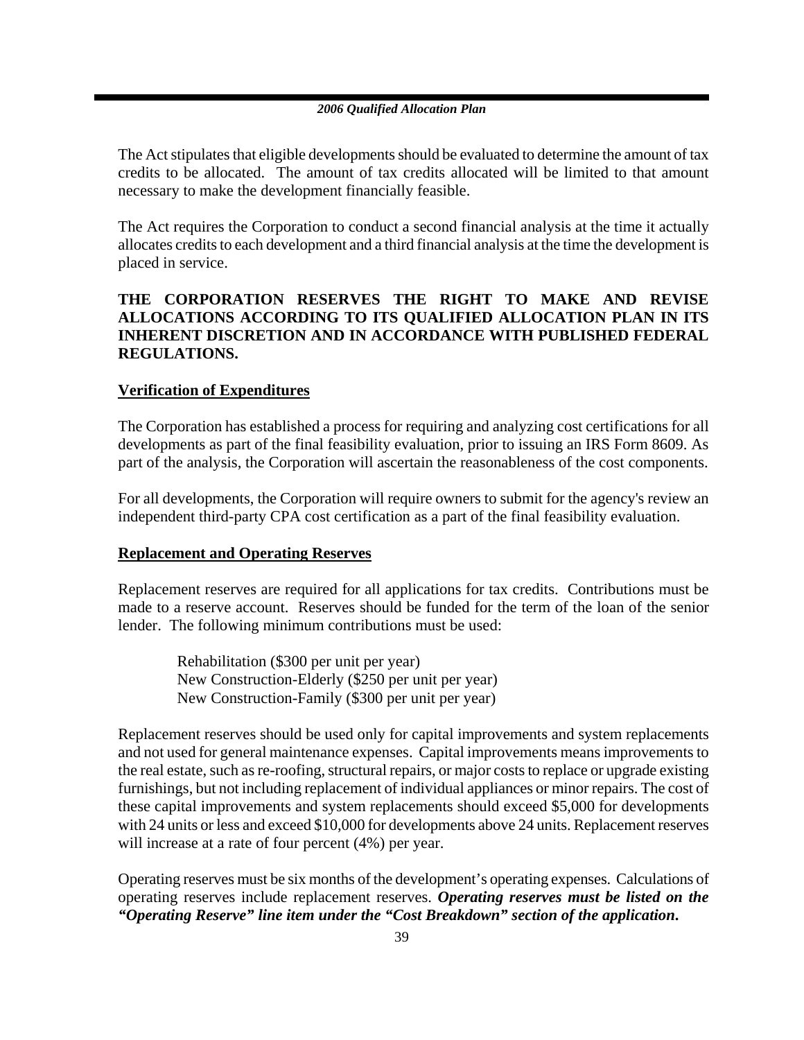The Act stipulates that eligible developments should be evaluated to determine the amount of tax credits to be allocated. The amount of tax credits allocated will be limited to that amount necessary to make the development financially feasible.

The Act requires the Corporation to conduct a second financial analysis at the time it actually allocates credits to each development and a third financial analysis at the time the development is placed in service.

**THE CORPORATION RESERVES THE RIGHT TO MAKE AND REVISE ALLOCATIONS ACCORDING TO ITS QUALIFIED ALLOCATION PLAN IN ITS INHERENT DISCRETION AND IN ACCORDANCE WITH PUBLISHED FEDERAL REGULATIONS.**

**Verification of Expenditures**

The Corporation has established a process for requiring and analyzing cost certifications for all developments as part of the final feasibility evaluation, prior to issuing an IRS Form 8609. As part of the analysis, the Corporation will ascertain the reasonableness of the cost components.

For all developments, the Corporation will require owners to submit for the agency's review an independent third-party CPA cost certification as a part of the final feasibility evaluation.

**Replacement and Operating Reserves**

Replacement reserves are required for all applications for tax credits. Contributions must be made to a reserve account. Reserves should be funded for the term of the loan of the senior lender. The following minimum contributions must be used:

Rehabilitation ($300 per unit per year)
New Construction-Elderly ($250 per unit per year)
New Construction-Family ($300 per unit per year)

Replacement reserves should be used only for capital improvements and system replacements and not used for general maintenance expenses. Capital improvements means improvements to the real estate, such as re-roofing, structural repairs, or major costs to replace or upgrade existing furnishings, but not including replacement of individual appliances or minor repairs. The cost of these capital improvements and system replacements should exceed $5,000 for developments with 24 units or less and exceed $10,000 for developments above 24 units. Replacement reserves will increase at a rate of four percent (4%) per year.

Operating reserves must be six months of the development's operating expenses. Calculations of operating reserves include replacement reserves. ***Operating reserves must be listed on the "Operating Reserve" line item under the "Cost Breakdown" section of the application.***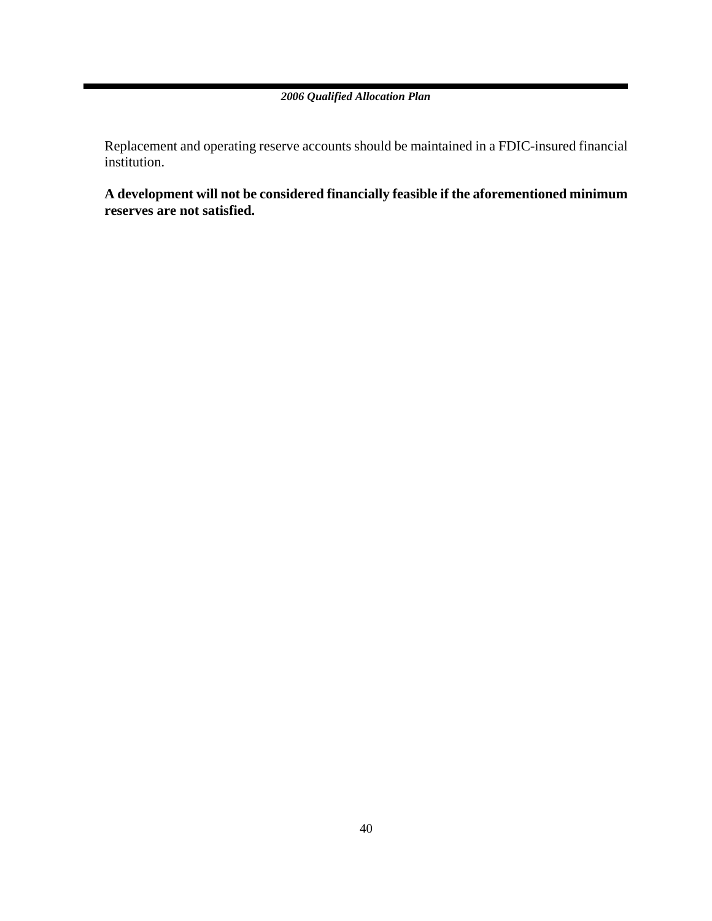Replacement and operating reserve accounts should be maintained in a FDIC-insured financial institution.

**A development will not be considered financially feasible if the aforementioned minimum reserves are not satisfied.**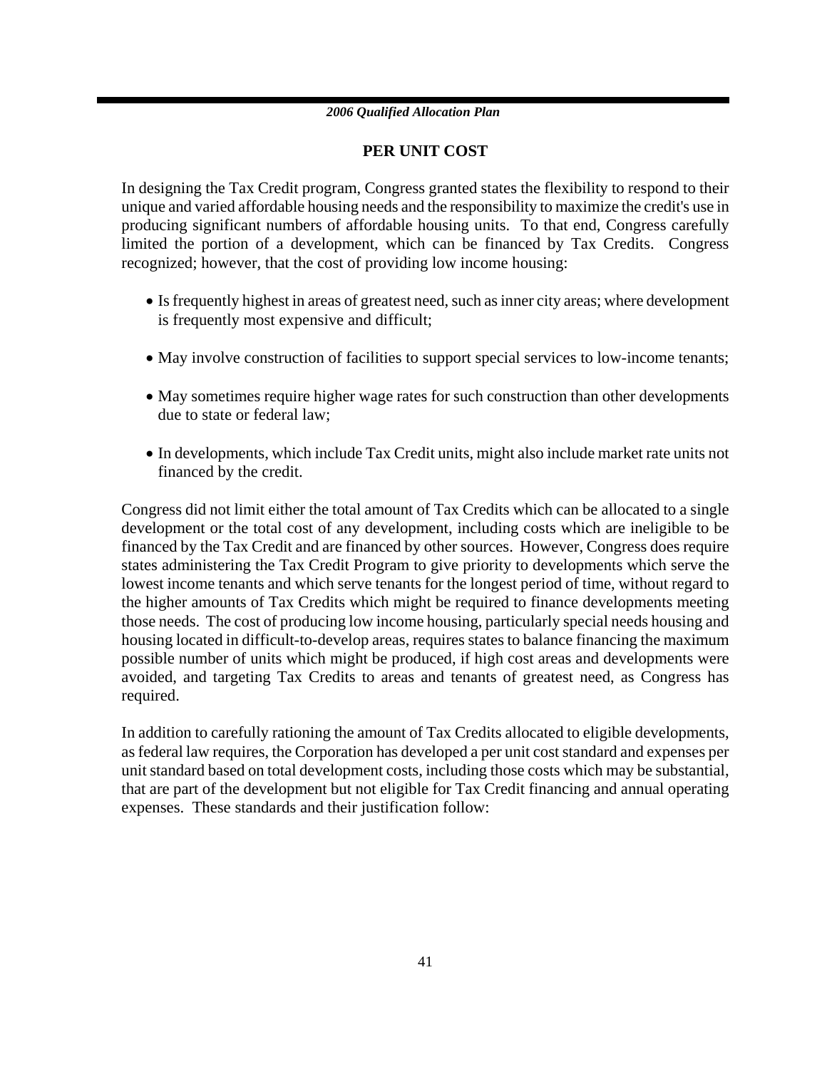## PER UNIT COST

In designing the Tax Credit program, Congress granted states the flexibility to respond to their unique and varied affordable housing needs and the responsibility to maximize the credit's use in producing significant numbers of affordable housing units. To that end, Congress carefully limited the portion of a development, which can be financed by Tax Credits. Congress recognized; however, that the cost of providing low income housing:

- Is frequently highest in areas of greatest need, such as inner city areas; where development is frequently most expensive and difficult;
- May involve construction of facilities to support special services to low-income tenants;
- May sometimes require higher wage rates for such construction than other developments due to state or federal law;
- In developments, which include Tax Credit units, might also include market rate units not financed by the credit.

Congress did not limit either the total amount of Tax Credits which can be allocated to a single development or the total cost of any development, including costs which are ineligible to be financed by the Tax Credit and are financed by other sources. However, Congress does require states administering the Tax Credit Program to give priority to developments which serve the lowest income tenants and which serve tenants for the longest period of time, without regard to the higher amounts of Tax Credits which might be required to finance developments meeting those needs. The cost of producing low income housing, particularly special needs housing and housing located in difficult-to-develop areas, requires states to balance financing the maximum possible number of units which might be produced, if high cost areas and developments were avoided, and targeting Tax Credits to areas and tenants of greatest need, as Congress has required.

In addition to carefully rationing the amount of Tax Credits allocated to eligible developments, as federal law requires, the Corporation has developed a per unit cost standard and expenses per unit standard based on total development costs, including those costs which may be substantial, that are part of the development but not eligible for Tax Credit financing and annual operating expenses. These standards and their justification follow: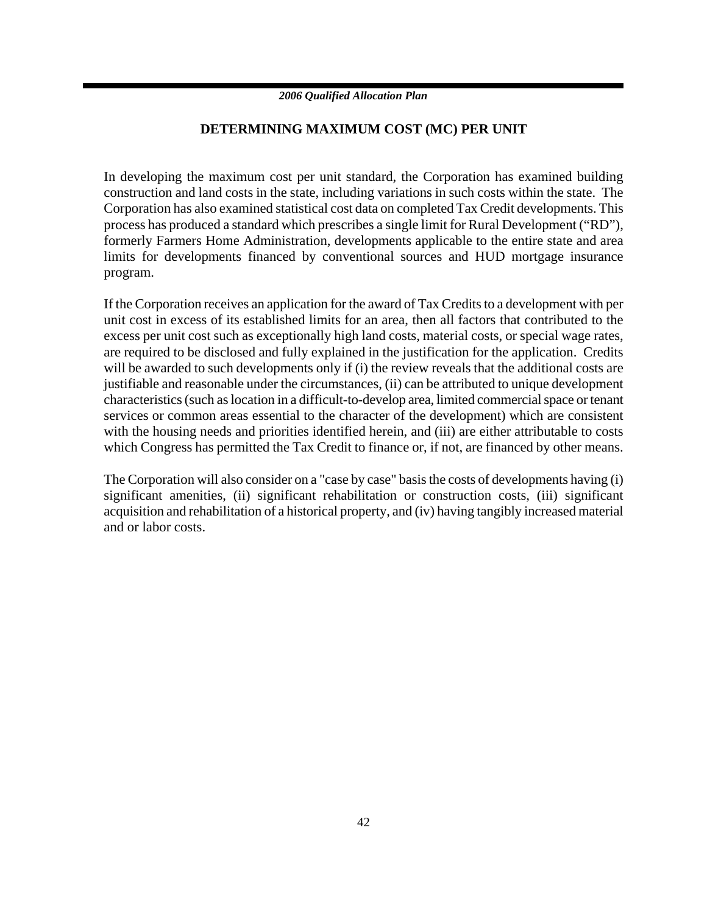## DETERMINING MAXIMUM COST (MC) PER UNIT

In developing the maximum cost per unit standard, the Corporation has examined building construction and land costs in the state, including variations in such costs within the state. The Corporation has also examined statistical cost data on completed Tax Credit developments. This process has produced a standard which prescribes a single limit for Rural Development ("RD"), formerly Farmers Home Administration, developments applicable to the entire state and area limits for developments financed by conventional sources and HUD mortgage insurance program.

If the Corporation receives an application for the award of Tax Credits to a development with per unit cost in excess of its established limits for an area, then all factors that contributed to the excess per unit cost such as exceptionally high land costs, material costs, or special wage rates, are required to be disclosed and fully explained in the justification for the application. Credits will be awarded to such developments only if (i) the review reveals that the additional costs are justifiable and reasonable under the circumstances, (ii) can be attributed to unique development characteristics (such as location in a difficult-to-develop area, limited commercial space or tenant services or common areas essential to the character of the development) which are consistent with the housing needs and priorities identified herein, and (iii) are either attributable to costs which Congress has permitted the Tax Credit to finance or, if not, are financed by other means.

The Corporation will also consider on a "case by case" basis the costs of developments having (i) significant amenities, (ii) significant rehabilitation or construction costs, (iii) significant acquisition and rehabilitation of a historical property, and (iv) having tangibly increased material and or labor costs.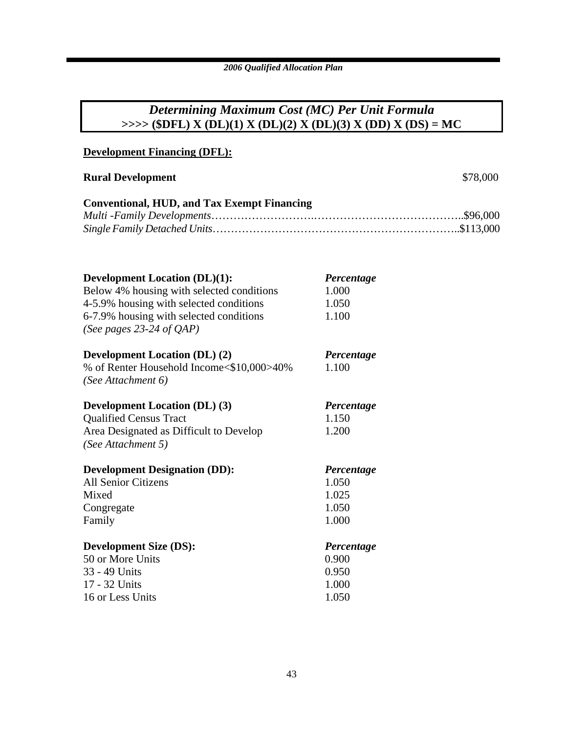## *Determining Maximum Cost (MC) Per Unit Formula*

**>>>> ($DFL) X (DL)(1) X (DL)(2) X (DL)(3) X (DD) X (DS) = MC**

**Development Financing (DFL):**

**Rural Development** $78,000

**Conventional, HUD, and Tax Exempt Financing**

*Multi -Family Developments*……………………….………………………………….$96,000
*Single Family Detached Units*…………………………………………………………..$113,000

| **Development Location (DL)(1):** | ***Percentage*** |
|---|---|
| Below 4% housing with selected conditions | 1.000 |
| 4-5.9% housing with selected conditions | 1.050 |
| 6-7.9% housing with selected conditions | 1.100 |
| *(See pages 23-24 of QAP)* | |

| **Development Location (DL) (2)** | ***Percentage*** |
|---|---|
| % of Renter Household Income<$10,000>40% | 1.100 |
| *(See Attachment 6)* | |

| **Development Location (DL) (3)** | ***Percentage*** |
|---|---|
| Qualified Census Tract | 1.150 |
| Area Designated as Difficult to Develop | 1.200 |
| *(See Attachment 5)* | |

| **Development Designation (DD):** | ***Percentage*** |
|---|---|
| All Senior Citizens | 1.050 |
| Mixed | 1.025 |
| Congregate | 1.050 |
| Family | 1.000 |

| **Development Size (DS):** | ***Percentage*** |
|---|---|
| 50 or More Units | 0.900 |
| 33 - 49 Units | 0.950 |
| 17 - 32 Units | 1.000 |
| 16 or Less Units | 1.050 |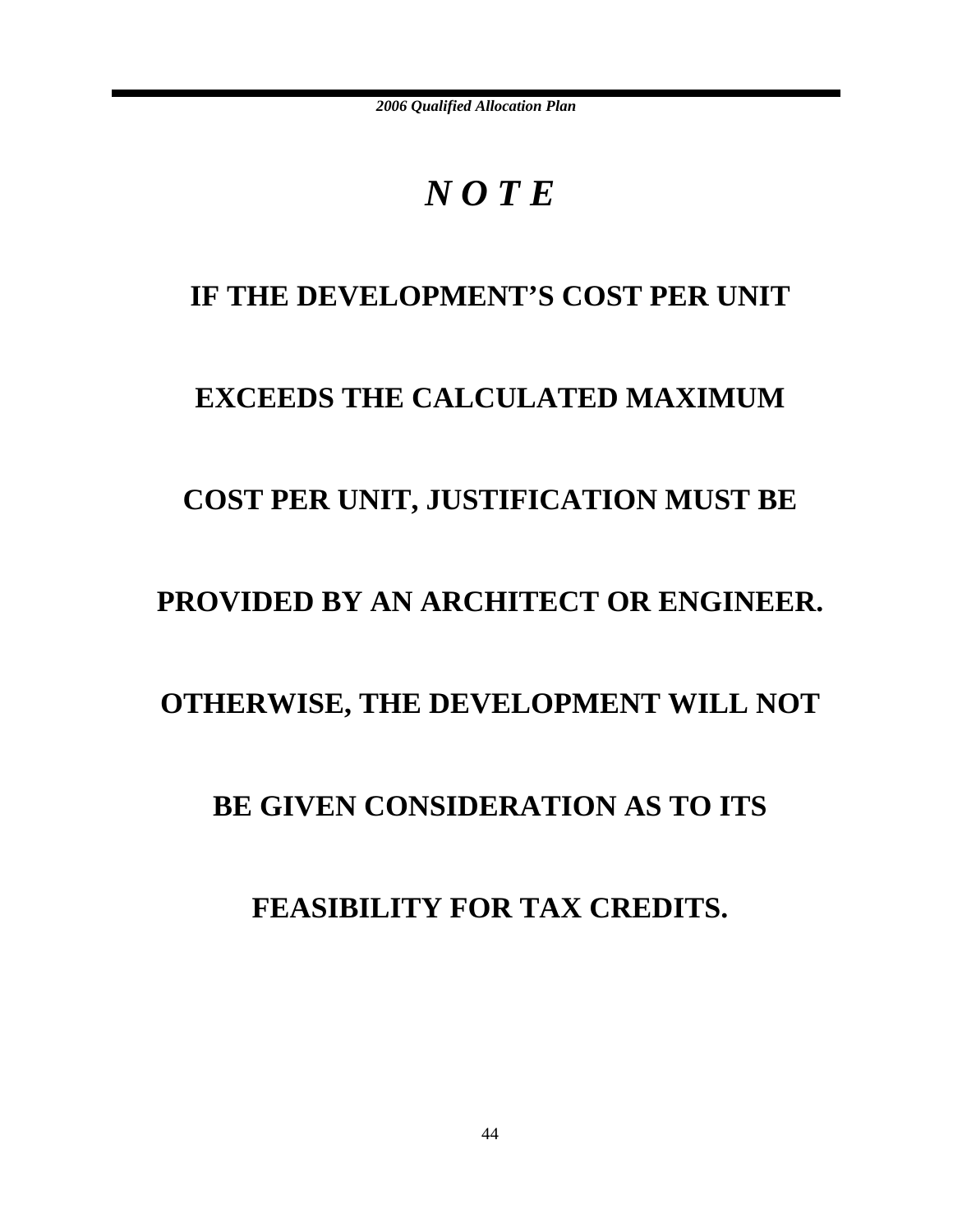# *N O T E*

**IF THE DEVELOPMENT'S COST PER UNIT EXCEEDS THE CALCULATED MAXIMUM COST PER UNIT, JUSTIFICATION MUST BE PROVIDED BY AN ARCHITECT OR ENGINEER. OTHERWISE, THE DEVELOPMENT WILL NOT BE GIVEN CONSIDERATION AS TO ITS FEASIBILITY FOR TAX CREDITS.**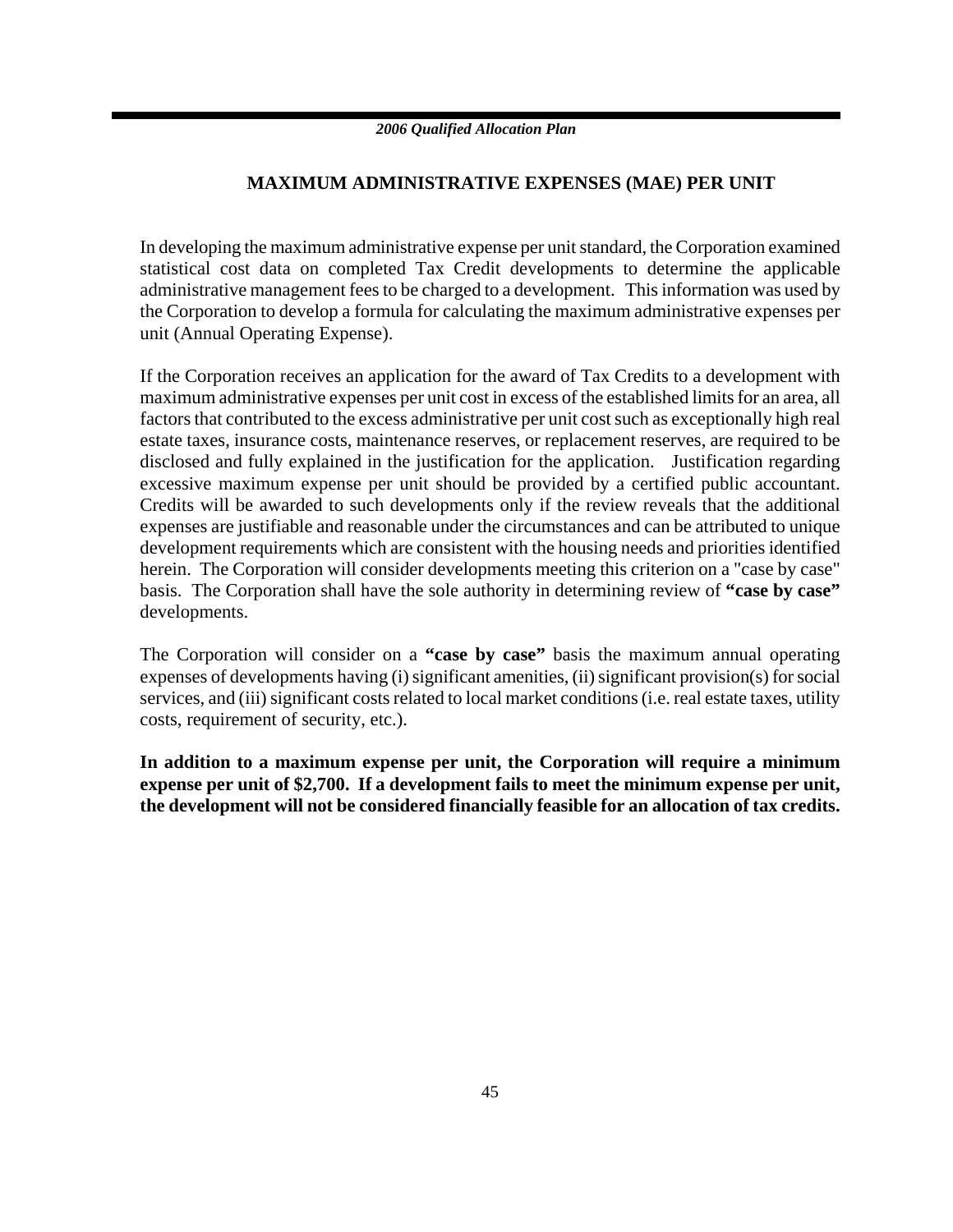## MAXIMUM ADMINISTRATIVE EXPENSES (MAE) PER UNIT

In developing the maximum administrative expense per unit standard, the Corporation examined statistical cost data on completed Tax Credit developments to determine the applicable administrative management fees to be charged to a development. This information was used by the Corporation to develop a formula for calculating the maximum administrative expenses per unit (Annual Operating Expense).

If the Corporation receives an application for the award of Tax Credits to a development with maximum administrative expenses per unit cost in excess of the established limits for an area, all factors that contributed to the excess administrative per unit cost such as exceptionally high real estate taxes, insurance costs, maintenance reserves, or replacement reserves, are required to be disclosed and fully explained in the justification for the application. Justification regarding excessive maximum expense per unit should be provided by a certified public accountant. Credits will be awarded to such developments only if the review reveals that the additional expenses are justifiable and reasonable under the circumstances and can be attributed to unique development requirements which are consistent with the housing needs and priorities identified herein. The Corporation will consider developments meeting this criterion on a "case by case" basis. The Corporation shall have the sole authority in determining review of **"case by case"** developments.

The Corporation will consider on a **"case by case"** basis the maximum annual operating expenses of developments having (i) significant amenities, (ii) significant provision(s) for social services, and (iii) significant costs related to local market conditions (i.e. real estate taxes, utility costs, requirement of security, etc.).

**In addition to a maximum expense per unit, the Corporation will require a minimum expense per unit of $2,700. If a development fails to meet the minimum expense per unit, the development will not be considered financially feasible for an allocation of tax credits.**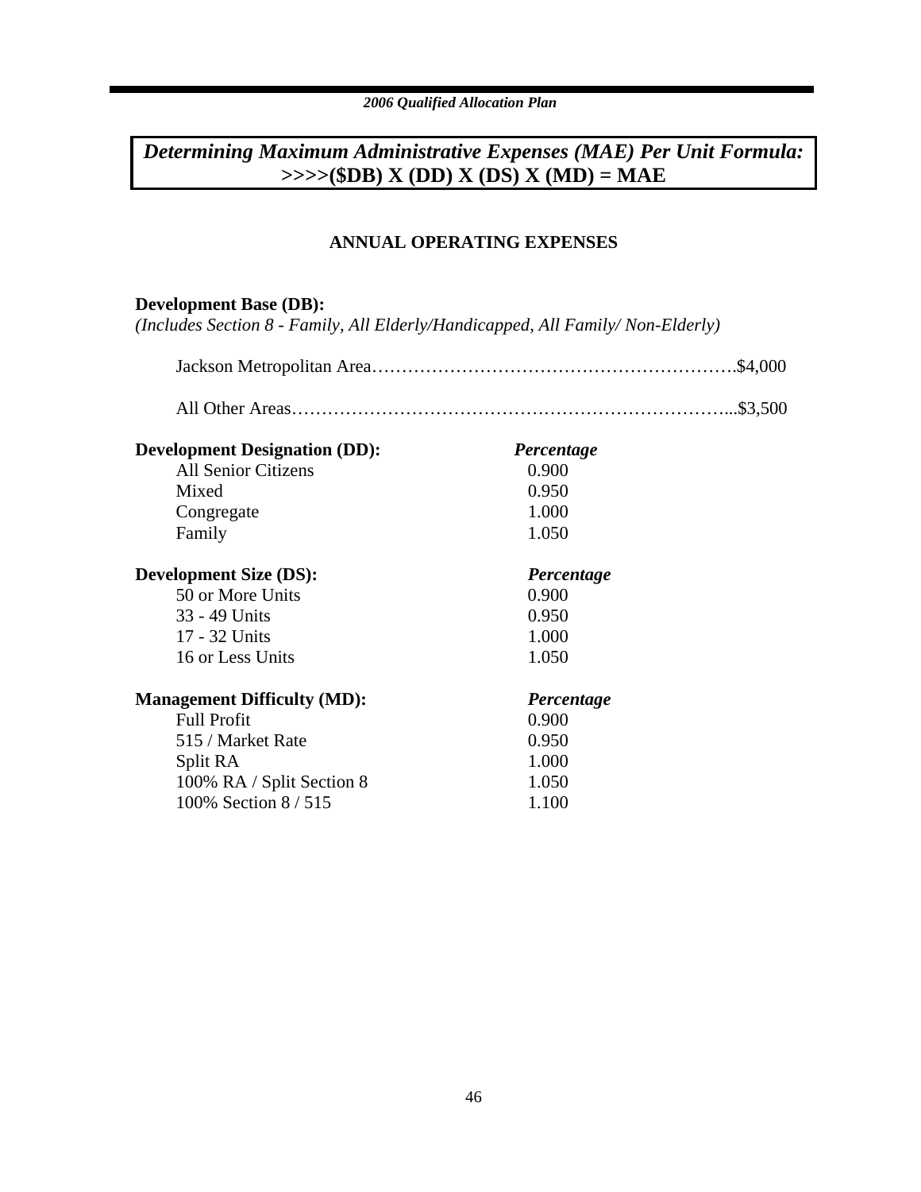## *Determining Maximum Administrative Expenses (MAE) Per Unit Formula:*
## **>>>>($DB) X (DD) X (DS) X (MD) = MAE**

### ANNUAL OPERATING EXPENSES

**Development Base (DB):**
*(Includes Section 8 - Family, All Elderly/Handicapped, All Family/ Non-Elderly)*

Jackson Metropolitan Area……………………………………………………….$4,000

All Other Areas……………………………………………………………...$3,500

| **Development Designation (DD):** | ***Percentage*** |
|---|---|
| All Senior Citizens | 0.900 |
| Mixed | 0.950 |
| Congregate | 1.000 |
| Family | 1.050 |

| **Development Size (DS):** | ***Percentage*** |
|---|---|
| 50 or More Units | 0.900 |
| 33 - 49 Units | 0.950 |
| 17 - 32 Units | 1.000 |
| 16 or Less Units | 1.050 |

| **Management Difficulty (MD):** | ***Percentage*** |
|---|---|
| Full Profit | 0.900 |
| 515 / Market Rate | 0.950 |
| Split RA | 1.000 |
| 100% RA / Split Section 8 | 1.050 |
| 100% Section 8 / 515 | 1.100 |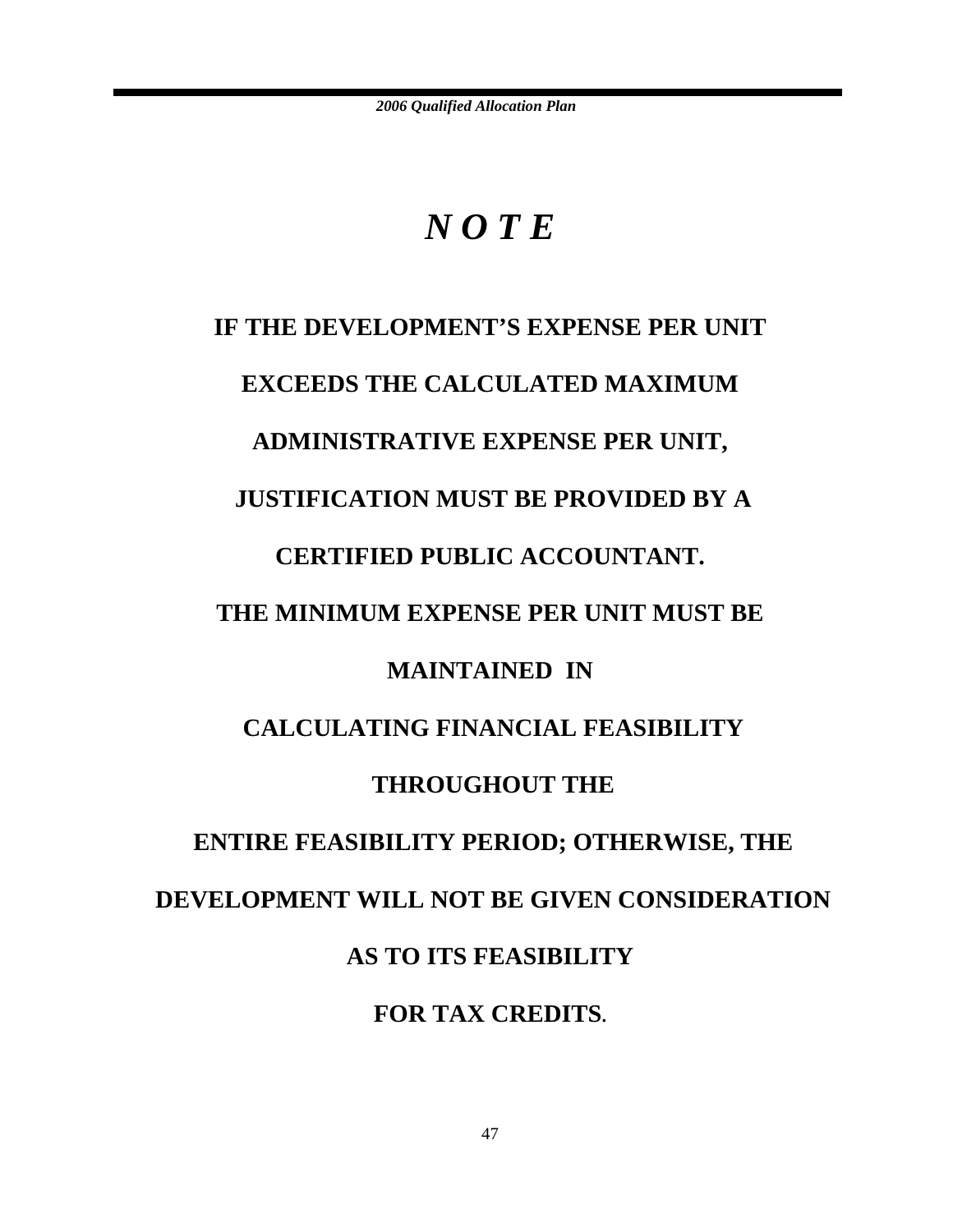# *N O T E*

**IF THE DEVELOPMENT'S EXPENSE PER UNIT EXCEEDS THE CALCULATED MAXIMUM ADMINISTRATIVE EXPENSE PER UNIT, JUSTIFICATION MUST BE PROVIDED BY A CERTIFIED PUBLIC ACCOUNTANT. THE MINIMUM EXPENSE PER UNIT MUST BE MAINTAINED IN CALCULATING FINANCIAL FEASIBILITY THROUGHOUT THE ENTIRE FEASIBILITY PERIOD; OTHERWISE, THE DEVELOPMENT WILL NOT BE GIVEN CONSIDERATION AS TO ITS FEASIBILITY FOR TAX CREDITS.**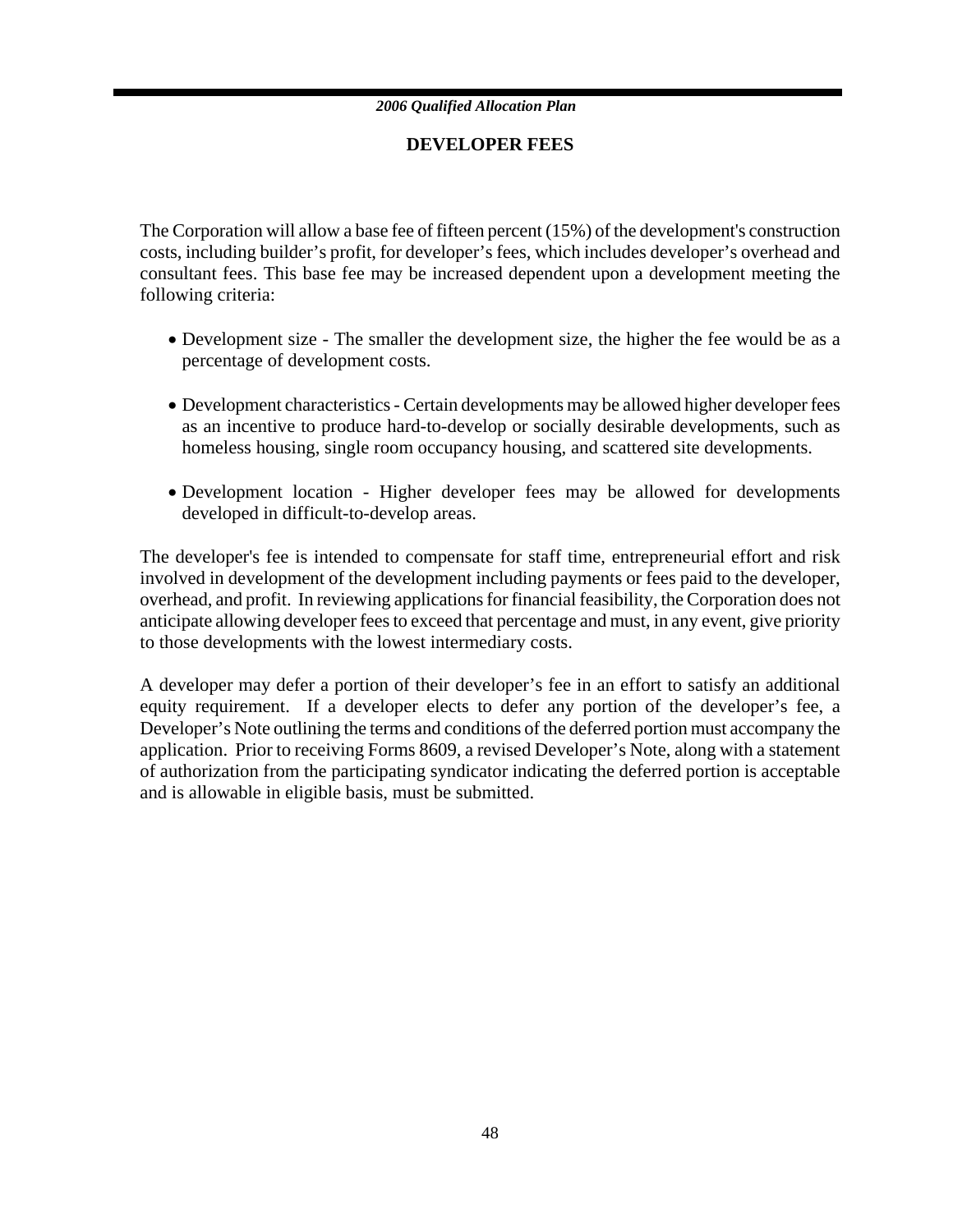## DEVELOPER FEES

The Corporation will allow a base fee of fifteen percent (15%) of the development's construction costs, including builder's profit, for developer's fees, which includes developer's overhead and consultant fees. This base fee may be increased dependent upon a development meeting the following criteria:

- Development size - The smaller the development size, the higher the fee would be as a percentage of development costs.
- Development characteristics - Certain developments may be allowed higher developer fees as an incentive to produce hard-to-develop or socially desirable developments, such as homeless housing, single room occupancy housing, and scattered site developments.
- Development location - Higher developer fees may be allowed for developments developed in difficult-to-develop areas.

The developer's fee is intended to compensate for staff time, entrepreneurial effort and risk involved in development of the development including payments or fees paid to the developer, overhead, and profit. In reviewing applications for financial feasibility, the Corporation does not anticipate allowing developer fees to exceed that percentage and must, in any event, give priority to those developments with the lowest intermediary costs.

A developer may defer a portion of their developer's fee in an effort to satisfy an additional equity requirement. If a developer elects to defer any portion of the developer's fee, a Developer's Note outlining the terms and conditions of the deferred portion must accompany the application. Prior to receiving Forms 8609, a revised Developer's Note, along with a statement of authorization from the participating syndicator indicating the deferred portion is acceptable and is allowable in eligible basis, must be submitted.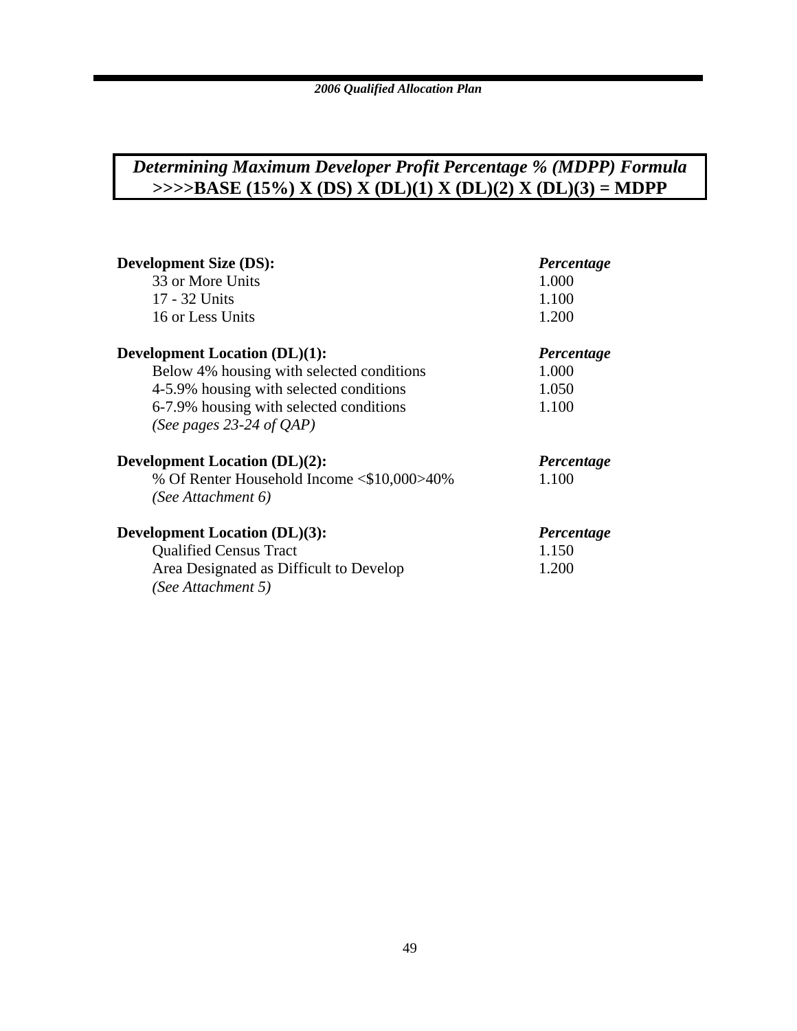## *Determining Maximum Developer Profit Percentage % (MDPP) Formula*
## >>>>BASE (15%) X (DS) X (DL)(1) X (DL)(2) X (DL)(3) = MDPP

| **Development Size (DS):** | ***Percentage*** |
|---|---|
| 33 or More Units | 1.000 |
| 17 - 32 Units | 1.100 |
| 16 or Less Units | 1.200 |

| **Development Location (DL)(1):** | ***Percentage*** |
|---|---|
| Below 4% housing with selected conditions | 1.000 |
| 4-5.9% housing with selected conditions | 1.050 |
| 6-7.9% housing with selected conditions | 1.100 |
| *(See pages 23-24 of QAP)* | |

| **Development Location (DL)(2):** | ***Percentage*** |
|---|---|
| % Of Renter Household Income <$10,000>40% | 1.100 |
| *(See Attachment 6)* | |

| **Development Location (DL)(3):** | ***Percentage*** |
|---|---|
| Qualified Census Tract | 1.150 |
| Area Designated as Difficult to Develop | 1.200 |
| *(See Attachment 5)* | |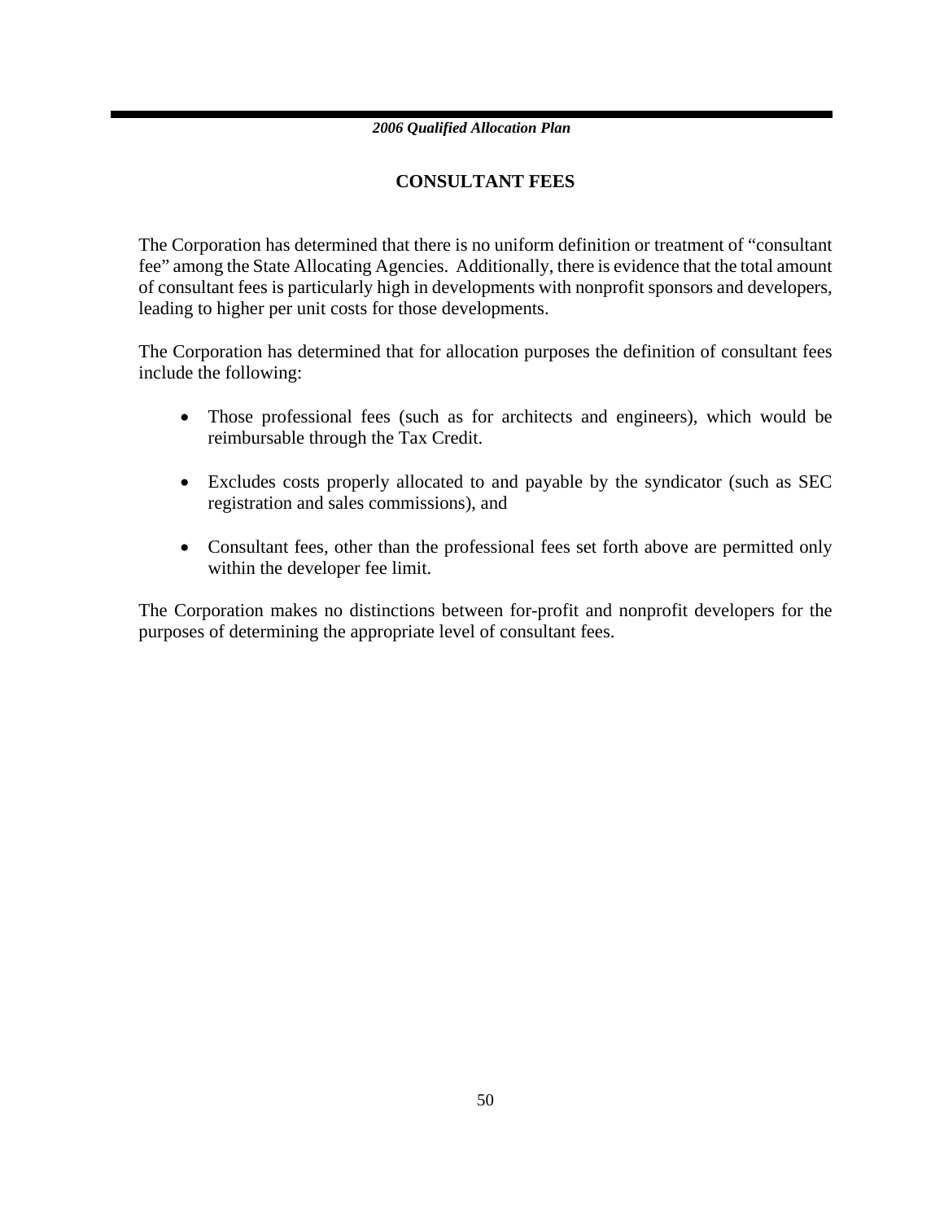## CONSULTANT FEES

The Corporation has determined that there is no uniform definition or treatment of "consultant fee" among the State Allocating Agencies. Additionally, there is evidence that the total amount of consultant fees is particularly high in developments with nonprofit sponsors and developers, leading to higher per unit costs for those developments.

The Corporation has determined that for allocation purposes the definition of consultant fees include the following:

- Those professional fees (such as for architects and engineers), which would be reimbursable through the Tax Credit.
- Excludes costs properly allocated to and payable by the syndicator (such as SEC registration and sales commissions), and
- Consultant fees, other than the professional fees set forth above are permitted only within the developer fee limit.

The Corporation makes no distinctions between for-profit and nonprofit developers for the purposes of determining the appropriate level of consultant fees.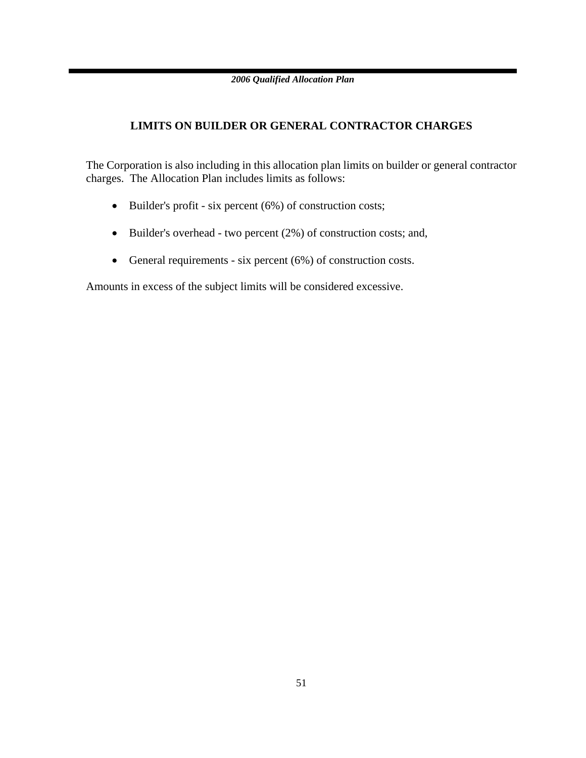## LIMITS ON BUILDER OR GENERAL CONTRACTOR CHARGES

The Corporation is also including in this allocation plan limits on builder or general contractor charges. The Allocation Plan includes limits as follows:

- Builder's profit - six percent (6%) of construction costs;
- Builder's overhead - two percent (2%) of construction costs; and,
- General requirements - six percent (6%) of construction costs.

Amounts in excess of the subject limits will be considered excessive.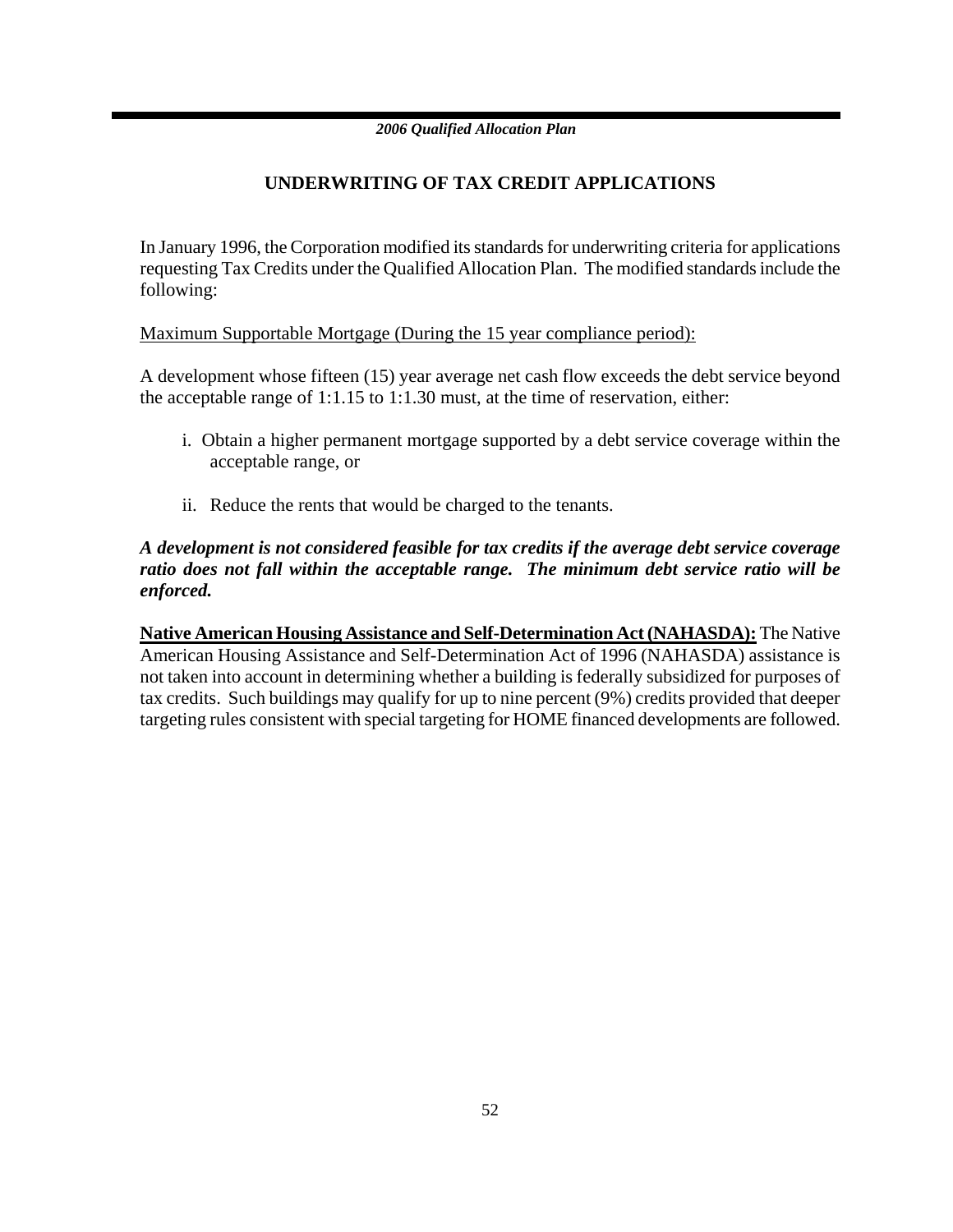## UNDERWRITING OF TAX CREDIT APPLICATIONS

In January 1996, the Corporation modified its standards for underwriting criteria for applications requesting Tax Credits under the Qualified Allocation Plan. The modified standards include the following:

<u>Maximum Supportable Mortgage (During the 15 year compliance period):</u>

A development whose fifteen (15) year average net cash flow exceeds the debt service beyond the acceptable range of 1:1.15 to 1:1.30 must, at the time of reservation, either:

i. Obtain a higher permanent mortgage supported by a debt service coverage within the acceptable range, or

ii. Reduce the rents that would be charged to the tenants.

***A development is not considered feasible for tax credits if the average debt service coverage ratio does not fall within the acceptable range. The minimum debt service ratio will be enforced.***

**<u>Native American Housing Assistance and Self-Determination Act (NAHASDA):</u>** The Native American Housing Assistance and Self-Determination Act of 1996 (NAHASDA) assistance is not taken into account in determining whether a building is federally subsidized for purposes of tax credits. Such buildings may qualify for up to nine percent (9%) credits provided that deeper targeting rules consistent with special targeting for HOME financed developments are followed.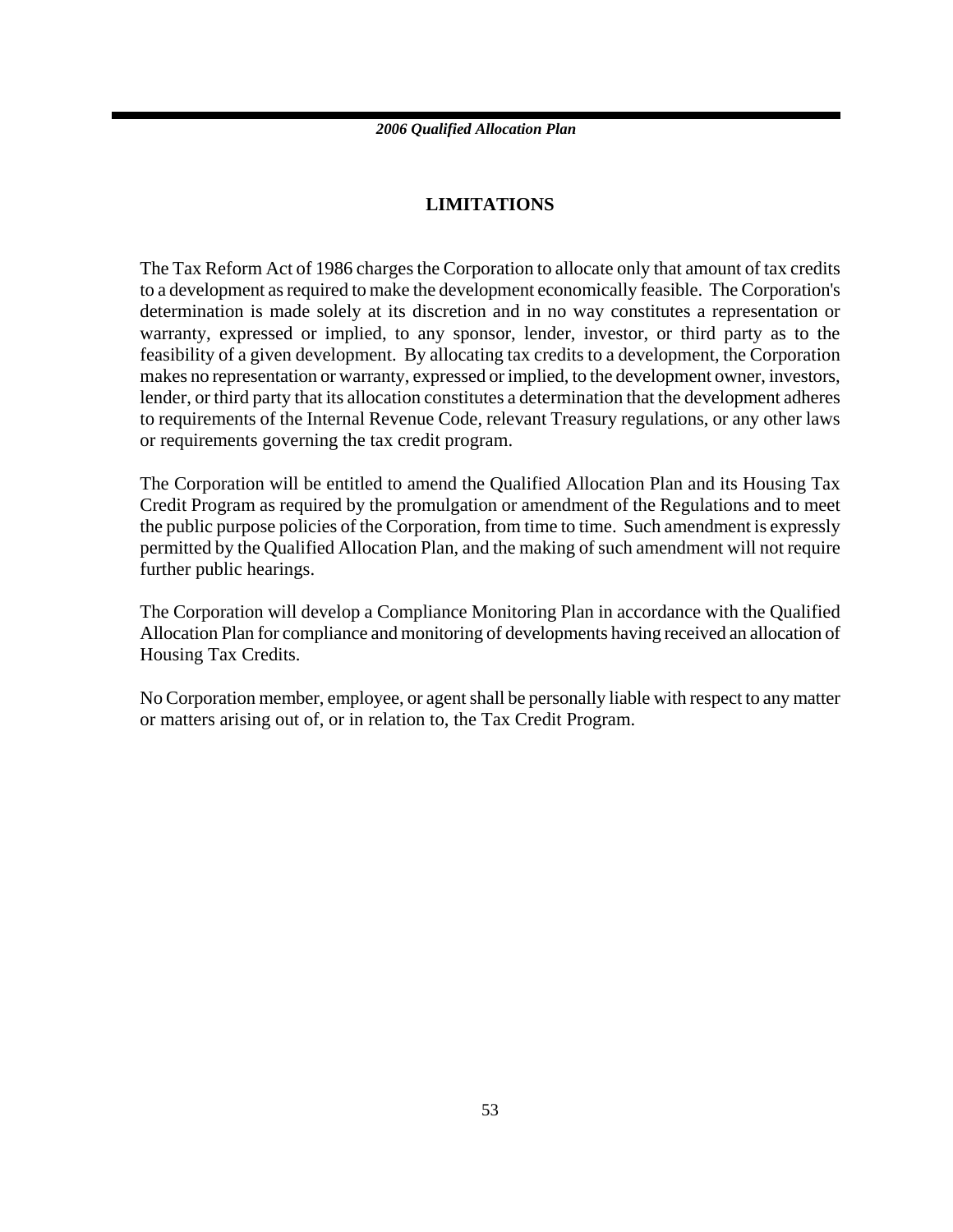## LIMITATIONS

The Tax Reform Act of 1986 charges the Corporation to allocate only that amount of tax credits to a development as required to make the development economically feasible. The Corporation's determination is made solely at its discretion and in no way constitutes a representation or warranty, expressed or implied, to any sponsor, lender, investor, or third party as to the feasibility of a given development. By allocating tax credits to a development, the Corporation makes no representation or warranty, expressed or implied, to the development owner, investors, lender, or third party that its allocation constitutes a determination that the development adheres to requirements of the Internal Revenue Code, relevant Treasury regulations, or any other laws or requirements governing the tax credit program.

The Corporation will be entitled to amend the Qualified Allocation Plan and its Housing Tax Credit Program as required by the promulgation or amendment of the Regulations and to meet the public purpose policies of the Corporation, from time to time. Such amendment is expressly permitted by the Qualified Allocation Plan, and the making of such amendment will not require further public hearings.

The Corporation will develop a Compliance Monitoring Plan in accordance with the Qualified Allocation Plan for compliance and monitoring of developments having received an allocation of Housing Tax Credits.

No Corporation member, employee, or agent shall be personally liable with respect to any matter or matters arising out of, or in relation to, the Tax Credit Program.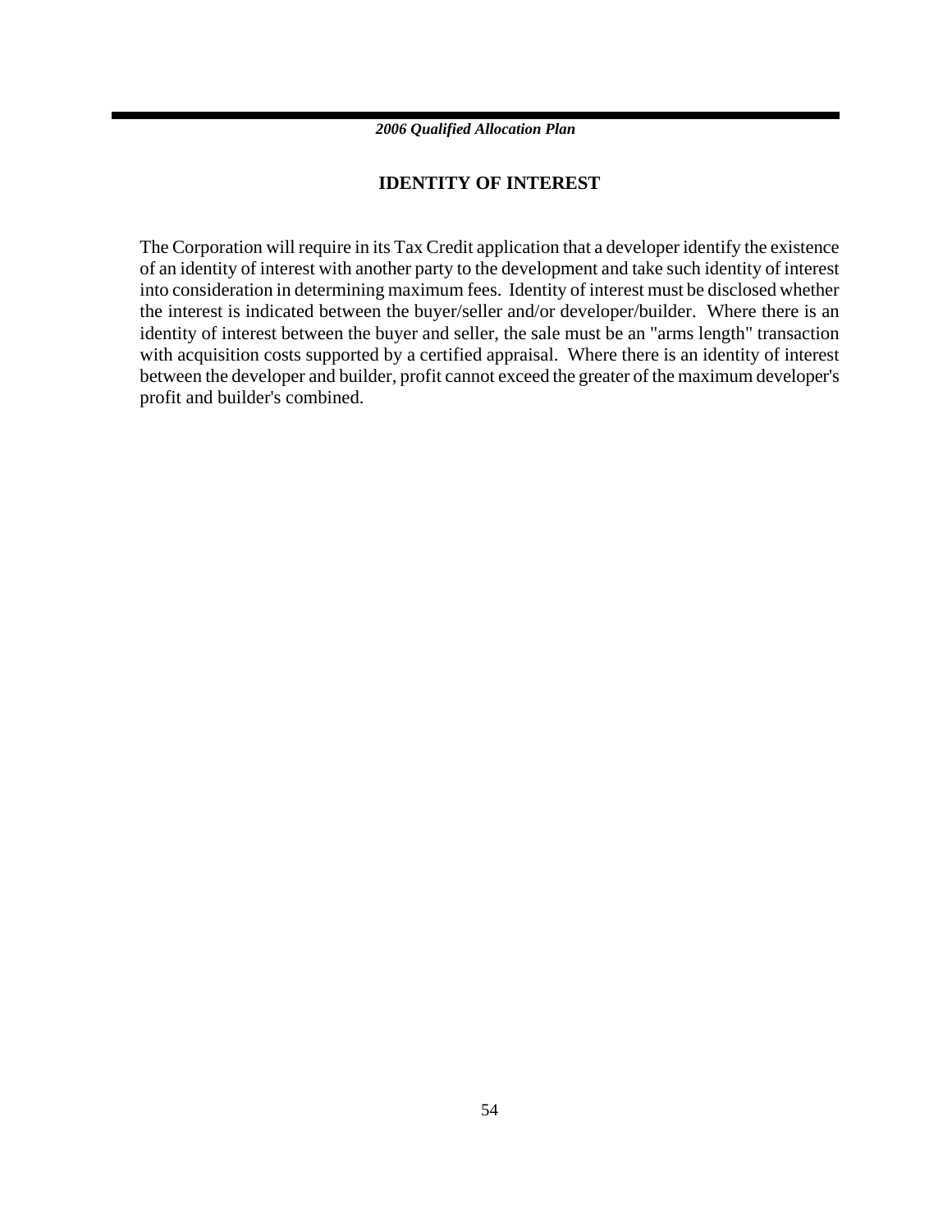## IDENTITY OF INTEREST

The Corporation will require in its Tax Credit application that a developer identify the existence of an identity of interest with another party to the development and take such identity of interest into consideration in determining maximum fees. Identity of interest must be disclosed whether the interest is indicated between the buyer/seller and/or developer/builder. Where there is an identity of interest between the buyer and seller, the sale must be an "arms length" transaction with acquisition costs supported by a certified appraisal. Where there is an identity of interest between the developer and builder, profit cannot exceed the greater of the maximum developer's profit and builder's combined.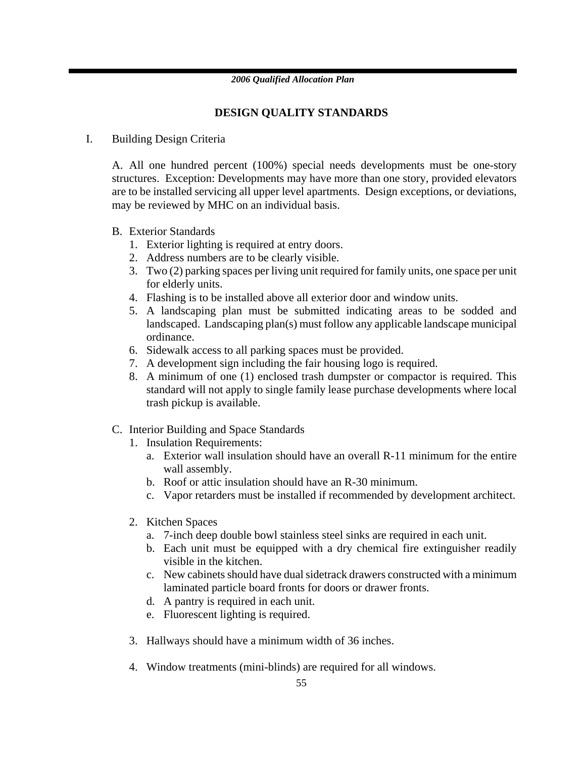## DESIGN QUALITY STANDARDS

I. Building Design Criteria

A. All one hundred percent (100%) special needs developments must be one-story structures. Exception: Developments may have more than one story, provided elevators are to be installed servicing all upper level apartments. Design exceptions, or deviations, may be reviewed by MHC on an individual basis.

B. Exterior Standards

1. Exterior lighting is required at entry doors.
2. Address numbers are to be clearly visible.
3. Two (2) parking spaces per living unit required for family units, one space per unit for elderly units.
4. Flashing is to be installed above all exterior door and window units.
5. A landscaping plan must be submitted indicating areas to be sodded and landscaped. Landscaping plan(s) must follow any applicable landscape municipal ordinance.
6. Sidewalk access to all parking spaces must be provided.
7. A development sign including the fair housing logo is required.
8. A minimum of one (1) enclosed trash dumpster or compactor is required. This standard will not apply to single family lease purchase developments where local trash pickup is available.

C. Interior Building and Space Standards

1. Insulation Requirements:
   a. Exterior wall insulation should have an overall R-11 minimum for the entire wall assembly.
   b. Roof or attic insulation should have an R-30 minimum.
   c. Vapor retarders must be installed if recommended by development architect.

2. Kitchen Spaces
   a. 7-inch deep double bowl stainless steel sinks are required in each unit.
   b. Each unit must be equipped with a dry chemical fire extinguisher readily visible in the kitchen.
   c. New cabinets should have dual sidetrack drawers constructed with a minimum laminated particle board fronts for doors or drawer fronts.
   d. A pantry is required in each unit.
   e. Fluorescent lighting is required.

3. Hallways should have a minimum width of 36 inches.

4. Window treatments (mini-blinds) are required for all windows.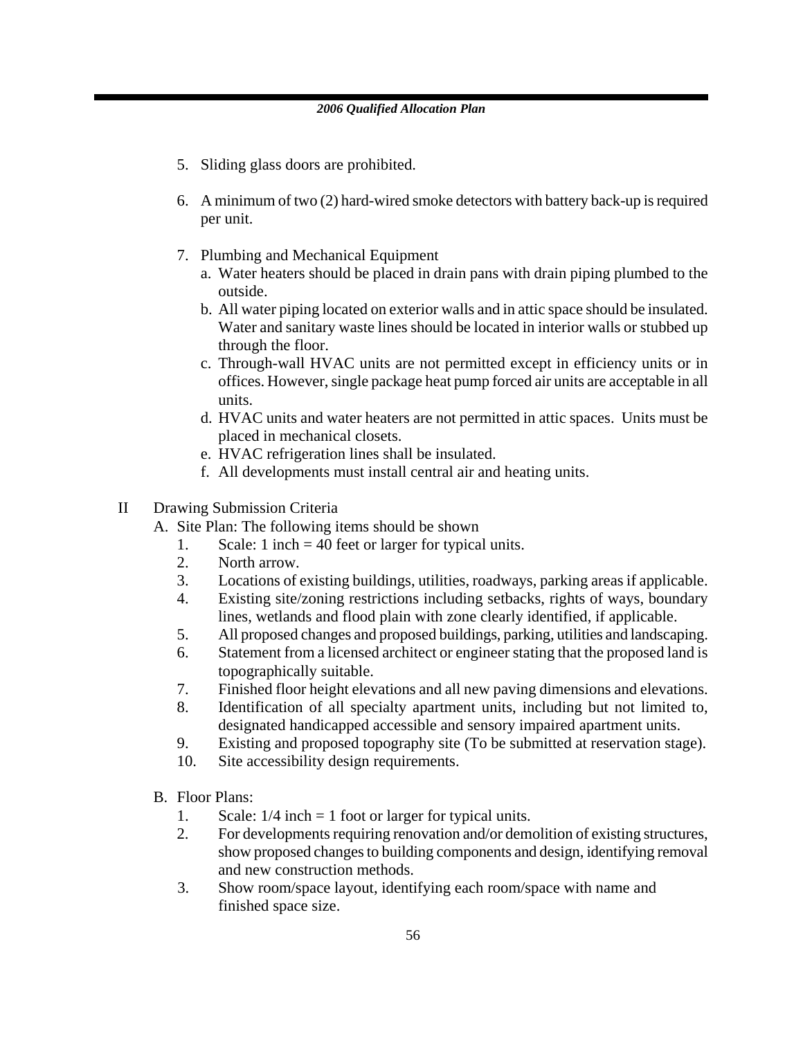5. Sliding glass doors are prohibited.

6. A minimum of two (2) hard-wired smoke detectors with battery back-up is required per unit.

7. Plumbing and Mechanical Equipment
   a. Water heaters should be placed in drain pans with drain piping plumbed to the outside.
   b. All water piping located on exterior walls and in attic space should be insulated. Water and sanitary waste lines should be located in interior walls or stubbed up through the floor.
   c. Through-wall HVAC units are not permitted except in efficiency units or in offices. However, single package heat pump forced air units are acceptable in all units.
   d. HVAC units and water heaters are not permitted in attic spaces. Units must be placed in mechanical closets.
   e. HVAC refrigeration lines shall be insulated.
   f. All developments must install central air and heating units.

II Drawing Submission Criteria

A. Site Plan: The following items should be shown
   1. Scale: 1 inch = 40 feet or larger for typical units.
   2. North arrow.
   3. Locations of existing buildings, utilities, roadways, parking areas if applicable.
   4. Existing site/zoning restrictions including setbacks, rights of ways, boundary lines, wetlands and flood plain with zone clearly identified, if applicable.
   5. All proposed changes and proposed buildings, parking, utilities and landscaping.
   6. Statement from a licensed architect or engineer stating that the proposed land is topographically suitable.
   7. Finished floor height elevations and all new paving dimensions and elevations.
   8. Identification of all specialty apartment units, including but not limited to, designated handicapped accessible and sensory impaired apartment units.
   9. Existing and proposed topography site (To be submitted at reservation stage).
   10. Site accessibility design requirements.

B. Floor Plans:
   1. Scale: 1/4 inch = 1 foot or larger for typical units.
   2. For developments requiring renovation and/or demolition of existing structures, show proposed changes to building components and design, identifying removal and new construction methods.
   3. Show room/space layout, identifying each room/space with name and finished space size.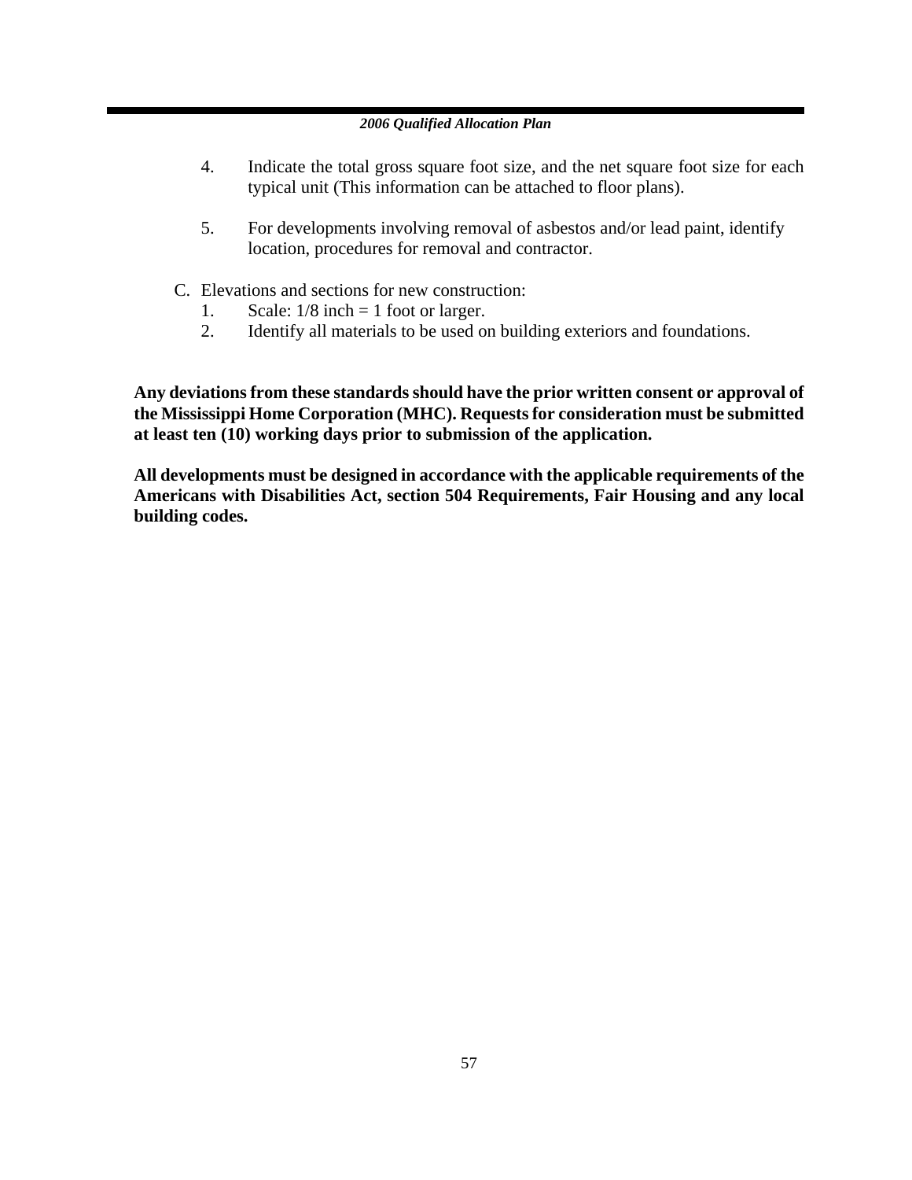4. Indicate the total gross square foot size, and the net square foot size for each typical unit (This information can be attached to floor plans).

5. For developments involving removal of asbestos and/or lead paint, identify location, procedures for removal and contractor.

C. Elevations and sections for new construction:
   1. Scale: 1/8 inch = 1 foot or larger.
   2. Identify all materials to be used on building exteriors and foundations.

**Any deviations from these standards should have the prior written consent or approval of the Mississippi Home Corporation (MHC). Requests for consideration must be submitted at least ten (10) working days prior to submission of the application.**

**All developments must be designed in accordance with the applicable requirements of the Americans with Disabilities Act, section 504 Requirements, Fair Housing and any local building codes.**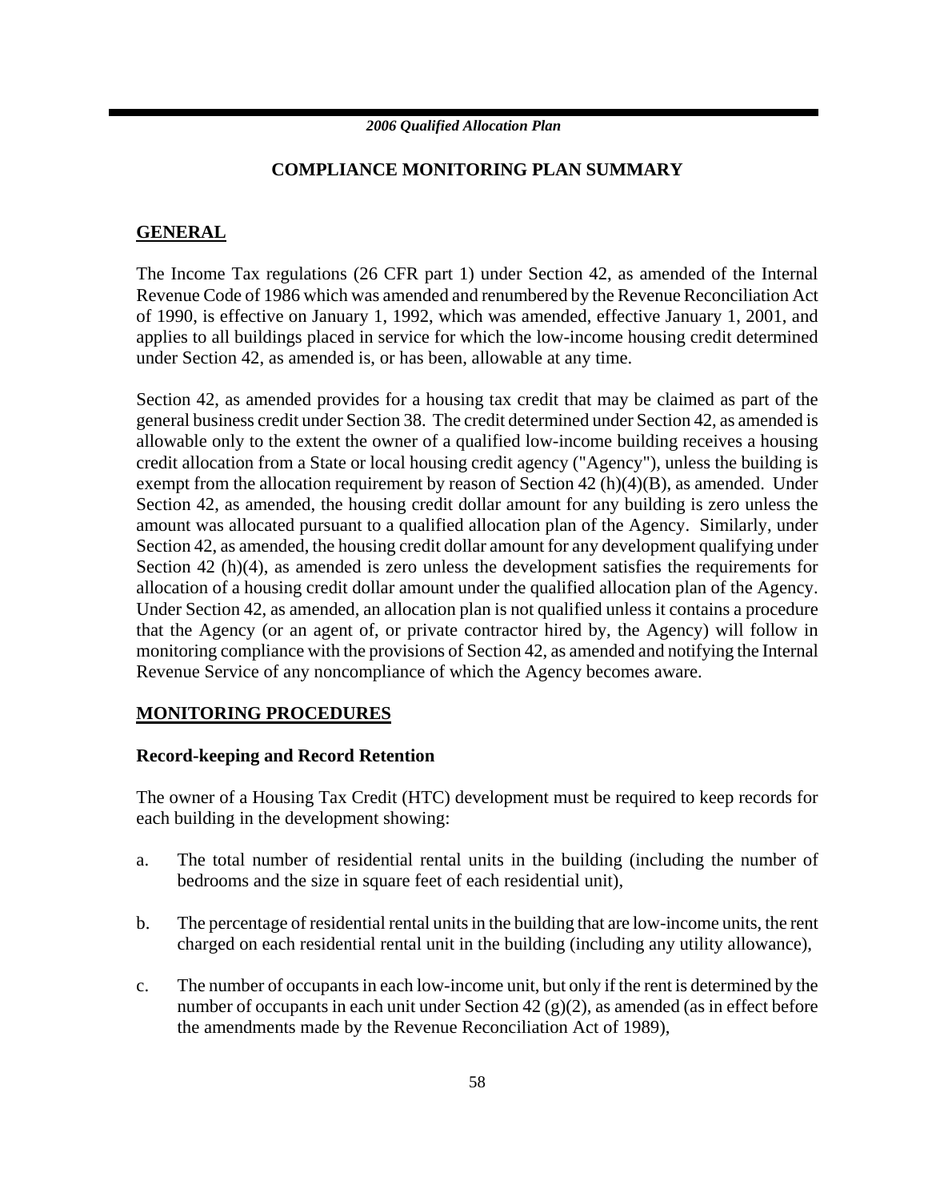## COMPLIANCE MONITORING PLAN SUMMARY

### GENERAL

The Income Tax regulations (26 CFR part 1) under Section 42, as amended of the Internal Revenue Code of 1986 which was amended and renumbered by the Revenue Reconciliation Act of 1990, is effective on January 1, 1992, which was amended, effective January 1, 2001, and applies to all buildings placed in service for which the low-income housing credit determined under Section 42, as amended is, or has been, allowable at any time.

Section 42, as amended provides for a housing tax credit that may be claimed as part of the general business credit under Section 38. The credit determined under Section 42, as amended is allowable only to the extent the owner of a qualified low-income building receives a housing credit allocation from a State or local housing credit agency ("Agency"), unless the building is exempt from the allocation requirement by reason of Section 42 (h)(4)(B), as amended. Under Section 42, as amended, the housing credit dollar amount for any building is zero unless the amount was allocated pursuant to a qualified allocation plan of the Agency. Similarly, under Section 42, as amended, the housing credit dollar amount for any development qualifying under Section 42 (h)(4), as amended is zero unless the development satisfies the requirements for allocation of a housing credit dollar amount under the qualified allocation plan of the Agency. Under Section 42, as amended, an allocation plan is not qualified unless it contains a procedure that the Agency (or an agent of, or private contractor hired by, the Agency) will follow in monitoring compliance with the provisions of Section 42, as amended and notifying the Internal Revenue Service of any noncompliance of which the Agency becomes aware.

### MONITORING PROCEDURES

#### Record-keeping and Record Retention

The owner of a Housing Tax Credit (HTC) development must be required to keep records for each building in the development showing:

a. The total number of residential rental units in the building (including the number of bedrooms and the size in square feet of each residential unit),

b. The percentage of residential rental units in the building that are low-income units, the rent charged on each residential rental unit in the building (including any utility allowance),

c. The number of occupants in each low-income unit, but only if the rent is determined by the number of occupants in each unit under Section 42 (g)(2), as amended (as in effect before the amendments made by the Revenue Reconciliation Act of 1989),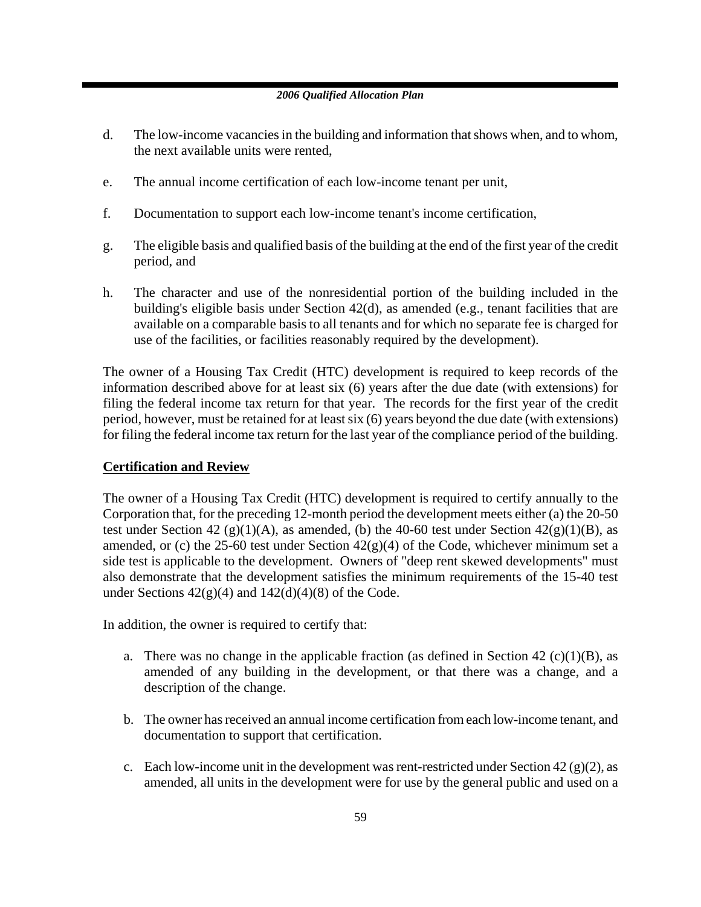d. The low-income vacancies in the building and information that shows when, and to whom, the next available units were rented,

e. The annual income certification of each low-income tenant per unit,

f. Documentation to support each low-income tenant's income certification,

g. The eligible basis and qualified basis of the building at the end of the first year of the credit period, and

h. The character and use of the nonresidential portion of the building included in the building's eligible basis under Section 42(d), as amended (e.g., tenant facilities that are available on a comparable basis to all tenants and for which no separate fee is charged for use of the facilities, or facilities reasonably required by the development).

The owner of a Housing Tax Credit (HTC) development is required to keep records of the information described above for at least six (6) years after the due date (with extensions) for filing the federal income tax return for that year. The records for the first year of the credit period, however, must be retained for at least six (6) years beyond the due date (with extensions) for filing the federal income tax return for the last year of the compliance period of the building.

**Certification and Review**

The owner of a Housing Tax Credit (HTC) development is required to certify annually to the Corporation that, for the preceding 12-month period the development meets either (a) the 20-50 test under Section 42 (g)(1)(A), as amended, (b) the 40-60 test under Section 42(g)(1)(B), as amended, or (c) the 25-60 test under Section 42(g)(4) of the Code, whichever minimum set a side test is applicable to the development. Owners of "deep rent skewed developments" must also demonstrate that the development satisfies the minimum requirements of the 15-40 test under Sections 42(g)(4) and 142(d)(4)(8) of the Code.

In addition, the owner is required to certify that:

a. There was no change in the applicable fraction (as defined in Section 42 (c)(1)(B), as amended of any building in the development, or that there was a change, and a description of the change.

b. The owner has received an annual income certification from each low-income tenant, and documentation to support that certification.

c. Each low-income unit in the development was rent-restricted under Section 42 (g)(2), as amended, all units in the development were for use by the general public and used on a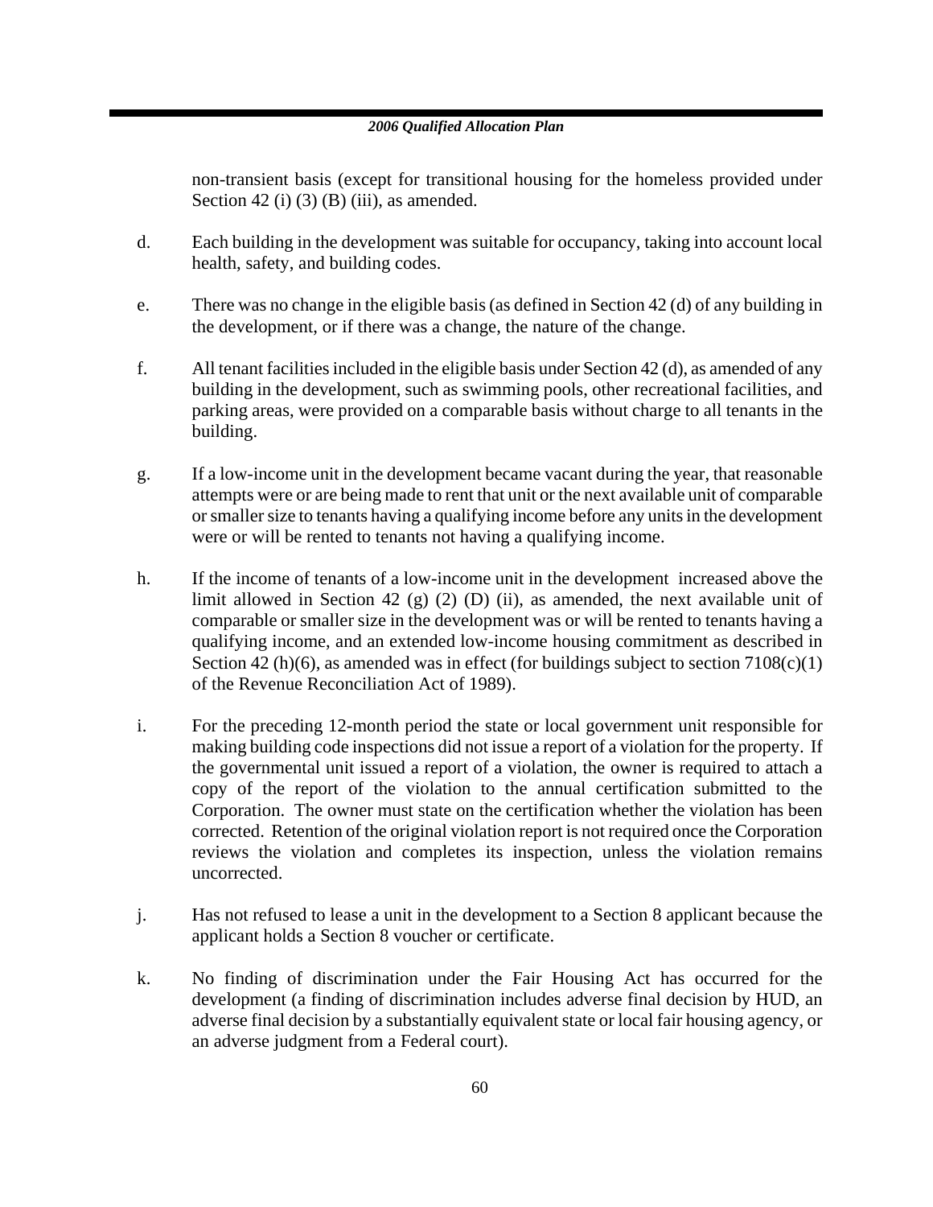non-transient basis (except for transitional housing for the homeless provided under Section 42 (i) (3) (B) (iii), as amended.

d. Each building in the development was suitable for occupancy, taking into account local health, safety, and building codes.

e. There was no change in the eligible basis (as defined in Section 42 (d) of any building in the development, or if there was a change, the nature of the change.

f. All tenant facilities included in the eligible basis under Section 42 (d), as amended of any building in the development, such as swimming pools, other recreational facilities, and parking areas, were provided on a comparable basis without charge to all tenants in the building.

g. If a low-income unit in the development became vacant during the year, that reasonable attempts were or are being made to rent that unit or the next available unit of comparable or smaller size to tenants having a qualifying income before any units in the development were or will be rented to tenants not having a qualifying income.

h. If the income of tenants of a low-income unit in the development increased above the limit allowed in Section 42 (g) (2) (D) (ii), as amended, the next available unit of comparable or smaller size in the development was or will be rented to tenants having a qualifying income, and an extended low-income housing commitment as described in Section 42 (h)(6), as amended was in effect (for buildings subject to section 7108(c)(1) of the Revenue Reconciliation Act of 1989).

i. For the preceding 12-month period the state or local government unit responsible for making building code inspections did not issue a report of a violation for the property. If the governmental unit issued a report of a violation, the owner is required to attach a copy of the report of the violation to the annual certification submitted to the Corporation. The owner must state on the certification whether the violation has been corrected. Retention of the original violation report is not required once the Corporation reviews the violation and completes its inspection, unless the violation remains uncorrected.

j. Has not refused to lease a unit in the development to a Section 8 applicant because the applicant holds a Section 8 voucher or certificate.

k. No finding of discrimination under the Fair Housing Act has occurred for the development (a finding of discrimination includes adverse final decision by HUD, an adverse final decision by a substantially equivalent state or local fair housing agency, or an adverse judgment from a Federal court).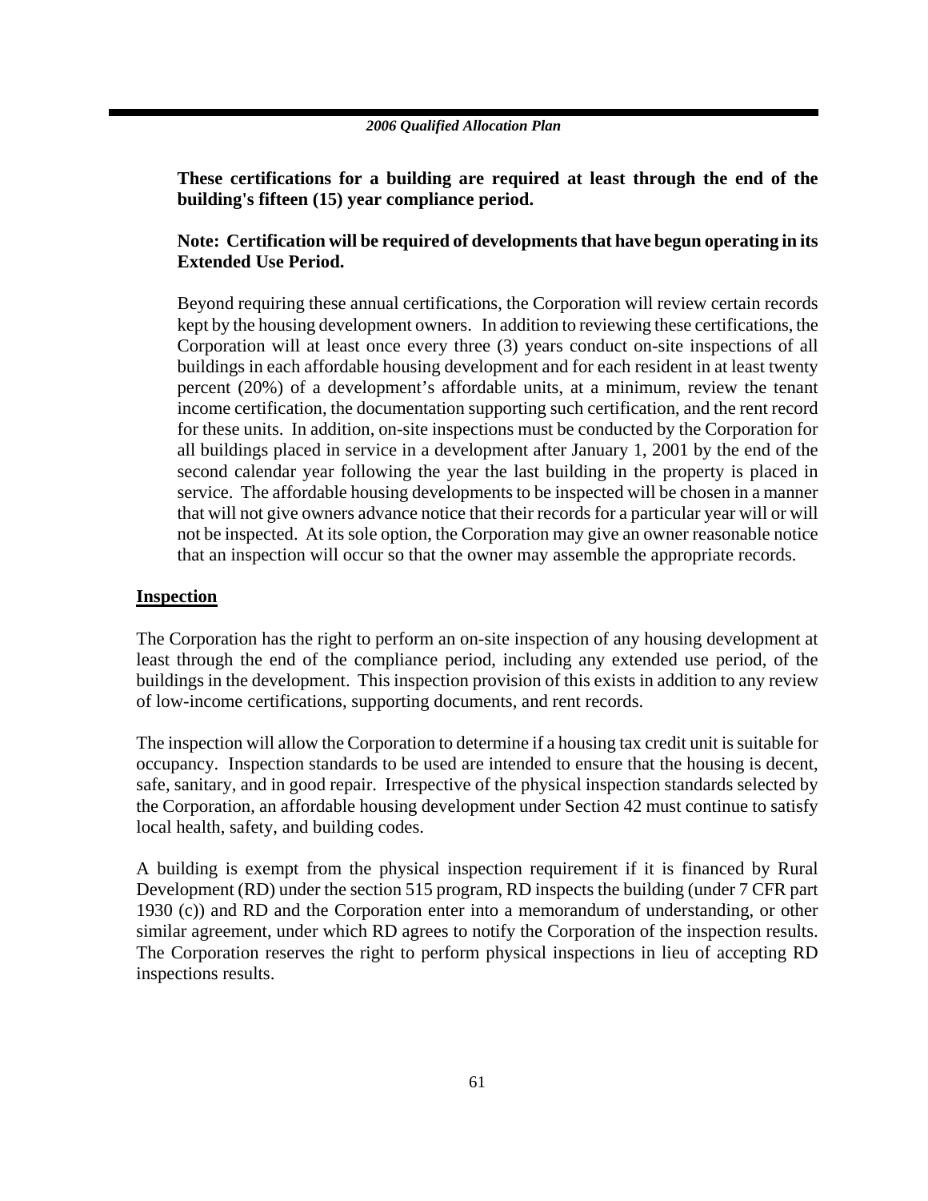**These certifications for a building are required at least through the end of the building's fifteen (15) year compliance period.**

**Note: Certification will be required of developments that have begun operating in its Extended Use Period.**

Beyond requiring these annual certifications, the Corporation will review certain records kept by the housing development owners. In addition to reviewing these certifications, the Corporation will at least once every three (3) years conduct on-site inspections of all buildings in each affordable housing development and for each resident in at least twenty percent (20%) of a development's affordable units, at a minimum, review the tenant income certification, the documentation supporting such certification, and the rent record for these units. In addition, on-site inspections must be conducted by the Corporation for all buildings placed in service in a development after January 1, 2001 by the end of the second calendar year following the year the last building in the property is placed in service. The affordable housing developments to be inspected will be chosen in a manner that will not give owners advance notice that their records for a particular year will or will not be inspected. At its sole option, the Corporation may give an owner reasonable notice that an inspection will occur so that the owner may assemble the appropriate records.

## Inspection

The Corporation has the right to perform an on-site inspection of any housing development at least through the end of the compliance period, including any extended use period, of the buildings in the development. This inspection provision of this exists in addition to any review of low-income certifications, supporting documents, and rent records.

The inspection will allow the Corporation to determine if a housing tax credit unit is suitable for occupancy. Inspection standards to be used are intended to ensure that the housing is decent, safe, sanitary, and in good repair. Irrespective of the physical inspection standards selected by the Corporation, an affordable housing development under Section 42 must continue to satisfy local health, safety, and building codes.

A building is exempt from the physical inspection requirement if it is financed by Rural Development (RD) under the section 515 program, RD inspects the building (under 7 CFR part 1930 (c)) and RD and the Corporation enter into a memorandum of understanding, or other similar agreement, under which RD agrees to notify the Corporation of the inspection results. The Corporation reserves the right to perform physical inspections in lieu of accepting RD inspections results.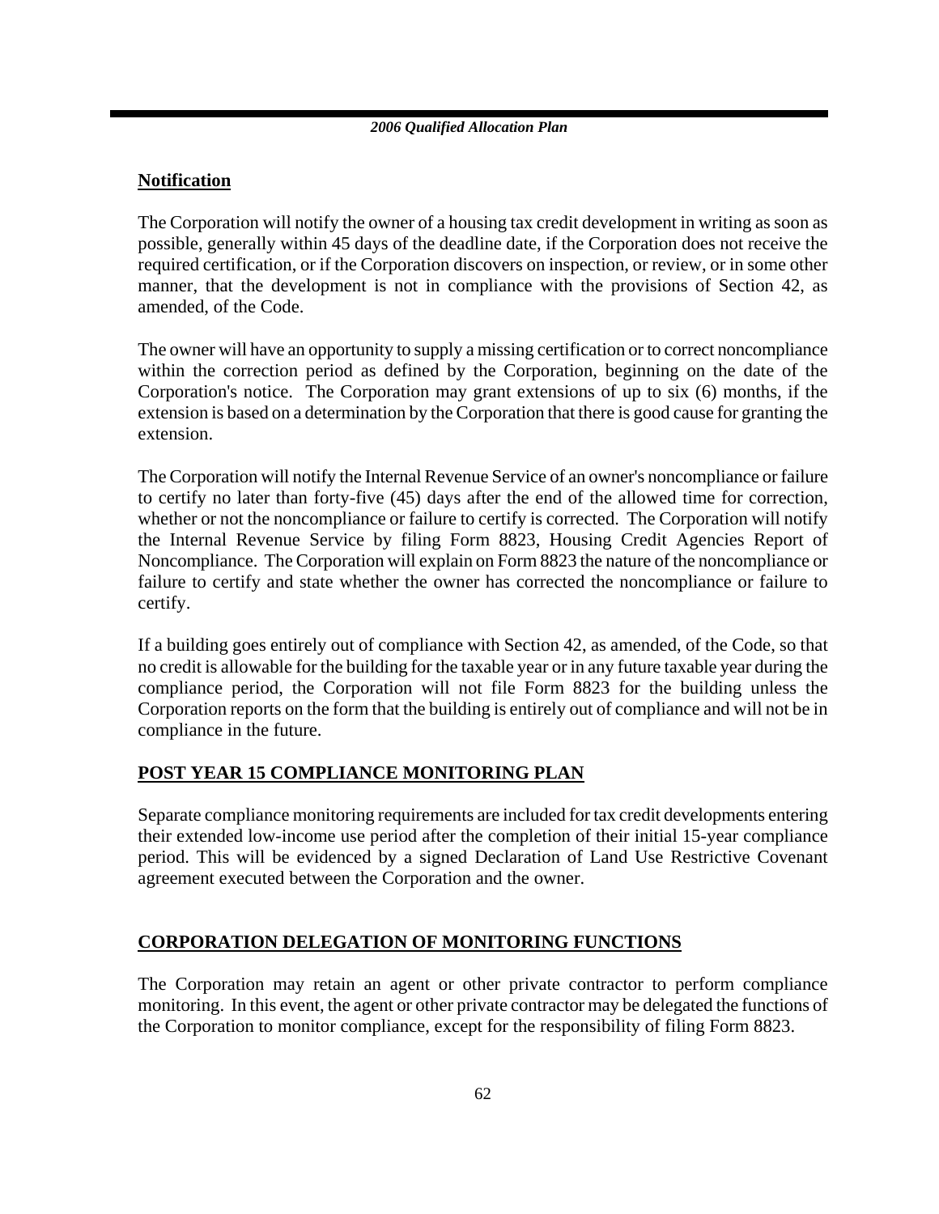## Notification

The Corporation will notify the owner of a housing tax credit development in writing as soon as possible, generally within 45 days of the deadline date, if the Corporation does not receive the required certification, or if the Corporation discovers on inspection, or review, or in some other manner, that the development is not in compliance with the provisions of Section 42, as amended, of the Code.

The owner will have an opportunity to supply a missing certification or to correct noncompliance within the correction period as defined by the Corporation, beginning on the date of the Corporation's notice. The Corporation may grant extensions of up to six (6) months, if the extension is based on a determination by the Corporation that there is good cause for granting the extension.

The Corporation will notify the Internal Revenue Service of an owner's noncompliance or failure to certify no later than forty-five (45) days after the end of the allowed time for correction, whether or not the noncompliance or failure to certify is corrected. The Corporation will notify the Internal Revenue Service by filing Form 8823, Housing Credit Agencies Report of Noncompliance. The Corporation will explain on Form 8823 the nature of the noncompliance or failure to certify and state whether the owner has corrected the noncompliance or failure to certify.

If a building goes entirely out of compliance with Section 42, as amended, of the Code, so that no credit is allowable for the building for the taxable year or in any future taxable year during the compliance period, the Corporation will not file Form 8823 for the building unless the Corporation reports on the form that the building is entirely out of compliance and will not be in compliance in the future.

## POST YEAR 15 COMPLIANCE MONITORING PLAN

Separate compliance monitoring requirements are included for tax credit developments entering their extended low-income use period after the completion of their initial 15-year compliance period. This will be evidenced by a signed Declaration of Land Use Restrictive Covenant agreement executed between the Corporation and the owner.

## CORPORATION DELEGATION OF MONITORING FUNCTIONS

The Corporation may retain an agent or other private contractor to perform compliance monitoring. In this event, the agent or other private contractor may be delegated the functions of the Corporation to monitor compliance, except for the responsibility of filing Form 8823.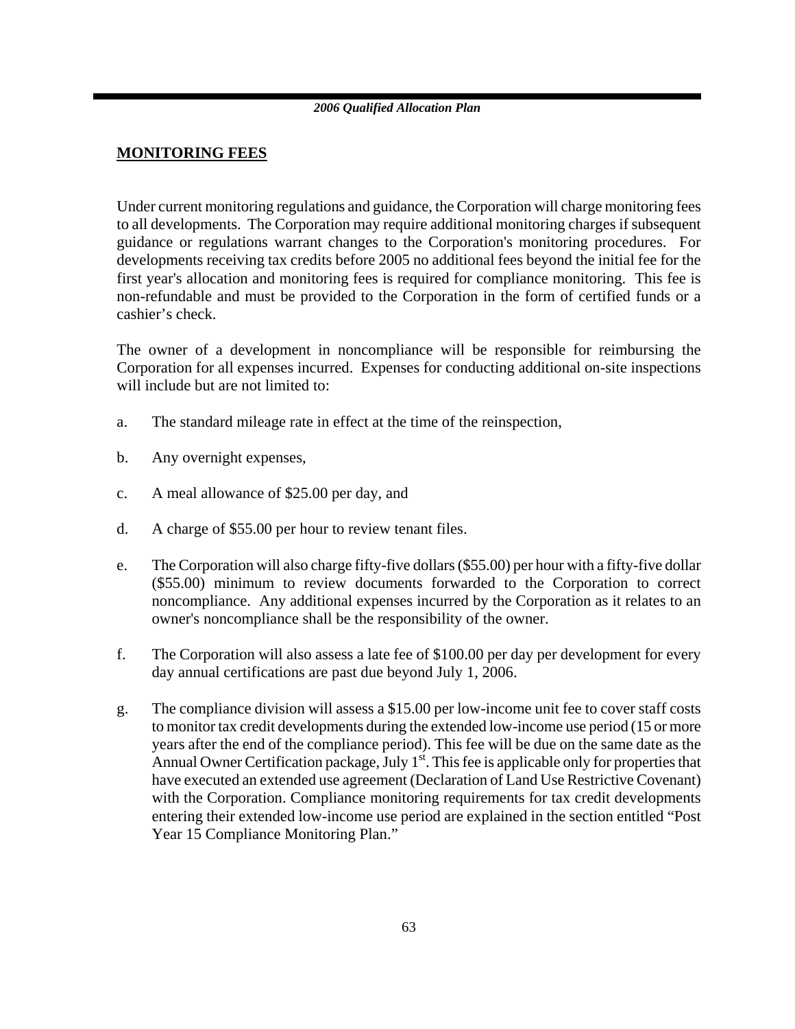## MONITORING FEES

Under current monitoring regulations and guidance, the Corporation will charge monitoring fees to all developments. The Corporation may require additional monitoring charges if subsequent guidance or regulations warrant changes to the Corporation's monitoring procedures. For developments receiving tax credits before 2005 no additional fees beyond the initial fee for the first year's allocation and monitoring fees is required for compliance monitoring. This fee is non-refundable and must be provided to the Corporation in the form of certified funds or a cashier's check.

The owner of a development in noncompliance will be responsible for reimbursing the Corporation for all expenses incurred. Expenses for conducting additional on-site inspections will include but are not limited to:

a. The standard mileage rate in effect at the time of the reinspection,

b. Any overnight expenses,

c. A meal allowance of $25.00 per day, and

d. A charge of $55.00 per hour to review tenant files.

e. The Corporation will also charge fifty-five dollars ($55.00) per hour with a fifty-five dollar ($55.00) minimum to review documents forwarded to the Corporation to correct noncompliance. Any additional expenses incurred by the Corporation as it relates to an owner's noncompliance shall be the responsibility of the owner.

f. The Corporation will also assess a late fee of $100.00 per day per development for every day annual certifications are past due beyond July 1, 2006.

g. The compliance division will assess a $15.00 per low-income unit fee to cover staff costs to monitor tax credit developments during the extended low-income use period (15 or more years after the end of the compliance period). This fee will be due on the same date as the Annual Owner Certification package, July 1st. This fee is applicable only for properties that have executed an extended use agreement (Declaration of Land Use Restrictive Covenant) with the Corporation. Compliance monitoring requirements for tax credit developments entering their extended low-income use period are explained in the section entitled "Post Year 15 Compliance Monitoring Plan."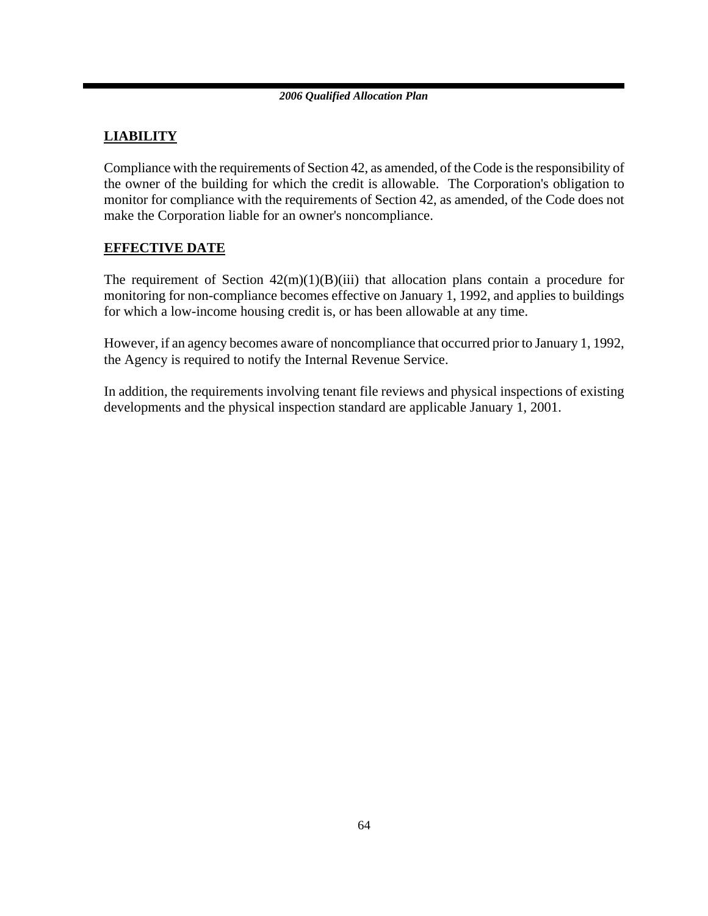## LIABILITY

Compliance with the requirements of Section 42, as amended, of the Code is the responsibility of the owner of the building for which the credit is allowable. The Corporation's obligation to monitor for compliance with the requirements of Section 42, as amended, of the Code does not make the Corporation liable for an owner's noncompliance.

## EFFECTIVE DATE

The requirement of Section 42(m)(1)(B)(iii) that allocation plans contain a procedure for monitoring for non-compliance becomes effective on January 1, 1992, and applies to buildings for which a low-income housing credit is, or has been allowable at any time.

However, if an agency becomes aware of noncompliance that occurred prior to January 1, 1992, the Agency is required to notify the Internal Revenue Service.

In addition, the requirements involving tenant file reviews and physical inspections of existing developments and the physical inspection standard are applicable January 1, 2001.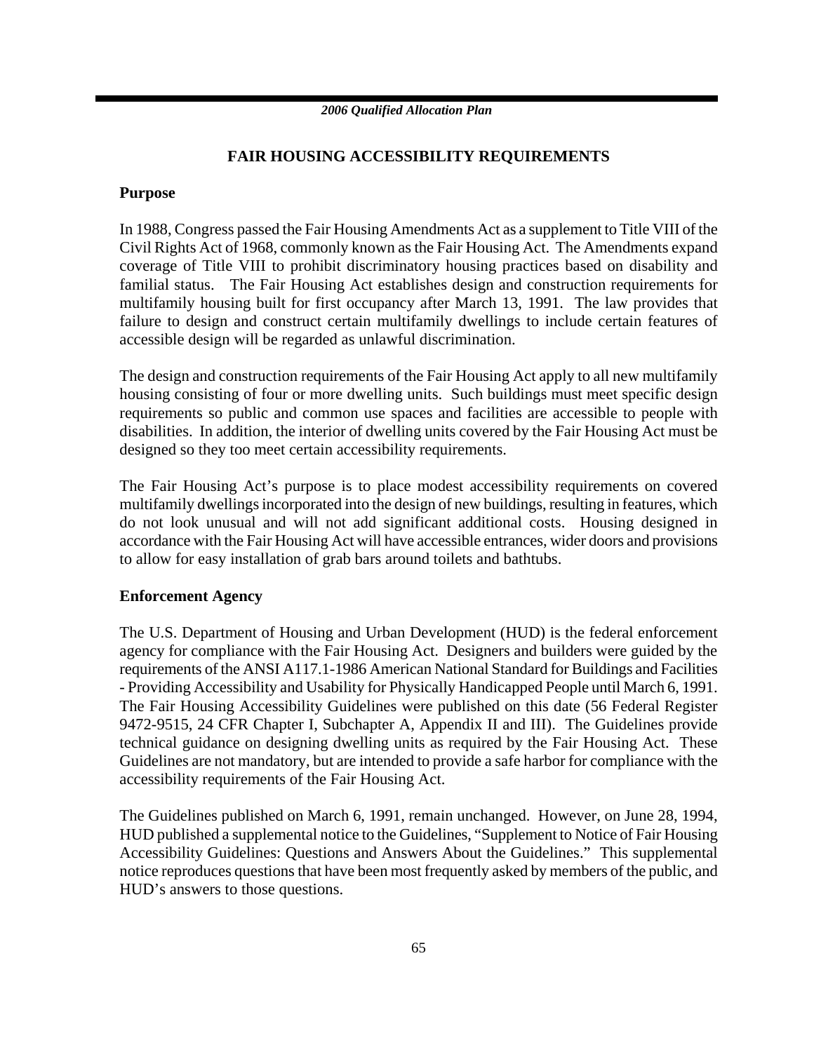# FAIR HOUSING ACCESSIBILITY REQUIREMENTS

## Purpose

In 1988, Congress passed the Fair Housing Amendments Act as a supplement to Title VIII of the Civil Rights Act of 1968, commonly known as the Fair Housing Act. The Amendments expand coverage of Title VIII to prohibit discriminatory housing practices based on disability and familial status. The Fair Housing Act establishes design and construction requirements for multifamily housing built for first occupancy after March 13, 1991. The law provides that failure to design and construct certain multifamily dwellings to include certain features of accessible design will be regarded as unlawful discrimination.

The design and construction requirements of the Fair Housing Act apply to all new multifamily housing consisting of four or more dwelling units. Such buildings must meet specific design requirements so public and common use spaces and facilities are accessible to people with disabilities. In addition, the interior of dwelling units covered by the Fair Housing Act must be designed so they too meet certain accessibility requirements.

The Fair Housing Act's purpose is to place modest accessibility requirements on covered multifamily dwellings incorporated into the design of new buildings, resulting in features, which do not look unusual and will not add significant additional costs. Housing designed in accordance with the Fair Housing Act will have accessible entrances, wider doors and provisions to allow for easy installation of grab bars around toilets and bathtubs.

## Enforcement Agency

The U.S. Department of Housing and Urban Development (HUD) is the federal enforcement agency for compliance with the Fair Housing Act. Designers and builders were guided by the requirements of the ANSI A117.1-1986 American National Standard for Buildings and Facilities - Providing Accessibility and Usability for Physically Handicapped People until March 6, 1991. The Fair Housing Accessibility Guidelines were published on this date (56 Federal Register 9472-9515, 24 CFR Chapter I, Subchapter A, Appendix II and III). The Guidelines provide technical guidance on designing dwelling units as required by the Fair Housing Act. These Guidelines are not mandatory, but are intended to provide a safe harbor for compliance with the accessibility requirements of the Fair Housing Act.

The Guidelines published on March 6, 1991, remain unchanged. However, on June 28, 1994, HUD published a supplemental notice to the Guidelines, "Supplement to Notice of Fair Housing Accessibility Guidelines: Questions and Answers About the Guidelines." This supplemental notice reproduces questions that have been most frequently asked by members of the public, and HUD's answers to those questions.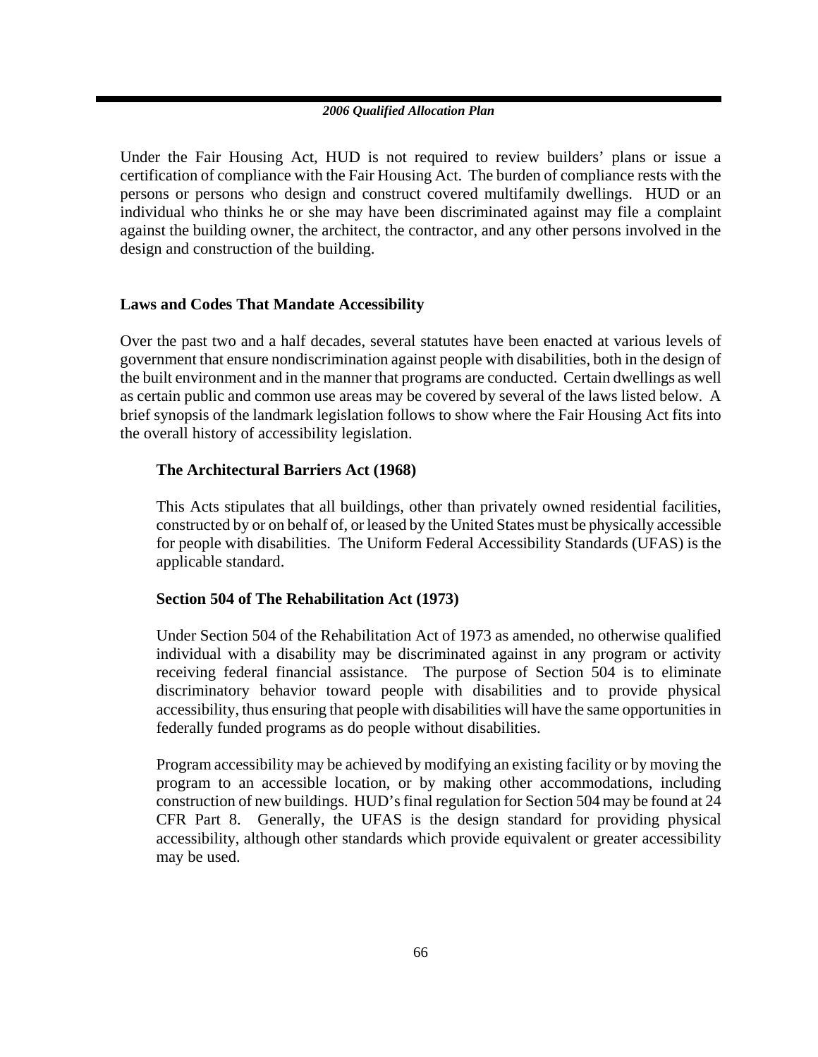Under the Fair Housing Act, HUD is not required to review builders' plans or issue a certification of compliance with the Fair Housing Act. The burden of compliance rests with the persons or persons who design and construct covered multifamily dwellings. HUD or an individual who thinks he or she may have been discriminated against may file a complaint against the building owner, the architect, the contractor, and any other persons involved in the design and construction of the building.

## Laws and Codes That Mandate Accessibility

Over the past two and a half decades, several statutes have been enacted at various levels of government that ensure nondiscrimination against people with disabilities, both in the design of the built environment and in the manner that programs are conducted. Certain dwellings as well as certain public and common use areas may be covered by several of the laws listed below. A brief synopsis of the landmark legislation follows to show where the Fair Housing Act fits into the overall history of accessibility legislation.

### The Architectural Barriers Act (1968)

This Acts stipulates that all buildings, other than privately owned residential facilities, constructed by or on behalf of, or leased by the United States must be physically accessible for people with disabilities. The Uniform Federal Accessibility Standards (UFAS) is the applicable standard.

### Section 504 of The Rehabilitation Act (1973)

Under Section 504 of the Rehabilitation Act of 1973 as amended, no otherwise qualified individual with a disability may be discriminated against in any program or activity receiving federal financial assistance. The purpose of Section 504 is to eliminate discriminatory behavior toward people with disabilities and to provide physical accessibility, thus ensuring that people with disabilities will have the same opportunities in federally funded programs as do people without disabilities.

Program accessibility may be achieved by modifying an existing facility or by moving the program to an accessible location, or by making other accommodations, including construction of new buildings. HUD's final regulation for Section 504 may be found at 24 CFR Part 8. Generally, the UFAS is the design standard for providing physical accessibility, although other standards which provide equivalent or greater accessibility may be used.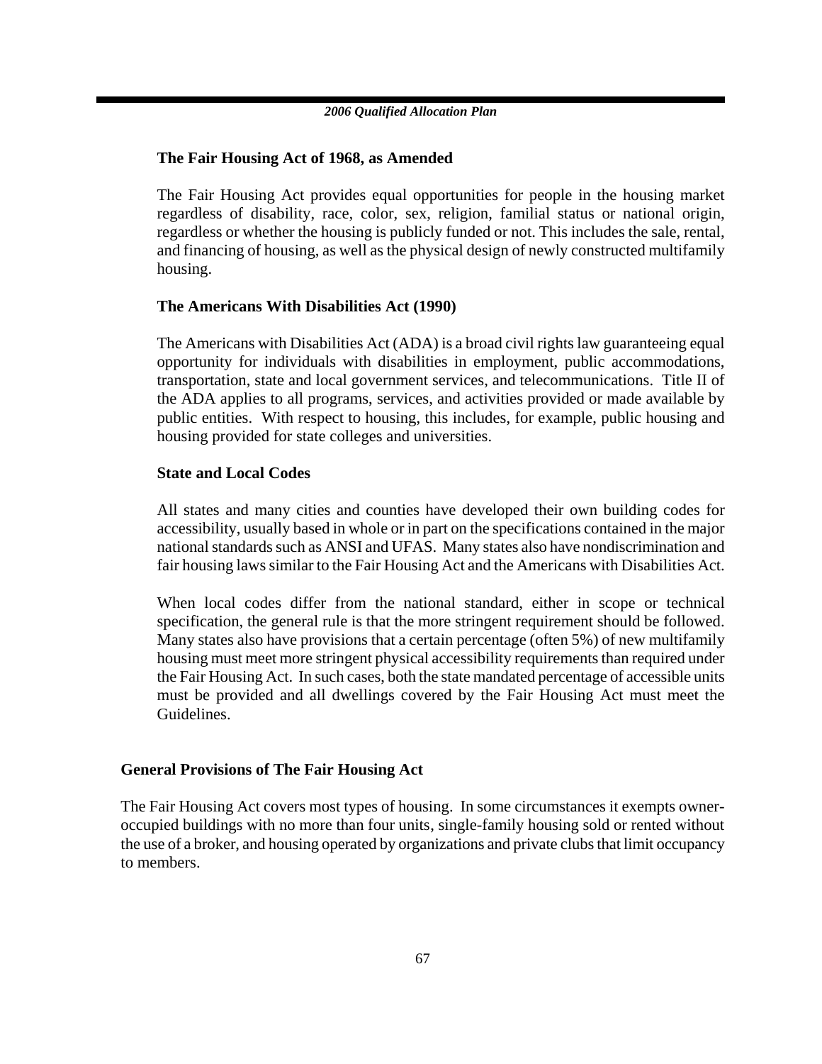### The Fair Housing Act of 1968, as Amended

The Fair Housing Act provides equal opportunities for people in the housing market regardless of disability, race, color, sex, religion, familial status or national origin, regardless or whether the housing is publicly funded or not. This includes the sale, rental, and financing of housing, as well as the physical design of newly constructed multifamily housing.

### The Americans With Disabilities Act (1990)

The Americans with Disabilities Act (ADA) is a broad civil rights law guaranteeing equal opportunity for individuals with disabilities in employment, public accommodations, transportation, state and local government services, and telecommunications. Title II of the ADA applies to all programs, services, and activities provided or made available by public entities. With respect to housing, this includes, for example, public housing and housing provided for state colleges and universities.

### State and Local Codes

All states and many cities and counties have developed their own building codes for accessibility, usually based in whole or in part on the specifications contained in the major national standards such as ANSI and UFAS. Many states also have nondiscrimination and fair housing laws similar to the Fair Housing Act and the Americans with Disabilities Act.

When local codes differ from the national standard, either in scope or technical specification, the general rule is that the more stringent requirement should be followed. Many states also have provisions that a certain percentage (often 5%) of new multifamily housing must meet more stringent physical accessibility requirements than required under the Fair Housing Act. In such cases, both the state mandated percentage of accessible units must be provided and all dwellings covered by the Fair Housing Act must meet the Guidelines.

## General Provisions of The Fair Housing Act

The Fair Housing Act covers most types of housing. In some circumstances it exempts owner-occupied buildings with no more than four units, single-family housing sold or rented without the use of a broker, and housing operated by organizations and private clubs that limit occupancy to members.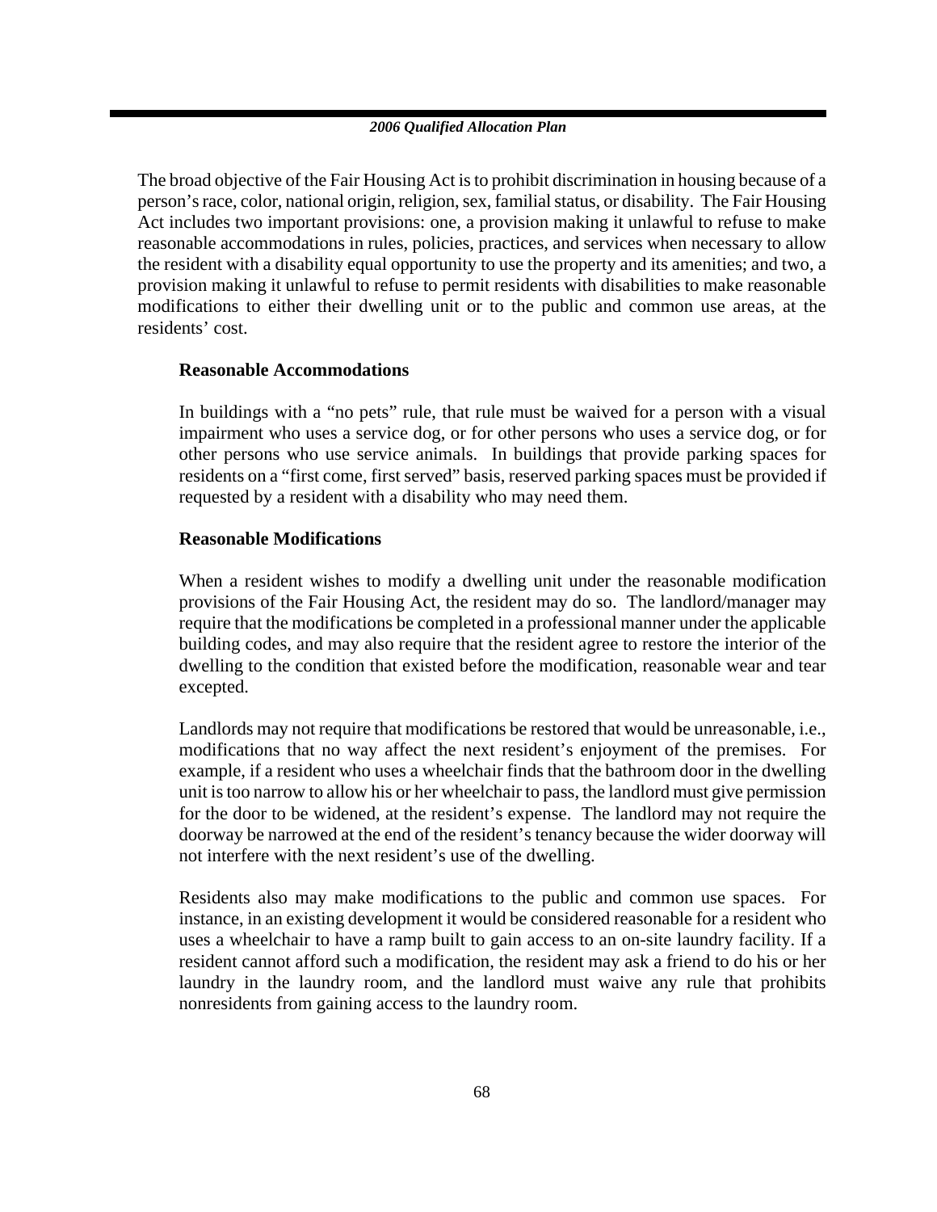The broad objective of the Fair Housing Act is to prohibit discrimination in housing because of a person's race, color, national origin, religion, sex, familial status, or disability. The Fair Housing Act includes two important provisions: one, a provision making it unlawful to refuse to make reasonable accommodations in rules, policies, practices, and services when necessary to allow the resident with a disability equal opportunity to use the property and its amenities; and two, a provision making it unlawful to refuse to permit residents with disabilities to make reasonable modifications to either their dwelling unit or to the public and common use areas, at the residents' cost.

**Reasonable Accommodations**

In buildings with a "no pets" rule, that rule must be waived for a person with a visual impairment who uses a service dog, or for other persons who uses a service dog, or for other persons who use service animals. In buildings that provide parking spaces for residents on a "first come, first served" basis, reserved parking spaces must be provided if requested by a resident with a disability who may need them.

**Reasonable Modifications**

When a resident wishes to modify a dwelling unit under the reasonable modification provisions of the Fair Housing Act, the resident may do so. The landlord/manager may require that the modifications be completed in a professional manner under the applicable building codes, and may also require that the resident agree to restore the interior of the dwelling to the condition that existed before the modification, reasonable wear and tear excepted.

Landlords may not require that modifications be restored that would be unreasonable, i.e., modifications that no way affect the next resident's enjoyment of the premises. For example, if a resident who uses a wheelchair finds that the bathroom door in the dwelling unit is too narrow to allow his or her wheelchair to pass, the landlord must give permission for the door to be widened, at the resident's expense. The landlord may not require the doorway be narrowed at the end of the resident's tenancy because the wider doorway will not interfere with the next resident's use of the dwelling.

Residents also may make modifications to the public and common use spaces. For instance, in an existing development it would be considered reasonable for a resident who uses a wheelchair to have a ramp built to gain access to an on-site laundry facility. If a resident cannot afford such a modification, the resident may ask a friend to do his or her laundry in the laundry room, and the landlord must waive any rule that prohibits nonresidents from gaining access to the laundry room.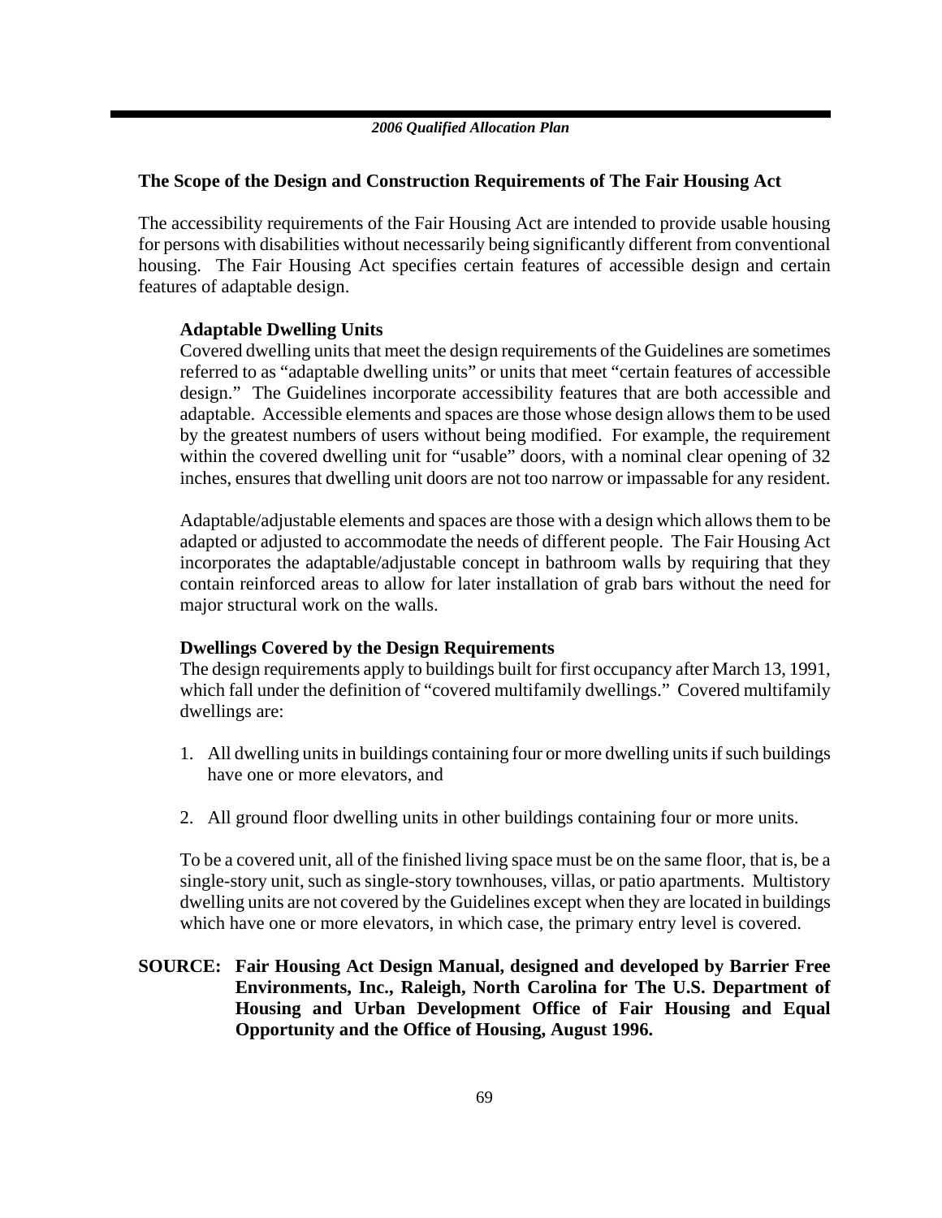## The Scope of the Design and Construction Requirements of The Fair Housing Act

The accessibility requirements of the Fair Housing Act are intended to provide usable housing for persons with disabilities without necessarily being significantly different from conventional housing. The Fair Housing Act specifies certain features of accessible design and certain features of adaptable design.

### Adaptable Dwelling Units

Covered dwelling units that meet the design requirements of the Guidelines are sometimes referred to as "adaptable dwelling units" or units that meet "certain features of accessible design." The Guidelines incorporate accessibility features that are both accessible and adaptable. Accessible elements and spaces are those whose design allows them to be used by the greatest numbers of users without being modified. For example, the requirement within the covered dwelling unit for "usable" doors, with a nominal clear opening of 32 inches, ensures that dwelling unit doors are not too narrow or impassable for any resident.

Adaptable/adjustable elements and spaces are those with a design which allows them to be adapted or adjusted to accommodate the needs of different people. The Fair Housing Act incorporates the adaptable/adjustable concept in bathroom walls by requiring that they contain reinforced areas to allow for later installation of grab bars without the need for major structural work on the walls.

### Dwellings Covered by the Design Requirements

The design requirements apply to buildings built for first occupancy after March 13, 1991, which fall under the definition of "covered multifamily dwellings." Covered multifamily dwellings are:

1. All dwelling units in buildings containing four or more dwelling units if such buildings have one or more elevators, and

2. All ground floor dwelling units in other buildings containing four or more units.

To be a covered unit, all of the finished living space must be on the same floor, that is, be a single-story unit, such as single-story townhouses, villas, or patio apartments. Multistory dwelling units are not covered by the Guidelines except when they are located in buildings which have one or more elevators, in which case, the primary entry level is covered.

**SOURCE: Fair Housing Act Design Manual, designed and developed by Barrier Free Environments, Inc., Raleigh, North Carolina for The U.S. Department of Housing and Urban Development Office of Fair Housing and Equal Opportunity and the Office of Housing, August 1996.**